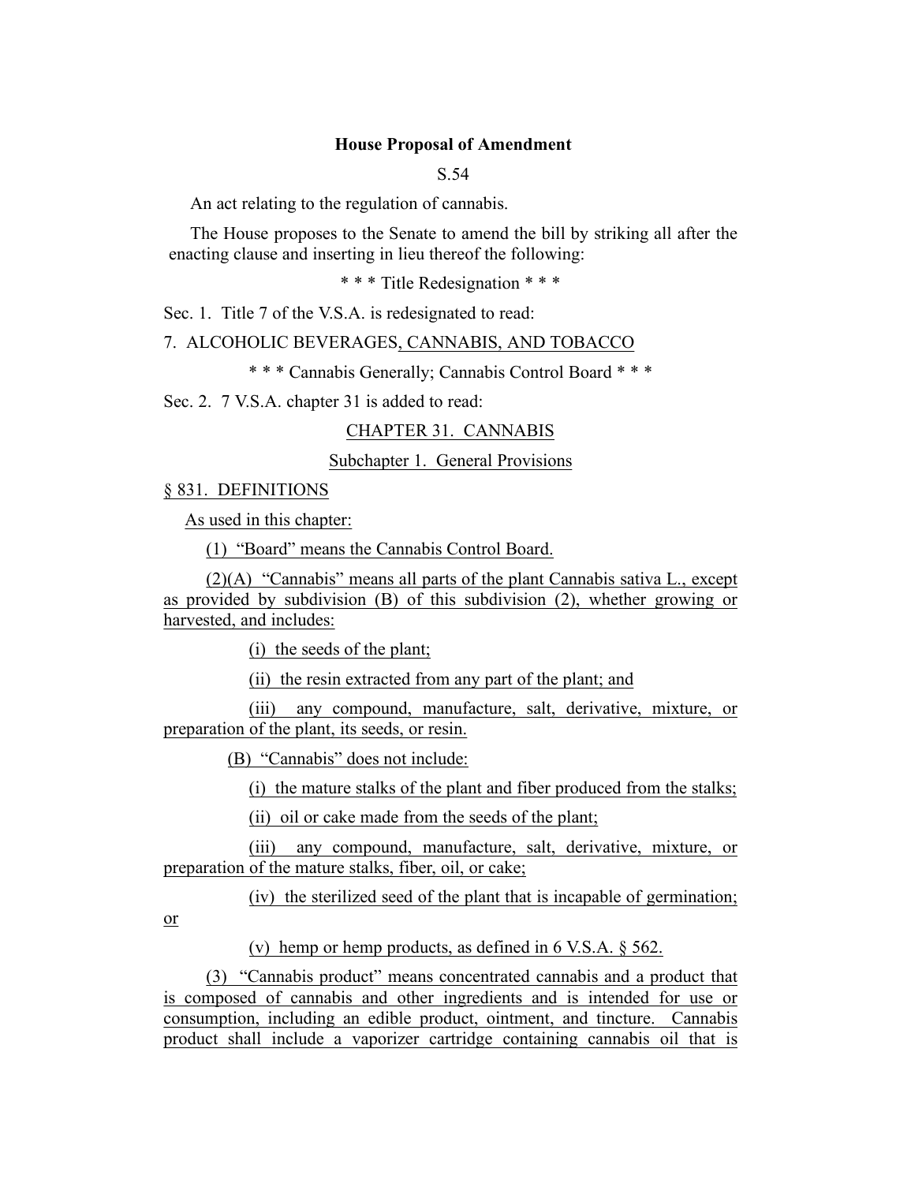**House Proposal of Amendment**

S.54

An act relating to the regulation of cannabis.

The House proposes to the Senate to amend the bill by striking all after the enacting clause and inserting in lieu thereof the following:

\* \* \* Title Redesignation \* \* \*

Sec. 1. Title 7 of the V.S.A. is redesignated to read:

7. ALCOHOLIC BEVERAGES, CANNABIS, AND TOBACCO

\* \* \* Cannabis Generally; Cannabis Control Board \* \* \*

Sec. 2. 7 V.S.A. chapter 31 is added to read:

CHAPTER 31. CANNABIS

Subchapter 1. General Provisions

§ 831. DEFINITIONS

As used in this chapter:

(1) "Board" means the Cannabis Control Board.

(2)(A) "Cannabis" means all parts of the plant Cannabis sativa L., except as provided by subdivision (B) of this subdivision (2), whether growing or harvested, and includes:

(i) the seeds of the plant;

(ii) the resin extracted from any part of the plant; and

(iii) any compound, manufacture, salt, derivative, mixture, or preparation of the plant, its seeds, or resin.

(B) "Cannabis" does not include:

(i) the mature stalks of the plant and fiber produced from the stalks;

(ii) oil or cake made from the seeds of the plant;

(iii) any compound, manufacture, salt, derivative, mixture, or preparation of the mature stalks, fiber, oil, or cake;

(iv) the sterilized seed of the plant that is incapable of germination; or

(v) hemp or hemp products, as defined in 6 V.S.A. § 562.

(3) "Cannabis product" means concentrated cannabis and a product that is composed of cannabis and other ingredients and is intended for use or consumption, including an edible product, ointment, and tincture. Cannabis product shall include a vaporizer cartridge containing cannabis oil that is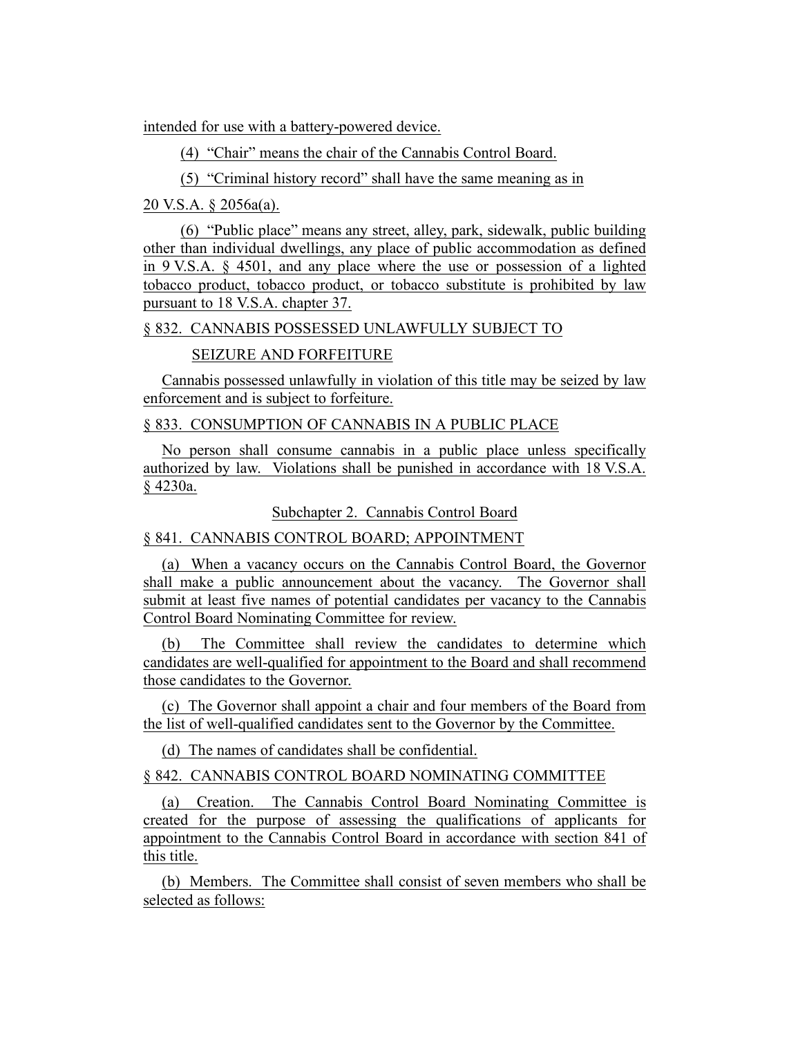intended for use with a battery-powered device.

(4) "Chair" means the chair of the Cannabis Control Board.

(5) "Criminal history record" shall have the same meaning as in 20 V.S.A. § 2056a(a).

(6) "Public place" means any street, alley, park, sidewalk, public building other than individual dwellings, any place of public accommodation as defined in 9 V.S.A. § 4501, and any place where the use or possession of a lighted tobacco product, tobacco product, or tobacco substitute is prohibited by law pursuant to 18 V.S.A. chapter 37.

§ 832. CANNABIS POSSESSED UNLAWFULLY SUBJECT TO SEIZURE AND FORFEITURE

Cannabis possessed unlawfully in violation of this title may be seized by law enforcement and is subject to forfeiture.

§ 833. CONSUMPTION OF CANNABIS IN A PUBLIC PLACE

No person shall consume cannabis in a public place unless specifically authorized by law. Violations shall be punished in accordance with 18 V.S.A. § 4230a.

Subchapter 2. Cannabis Control Board

§ 841. CANNABIS CONTROL BOARD; APPOINTMENT

(a) When a vacancy occurs on the Cannabis Control Board, the Governor shall make a public announcement about the vacancy. The Governor shall submit at least five names of potential candidates per vacancy to the Cannabis Control Board Nominating Committee for review.

(b) The Committee shall review the candidates to determine which candidates are well-qualified for appointment to the Board and shall recommend those candidates to the Governor.

(c) The Governor shall appoint a chair and four members of the Board from the list of well-qualified candidates sent to the Governor by the Committee.

(d) The names of candidates shall be confidential.

§ 842. CANNABIS CONTROL BOARD NOMINATING COMMITTEE

(a) Creation. The Cannabis Control Board Nominating Committee is created for the purpose of assessing the qualifications of applicants for appointment to the Cannabis Control Board in accordance with section 841 of this title.

(b) Members. The Committee shall consist of seven members who shall be selected as follows: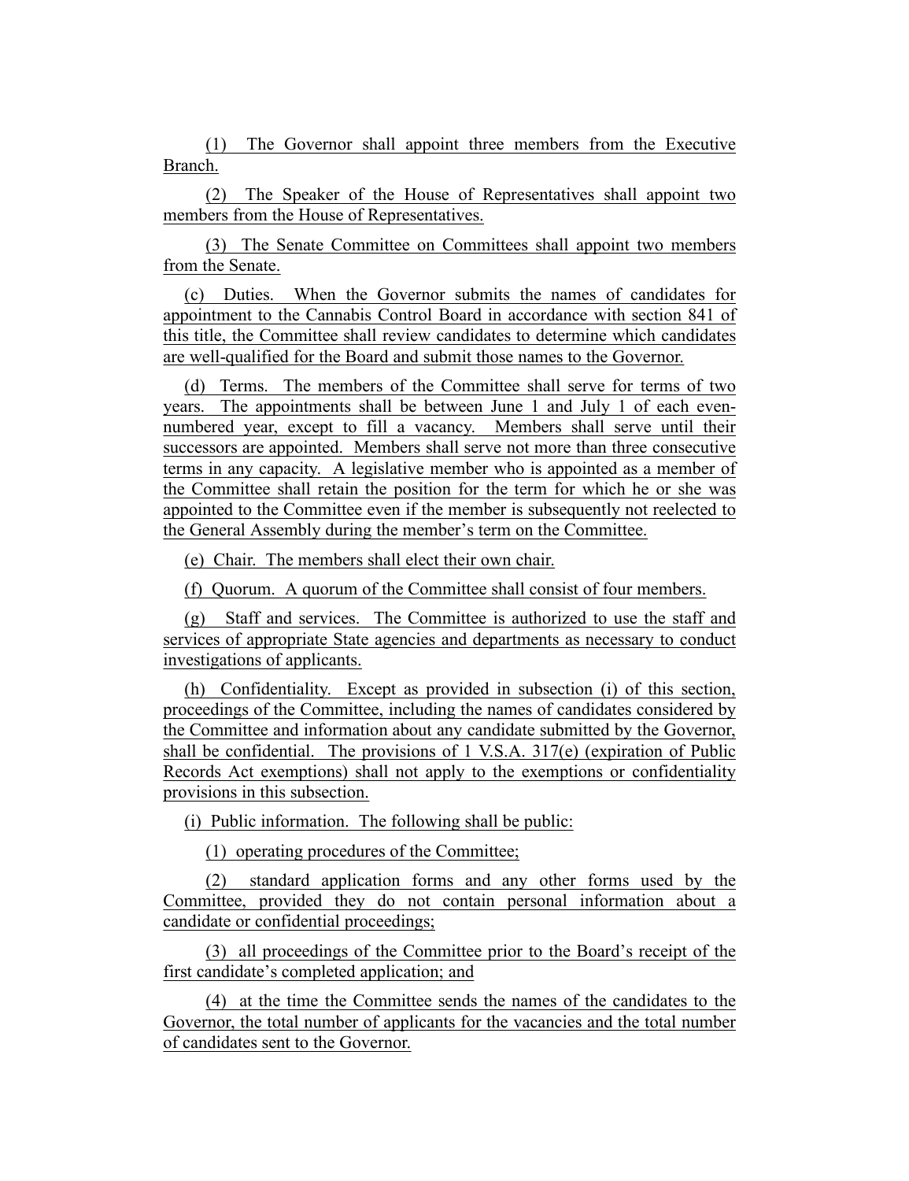(1) The Governor shall appoint three members from the Executive Branch.

(2) The Speaker of the House of Representatives shall appoint two members from the House of Representatives.

(3) The Senate Committee on Committees shall appoint two members from the Senate.

(c) Duties. When the Governor submits the names of candidates for appointment to the Cannabis Control Board in accordance with section 841 of this title, the Committee shall review candidates to determine which candidates are well-qualified for the Board and submit those names to the Governor.

(d) Terms. The members of the Committee shall serve for terms of two years. The appointments shall be between June 1 and July 1 of each even-numbered year, except to fill a vacancy. Members shall serve until their successors are appointed. Members shall serve not more than three consecutive terms in any capacity. A legislative member who is appointed as a member of the Committee shall retain the position for the term for which he or she was appointed to the Committee even if the member is subsequently not reelected to the General Assembly during the member's term on the Committee.

(e) Chair. The members shall elect their own chair.

(f) Quorum. A quorum of the Committee shall consist of four members.

(g) Staff and services. The Committee is authorized to use the staff and services of appropriate State agencies and departments as necessary to conduct investigations of applicants.

(h) Confidentiality. Except as provided in subsection (i) of this section, proceedings of the Committee, including the names of candidates considered by the Committee and information about any candidate submitted by the Governor, shall be confidential. The provisions of 1 V.S.A. 317(e) (expiration of Public Records Act exemptions) shall not apply to the exemptions or confidentiality provisions in this subsection.

(i) Public information. The following shall be public:

(1) operating procedures of the Committee;

(2) standard application forms and any other forms used by the Committee, provided they do not contain personal information about a candidate or confidential proceedings;

(3) all proceedings of the Committee prior to the Board's receipt of the first candidate's completed application; and

(4) at the time the Committee sends the names of the candidates to the Governor, the total number of applicants for the vacancies and the total number of candidates sent to the Governor.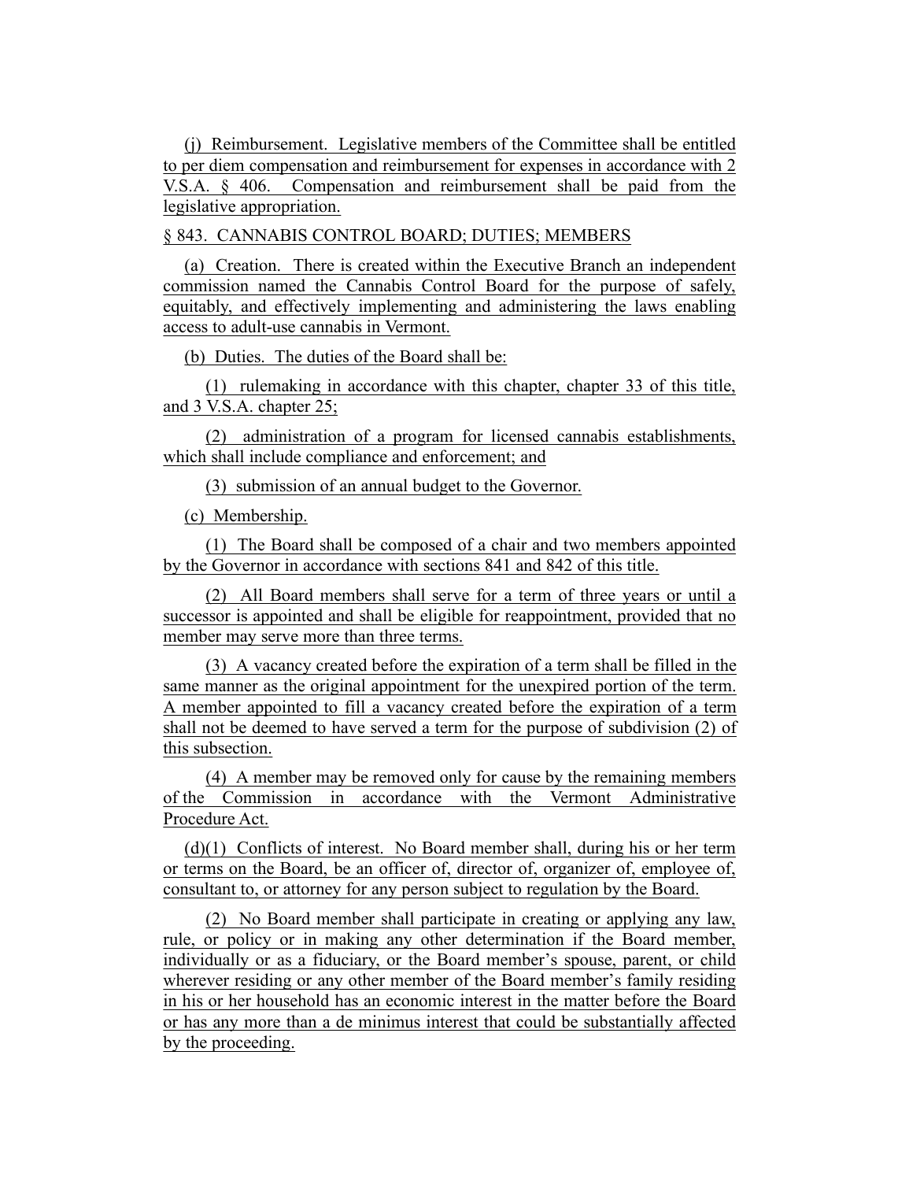(j) Reimbursement. Legislative members of the Committee shall be entitled to per diem compensation and reimbursement for expenses in accordance with 2 V.S.A. § 406. Compensation and reimbursement shall be paid from the legislative appropriation.

§ 843. CANNABIS CONTROL BOARD; DUTIES; MEMBERS

(a) Creation. There is created within the Executive Branch an independent commission named the Cannabis Control Board for the purpose of safely, equitably, and effectively implementing and administering the laws enabling access to adult-use cannabis in Vermont.

(b) Duties. The duties of the Board shall be:

(1) rulemaking in accordance with this chapter, chapter 33 of this title, and 3 V.S.A. chapter 25;

(2) administration of a program for licensed cannabis establishments, which shall include compliance and enforcement; and

(3) submission of an annual budget to the Governor.

(c) Membership.

(1) The Board shall be composed of a chair and two members appointed by the Governor in accordance with sections 841 and 842 of this title.

(2) All Board members shall serve for a term of three years or until a successor is appointed and shall be eligible for reappointment, provided that no member may serve more than three terms.

(3) A vacancy created before the expiration of a term shall be filled in the same manner as the original appointment for the unexpired portion of the term. A member appointed to fill a vacancy created before the expiration of a term shall not be deemed to have served a term for the purpose of subdivision (2) of this subsection.

(4) A member may be removed only for cause by the remaining members of the Commission in accordance with the Vermont Administrative Procedure Act.

(d)(1) Conflicts of interest. No Board member shall, during his or her term or terms on the Board, be an officer of, director of, organizer of, employee of, consultant to, or attorney for any person subject to regulation by the Board.

(2) No Board member shall participate in creating or applying any law, rule, or policy or in making any other determination if the Board member, individually or as a fiduciary, or the Board member's spouse, parent, or child wherever residing or any other member of the Board member's family residing in his or her household has an economic interest in the matter before the Board or has any more than a de minimus interest that could be substantially affected by the proceeding.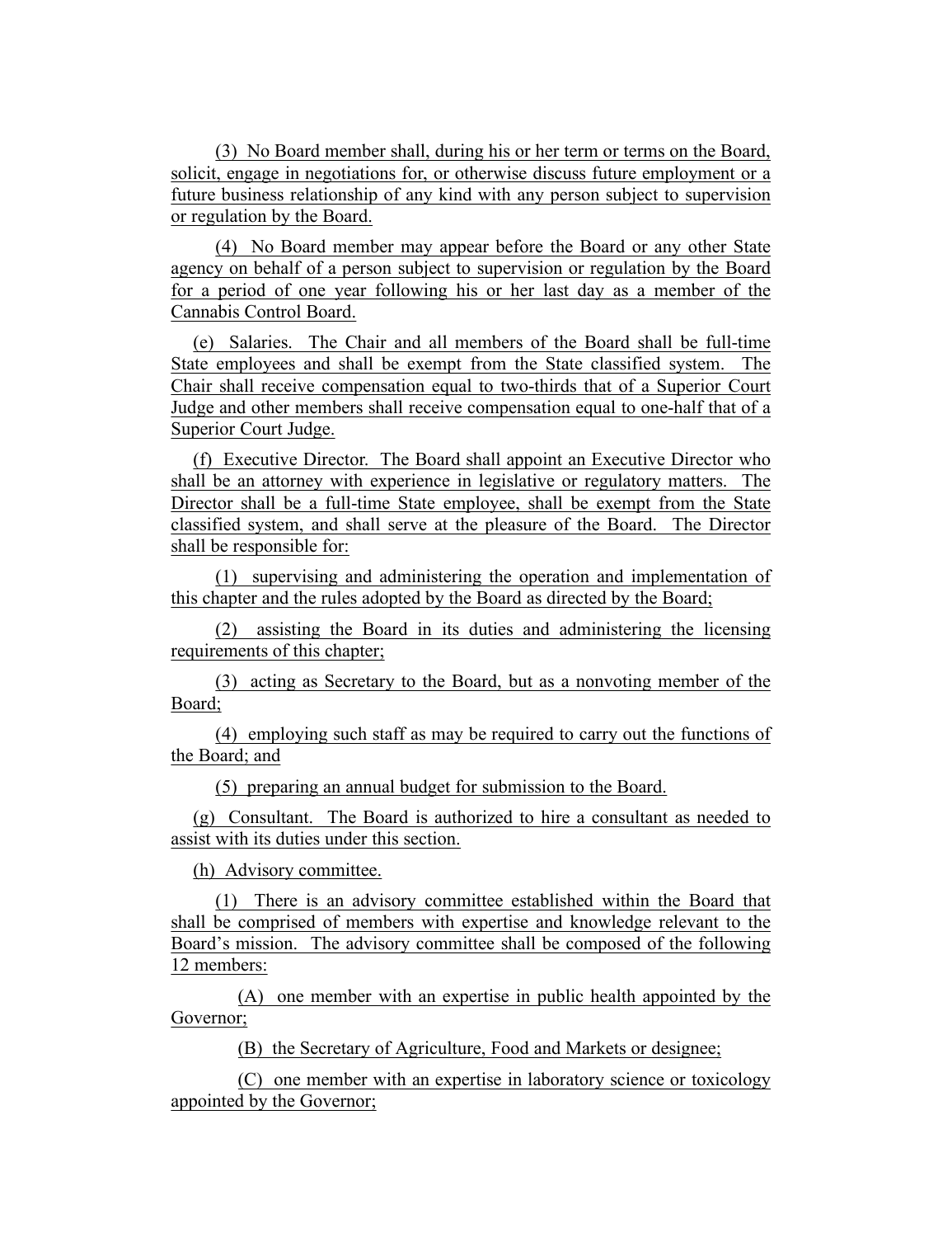(3) No Board member shall, during his or her term or terms on the Board, solicit, engage in negotiations for, or otherwise discuss future employment or a future business relationship of any kind with any person subject to supervision or regulation by the Board.

(4) No Board member may appear before the Board or any other State agency on behalf of a person subject to supervision or regulation by the Board for a period of one year following his or her last day as a member of the Cannabis Control Board.

(e) Salaries. The Chair and all members of the Board shall be full-time State employees and shall be exempt from the State classified system. The Chair shall receive compensation equal to two-thirds that of a Superior Court Judge and other members shall receive compensation equal to one-half that of a Superior Court Judge.

(f) Executive Director. The Board shall appoint an Executive Director who shall be an attorney with experience in legislative or regulatory matters. The Director shall be a full-time State employee, shall be exempt from the State classified system, and shall serve at the pleasure of the Board. The Director shall be responsible for:

(1) supervising and administering the operation and implementation of this chapter and the rules adopted by the Board as directed by the Board;

(2) assisting the Board in its duties and administering the licensing requirements of this chapter;

(3) acting as Secretary to the Board, but as a nonvoting member of the Board;

(4) employing such staff as may be required to carry out the functions of the Board; and

(5) preparing an annual budget for submission to the Board.

(g) Consultant. The Board is authorized to hire a consultant as needed to assist with its duties under this section.

(h) Advisory committee.

(1) There is an advisory committee established within the Board that shall be comprised of members with expertise and knowledge relevant to the Board's mission. The advisory committee shall be composed of the following 12 members:

(A) one member with an expertise in public health appointed by the Governor;

(B) the Secretary of Agriculture, Food and Markets or designee;

(C) one member with an expertise in laboratory science or toxicology appointed by the Governor;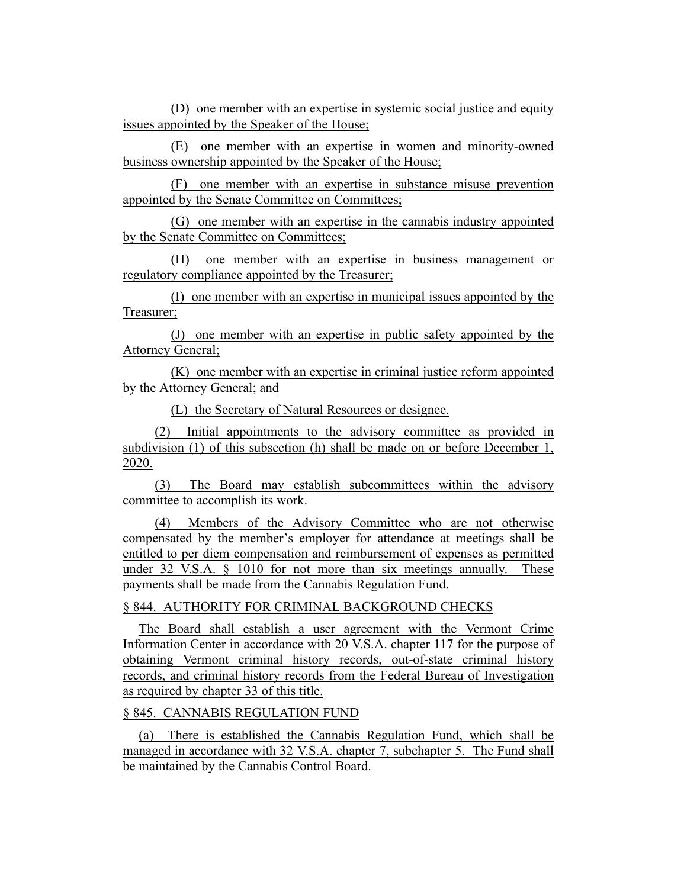(D) one member with an expertise in systemic social justice and equity issues appointed by the Speaker of the House;

(E) one member with an expertise in women and minority-owned business ownership appointed by the Speaker of the House;

(F) one member with an expertise in substance misuse prevention appointed by the Senate Committee on Committees;

(G) one member with an expertise in the cannabis industry appointed by the Senate Committee on Committees;

(H) one member with an expertise in business management or regulatory compliance appointed by the Treasurer;

(I) one member with an expertise in municipal issues appointed by the Treasurer;

(J) one member with an expertise in public safety appointed by the Attorney General;

(K) one member with an expertise in criminal justice reform appointed by the Attorney General; and

(L) the Secretary of Natural Resources or designee.

(2) Initial appointments to the advisory committee as provided in subdivision (1) of this subsection (h) shall be made on or before December 1, 2020.

(3) The Board may establish subcommittees within the advisory committee to accomplish its work.

(4) Members of the Advisory Committee who are not otherwise compensated by the member's employer for attendance at meetings shall be entitled to per diem compensation and reimbursement of expenses as permitted under 32 V.S.A. § 1010 for not more than six meetings annually. These payments shall be made from the Cannabis Regulation Fund.

§ 844. AUTHORITY FOR CRIMINAL BACKGROUND CHECKS

The Board shall establish a user agreement with the Vermont Crime Information Center in accordance with 20 V.S.A. chapter 117 for the purpose of obtaining Vermont criminal history records, out-of-state criminal history records, and criminal history records from the Federal Bureau of Investigation as required by chapter 33 of this title.

§ 845. CANNABIS REGULATION FUND

(a) There is established the Cannabis Regulation Fund, which shall be managed in accordance with 32 V.S.A. chapter 7, subchapter 5. The Fund shall be maintained by the Cannabis Control Board.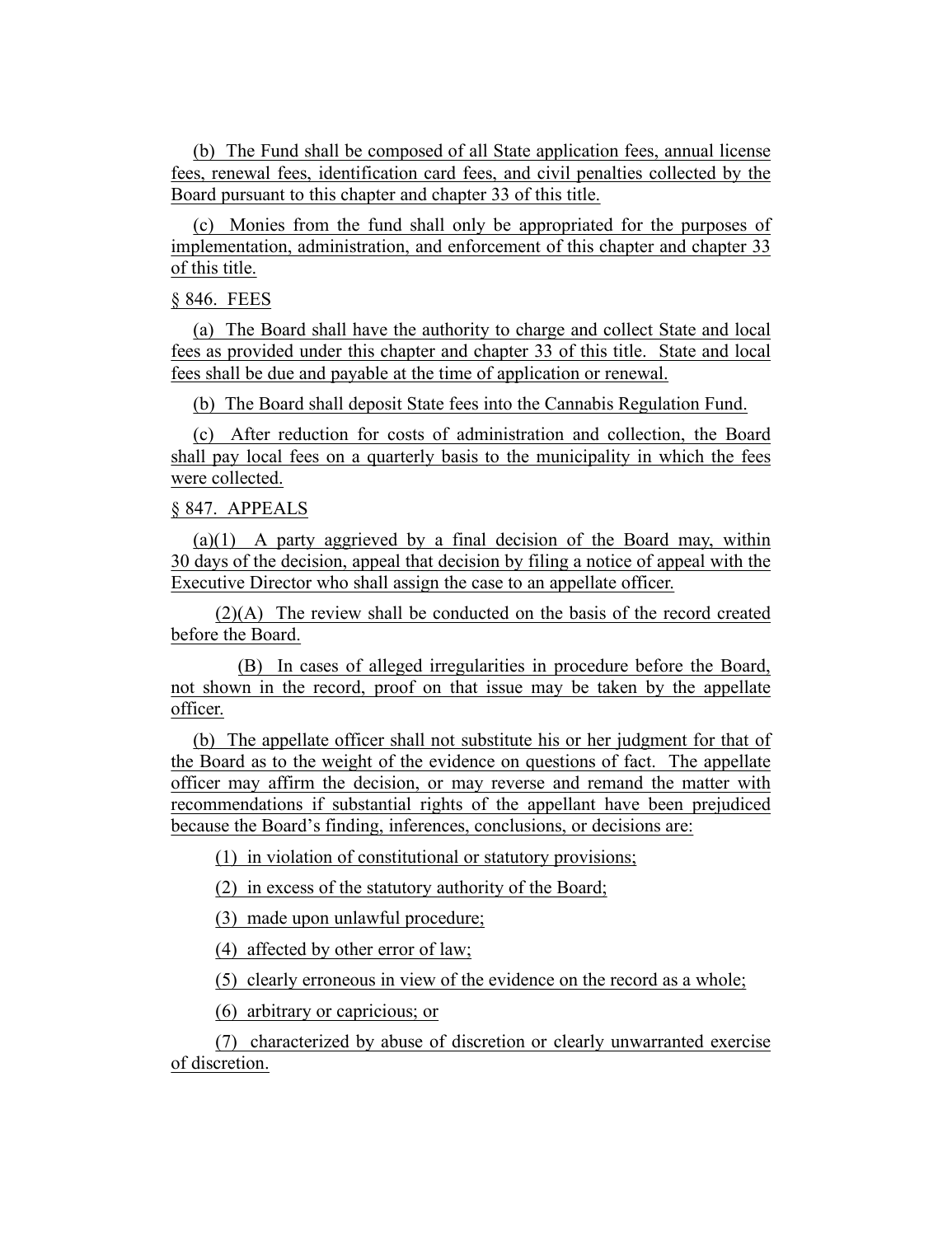(b) The Fund shall be composed of all State application fees, annual license fees, renewal fees, identification card fees, and civil penalties collected by the Board pursuant to this chapter and chapter 33 of this title.

(c) Monies from the fund shall only be appropriated for the purposes of implementation, administration, and enforcement of this chapter and chapter 33 of this title.

§ 846. FEES

(a) The Board shall have the authority to charge and collect State and local fees as provided under this chapter and chapter 33 of this title. State and local fees shall be due and payable at the time of application or renewal.

(b) The Board shall deposit State fees into the Cannabis Regulation Fund.

(c) After reduction for costs of administration and collection, the Board shall pay local fees on a quarterly basis to the municipality in which the fees were collected.

§ 847. APPEALS

(a)(1) A party aggrieved by a final decision of the Board may, within 30 days of the decision, appeal that decision by filing a notice of appeal with the Executive Director who shall assign the case to an appellate officer.

(2)(A) The review shall be conducted on the basis of the record created before the Board.

(B) In cases of alleged irregularities in procedure before the Board, not shown in the record, proof on that issue may be taken by the appellate officer.

(b) The appellate officer shall not substitute his or her judgment for that of the Board as to the weight of the evidence on questions of fact. The appellate officer may affirm the decision, or may reverse and remand the matter with recommendations if substantial rights of the appellant have been prejudiced because the Board's finding, inferences, conclusions, or decisions are:

(1) in violation of constitutional or statutory provisions;

(2) in excess of the statutory authority of the Board;

(3) made upon unlawful procedure;

(4) affected by other error of law;

(5) clearly erroneous in view of the evidence on the record as a whole;

(6) arbitrary or capricious; or

(7) characterized by abuse of discretion or clearly unwarranted exercise of discretion.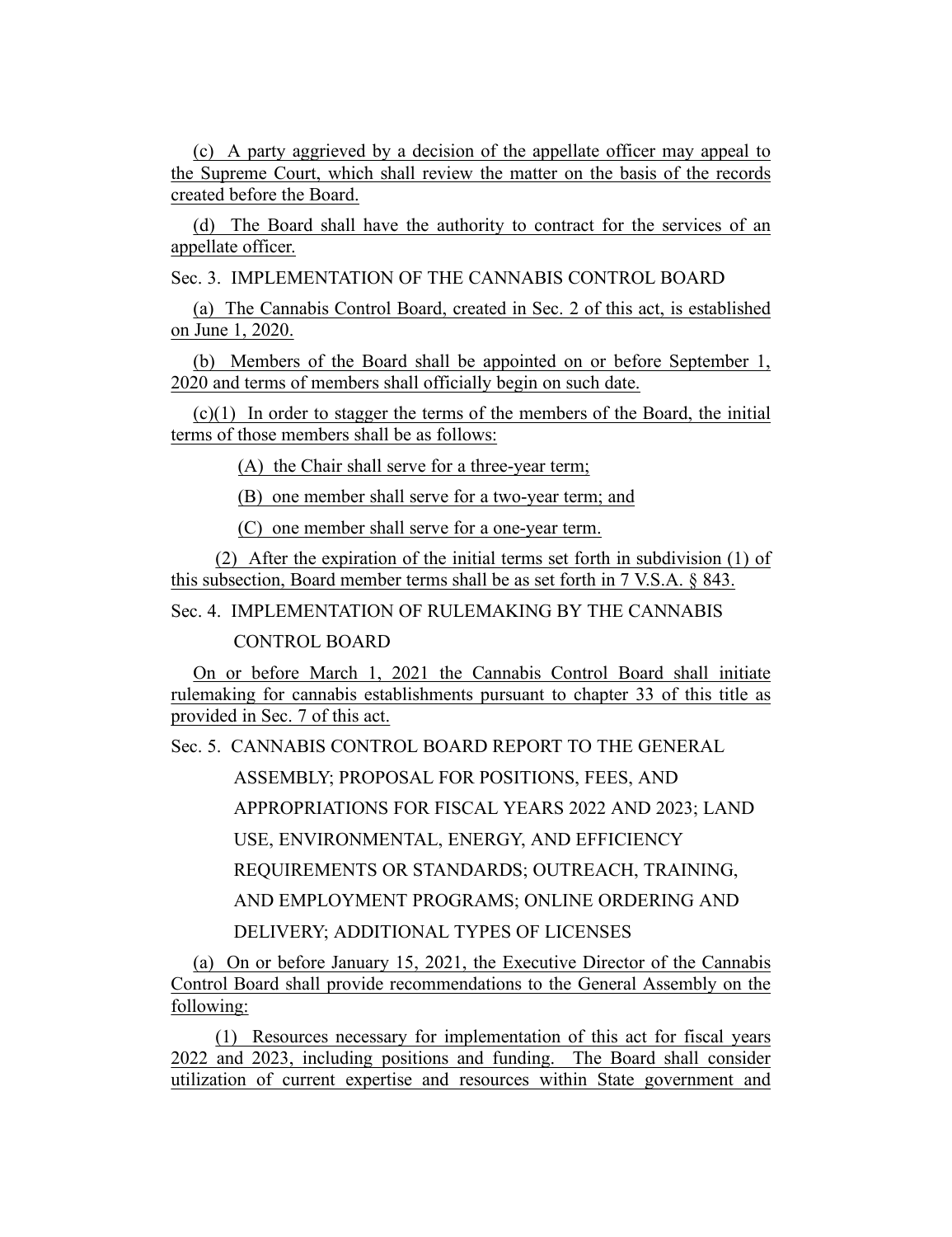(c) A party aggrieved by a decision of the appellate officer may appeal to the Supreme Court, which shall review the matter on the basis of the records created before the Board.

(d) The Board shall have the authority to contract for the services of an appellate officer.

Sec. 3. IMPLEMENTATION OF THE CANNABIS CONTROL BOARD

(a) The Cannabis Control Board, created in Sec. 2 of this act, is established on June 1, 2020.

(b) Members of the Board shall be appointed on or before September 1, 2020 and terms of members shall officially begin on such date.

(c)(1) In order to stagger the terms of the members of the Board, the initial terms of those members shall be as follows:

(A) the Chair shall serve for a three-year term;

(B) one member shall serve for a two-year term; and

(C) one member shall serve for a one-year term.

(2) After the expiration of the initial terms set forth in subdivision (1) of this subsection, Board member terms shall be as set forth in 7 V.S.A. § 843.

Sec. 4. IMPLEMENTATION OF RULEMAKING BY THE CANNABIS CONTROL BOARD

On or before March 1, 2021 the Cannabis Control Board shall initiate rulemaking for cannabis establishments pursuant to chapter 33 of this title as provided in Sec. 7 of this act.

Sec. 5. CANNABIS CONTROL BOARD REPORT TO THE GENERAL ASSEMBLY; PROPOSAL FOR POSITIONS, FEES, AND APPROPRIATIONS FOR FISCAL YEARS 2022 AND 2023; LAND USE, ENVIRONMENTAL, ENERGY, AND EFFICIENCY REQUIREMENTS OR STANDARDS; OUTREACH, TRAINING, AND EMPLOYMENT PROGRAMS; ONLINE ORDERING AND DELIVERY; ADDITIONAL TYPES OF LICENSES

(a) On or before January 15, 2021, the Executive Director of the Cannabis Control Board shall provide recommendations to the General Assembly on the following:

(1) Resources necessary for implementation of this act for fiscal years 2022 and 2023, including positions and funding. The Board shall consider utilization of current expertise and resources within State government and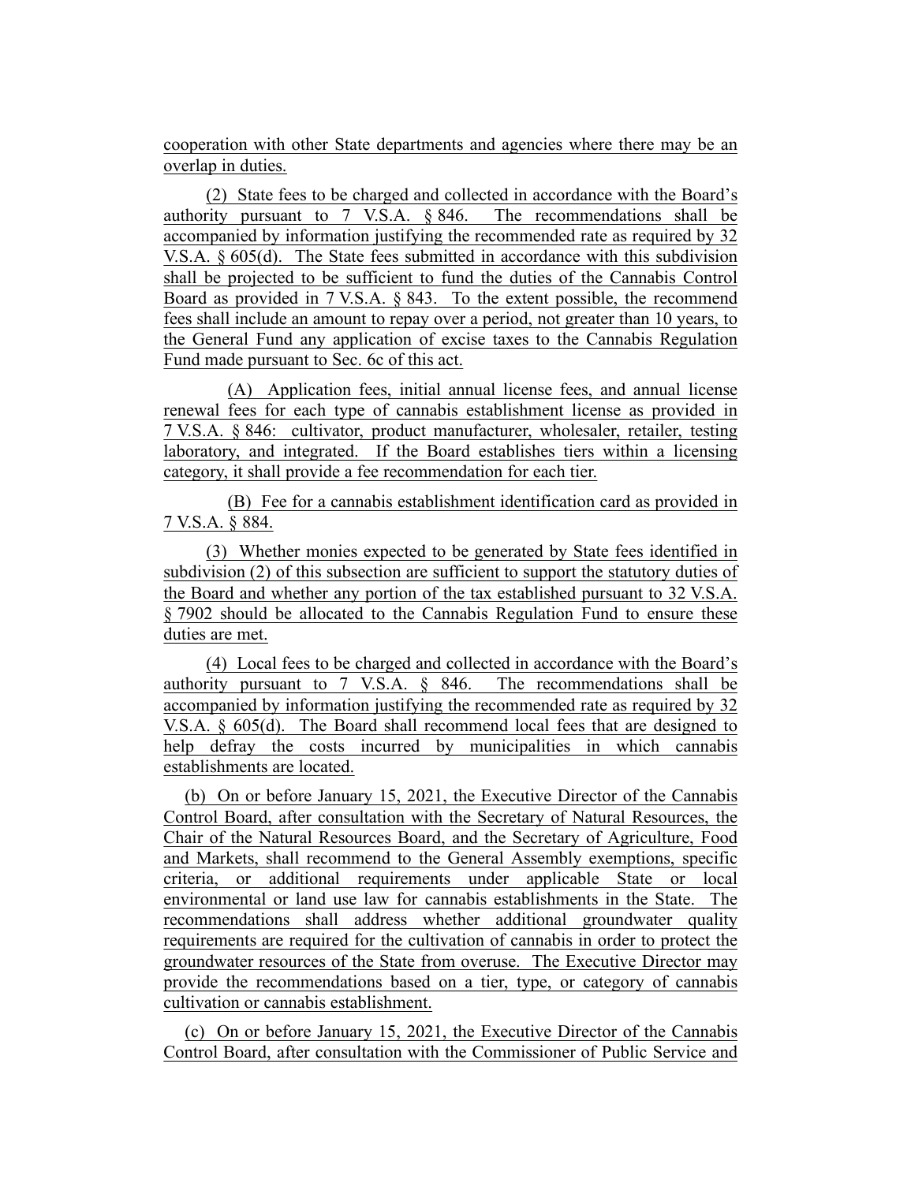cooperation with other State departments and agencies where there may be an overlap in duties.

(2) State fees to be charged and collected in accordance with the Board's authority pursuant to 7 V.S.A. § 846. The recommendations shall be accompanied by information justifying the recommended rate as required by 32 V.S.A. § 605(d). The State fees submitted in accordance with this subdivision shall be projected to be sufficient to fund the duties of the Cannabis Control Board as provided in 7 V.S.A. § 843. To the extent possible, the recommend fees shall include an amount to repay over a period, not greater than 10 years, to the General Fund any application of excise taxes to the Cannabis Regulation Fund made pursuant to Sec. 6c of this act.

(A) Application fees, initial annual license fees, and annual license renewal fees for each type of cannabis establishment license as provided in 7 V.S.A. § 846: cultivator, product manufacturer, wholesaler, retailer, testing laboratory, and integrated. If the Board establishes tiers within a licensing category, it shall provide a fee recommendation for each tier.

(B) Fee for a cannabis establishment identification card as provided in 7 V.S.A. § 884.

(3) Whether monies expected to be generated by State fees identified in subdivision (2) of this subsection are sufficient to support the statutory duties of the Board and whether any portion of the tax established pursuant to 32 V.S.A. § 7902 should be allocated to the Cannabis Regulation Fund to ensure these duties are met.

(4) Local fees to be charged and collected in accordance with the Board's authority pursuant to 7 V.S.A. § 846. The recommendations shall be accompanied by information justifying the recommended rate as required by 32 V.S.A. § 605(d). The Board shall recommend local fees that are designed to help defray the costs incurred by municipalities in which cannabis establishments are located.

(b) On or before January 15, 2021, the Executive Director of the Cannabis Control Board, after consultation with the Secretary of Natural Resources, the Chair of the Natural Resources Board, and the Secretary of Agriculture, Food and Markets, shall recommend to the General Assembly exemptions, specific criteria, or additional requirements under applicable State or local environmental or land use law for cannabis establishments in the State. The recommendations shall address whether additional groundwater quality requirements are required for the cultivation of cannabis in order to protect the groundwater resources of the State from overuse. The Executive Director may provide the recommendations based on a tier, type, or category of cannabis cultivation or cannabis establishment.

(c) On or before January 15, 2021, the Executive Director of the Cannabis Control Board, after consultation with the Commissioner of Public Service and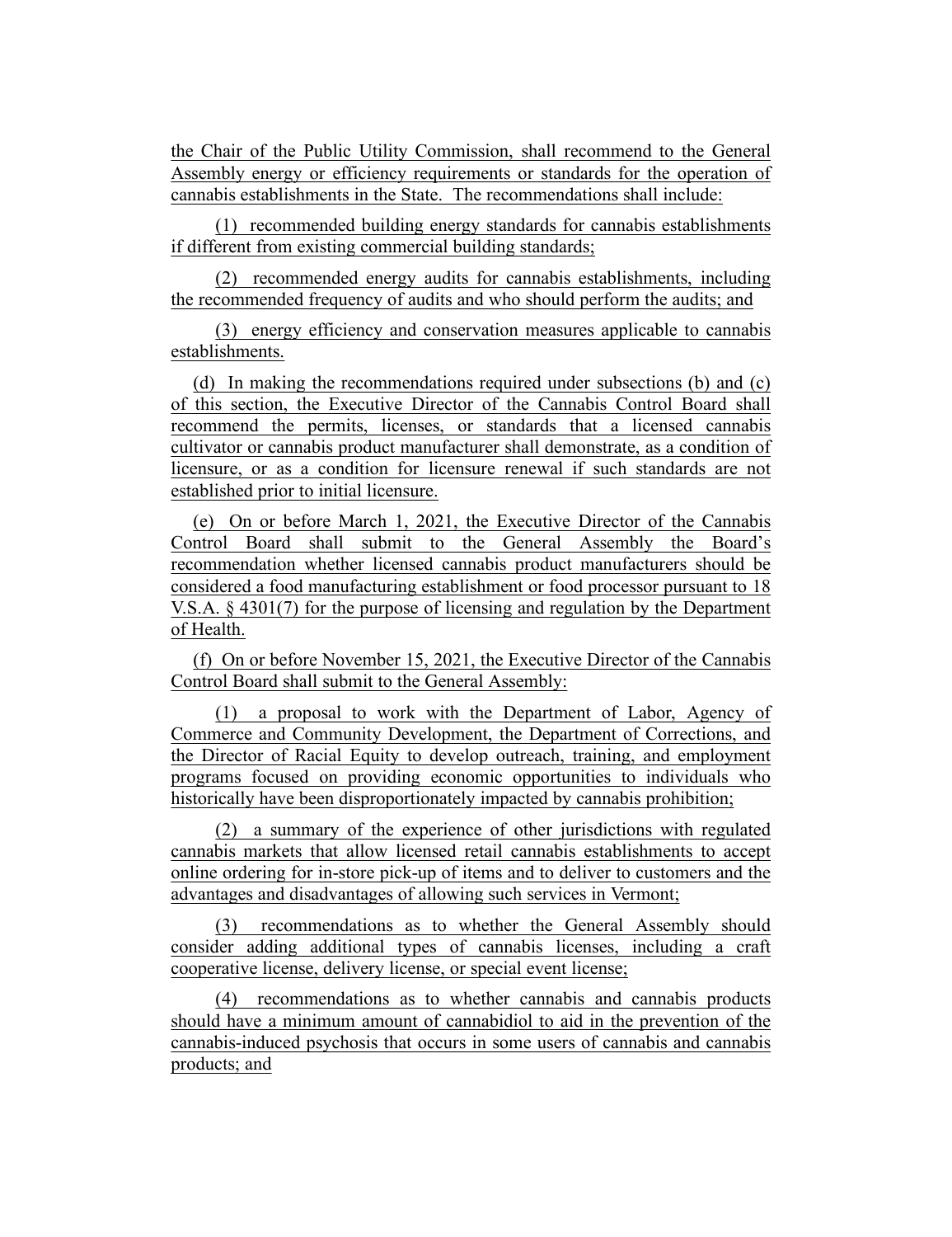the Chair of the Public Utility Commission, shall recommend to the General Assembly energy or efficiency requirements or standards for the operation of cannabis establishments in the State. The recommendations shall include:

(1) recommended building energy standards for cannabis establishments if different from existing commercial building standards;

(2) recommended energy audits for cannabis establishments, including the recommended frequency of audits and who should perform the audits; and

(3) energy efficiency and conservation measures applicable to cannabis establishments.

(d) In making the recommendations required under subsections (b) and (c) of this section, the Executive Director of the Cannabis Control Board shall recommend the permits, licenses, or standards that a licensed cannabis cultivator or cannabis product manufacturer shall demonstrate, as a condition of licensure, or as a condition for licensure renewal if such standards are not established prior to initial licensure.

(e) On or before March 1, 2021, the Executive Director of the Cannabis Control Board shall submit to the General Assembly the Board's recommendation whether licensed cannabis product manufacturers should be considered a food manufacturing establishment or food processor pursuant to 18 V.S.A. § 4301(7) for the purpose of licensing and regulation by the Department of Health.

(f) On or before November 15, 2021, the Executive Director of the Cannabis Control Board shall submit to the General Assembly:

(1) a proposal to work with the Department of Labor, Agency of Commerce and Community Development, the Department of Corrections, and the Director of Racial Equity to develop outreach, training, and employment programs focused on providing economic opportunities to individuals who historically have been disproportionately impacted by cannabis prohibition;

(2) a summary of the experience of other jurisdictions with regulated cannabis markets that allow licensed retail cannabis establishments to accept online ordering for in-store pick-up of items and to deliver to customers and the advantages and disadvantages of allowing such services in Vermont;

(3) recommendations as to whether the General Assembly should consider adding additional types of cannabis licenses, including a craft cooperative license, delivery license, or special event license;

(4) recommendations as to whether cannabis and cannabis products should have a minimum amount of cannabidiol to aid in the prevention of the cannabis-induced psychosis that occurs in some users of cannabis and cannabis products; and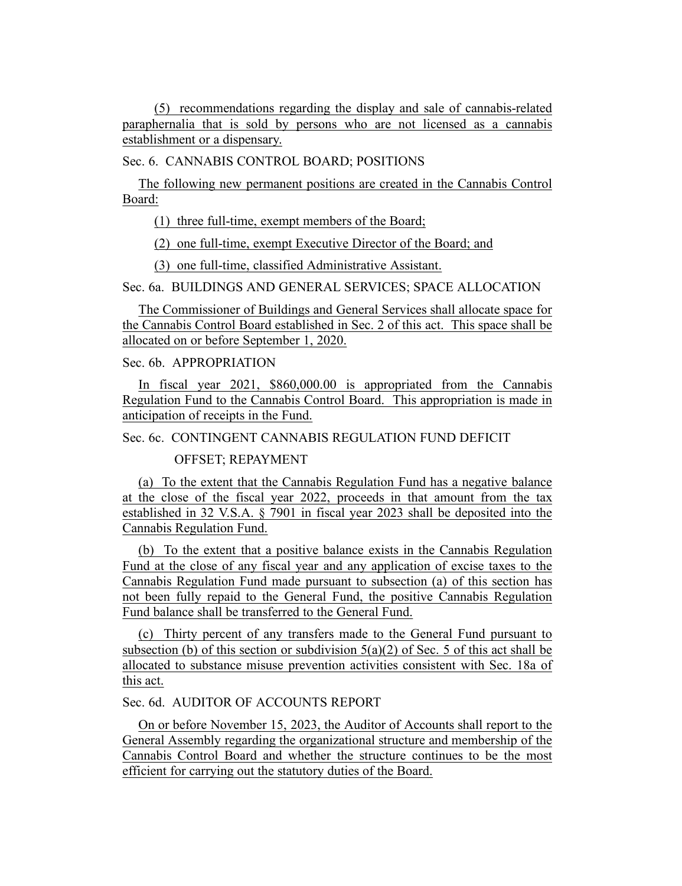(5) recommendations regarding the display and sale of cannabis-related paraphernalia that is sold by persons who are not licensed as a cannabis establishment or a dispensary.

Sec. 6. CANNABIS CONTROL BOARD; POSITIONS

The following new permanent positions are created in the Cannabis Control Board:

(1) three full-time, exempt members of the Board;

(2) one full-time, exempt Executive Director of the Board; and

(3) one full-time, classified Administrative Assistant.

Sec. 6a. BUILDINGS AND GENERAL SERVICES; SPACE ALLOCATION

The Commissioner of Buildings and General Services shall allocate space for the Cannabis Control Board established in Sec. 2 of this act. This space shall be allocated on or before September 1, 2020.

Sec. 6b. APPROPRIATION

In fiscal year 2021, $860,000.00 is appropriated from the Cannabis Regulation Fund to the Cannabis Control Board. This appropriation is made in anticipation of receipts in the Fund.

Sec. 6c. CONTINGENT CANNABIS REGULATION FUND DEFICIT OFFSET; REPAYMENT

(a) To the extent that the Cannabis Regulation Fund has a negative balance at the close of the fiscal year 2022, proceeds in that amount from the tax established in 32 V.S.A. § 7901 in fiscal year 2023 shall be deposited into the Cannabis Regulation Fund.

(b) To the extent that a positive balance exists in the Cannabis Regulation Fund at the close of any fiscal year and any application of excise taxes to the Cannabis Regulation Fund made pursuant to subsection (a) of this section has not been fully repaid to the General Fund, the positive Cannabis Regulation Fund balance shall be transferred to the General Fund.

(c) Thirty percent of any transfers made to the General Fund pursuant to subsection (b) of this section or subdivision 5(a)(2) of Sec. 5 of this act shall be allocated to substance misuse prevention activities consistent with Sec. 18a of this act.

Sec. 6d. AUDITOR OF ACCOUNTS REPORT

On or before November 15, 2023, the Auditor of Accounts shall report to the General Assembly regarding the organizational structure and membership of the Cannabis Control Board and whether the structure continues to be the most efficient for carrying out the statutory duties of the Board.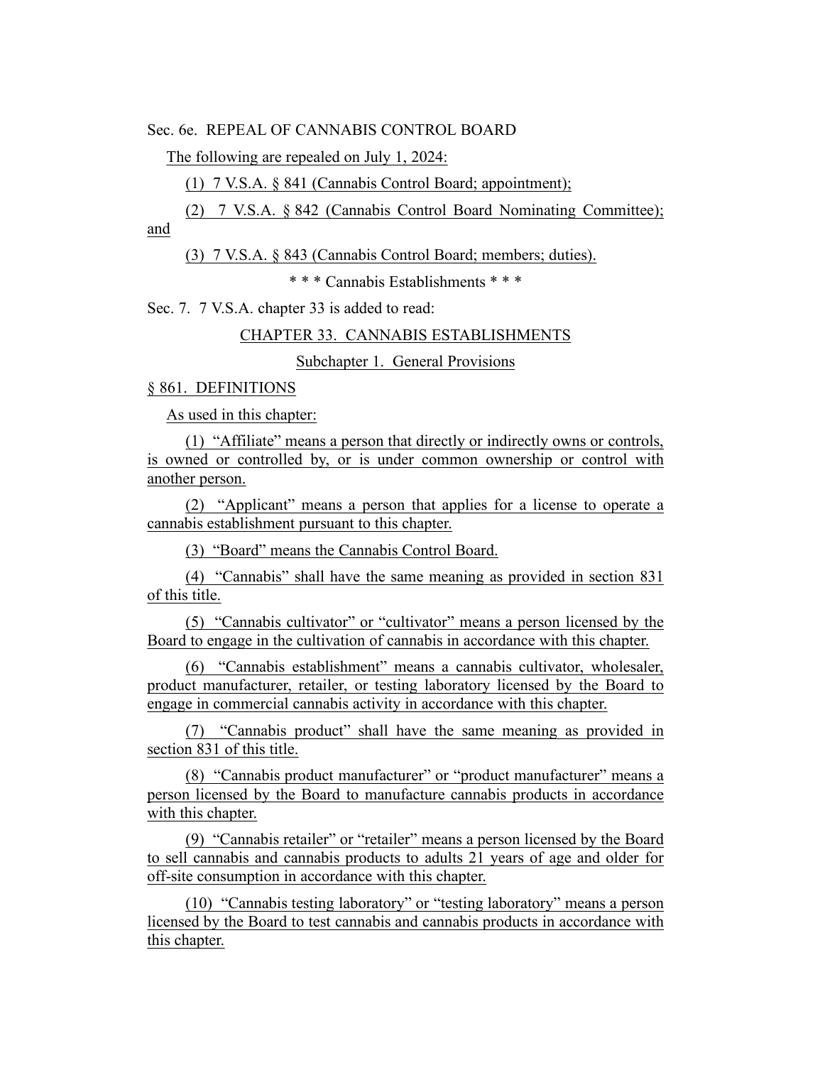Sec. 6e. REPEAL OF CANNABIS CONTROL BOARD

The following are repealed on July 1, 2024:

(1) 7 V.S.A. § 841 (Cannabis Control Board; appointment);

(2) 7 V.S.A. § 842 (Cannabis Control Board Nominating Committee); and

(3) 7 V.S.A. § 843 (Cannabis Control Board; members; duties).

\* \* \* Cannabis Establishments \* \* \*

Sec. 7. 7 V.S.A. chapter 33 is added to read:

CHAPTER 33. CANNABIS ESTABLISHMENTS

Subchapter 1. General Provisions

§ 861. DEFINITIONS

As used in this chapter:

(1) "Affiliate" means a person that directly or indirectly owns or controls, is owned or controlled by, or is under common ownership or control with another person.

(2) "Applicant" means a person that applies for a license to operate a cannabis establishment pursuant to this chapter.

(3) "Board" means the Cannabis Control Board.

(4) "Cannabis" shall have the same meaning as provided in section 831 of this title.

(5) "Cannabis cultivator" or "cultivator" means a person licensed by the Board to engage in the cultivation of cannabis in accordance with this chapter.

(6) "Cannabis establishment" means a cannabis cultivator, wholesaler, product manufacturer, retailer, or testing laboratory licensed by the Board to engage in commercial cannabis activity in accordance with this chapter.

(7) "Cannabis product" shall have the same meaning as provided in section 831 of this title.

(8) "Cannabis product manufacturer" or "product manufacturer" means a person licensed by the Board to manufacture cannabis products in accordance with this chapter.

(9) "Cannabis retailer" or "retailer" means a person licensed by the Board to sell cannabis and cannabis products to adults 21 years of age and older for off-site consumption in accordance with this chapter.

(10) "Cannabis testing laboratory" or "testing laboratory" means a person licensed by the Board to test cannabis and cannabis products in accordance with this chapter.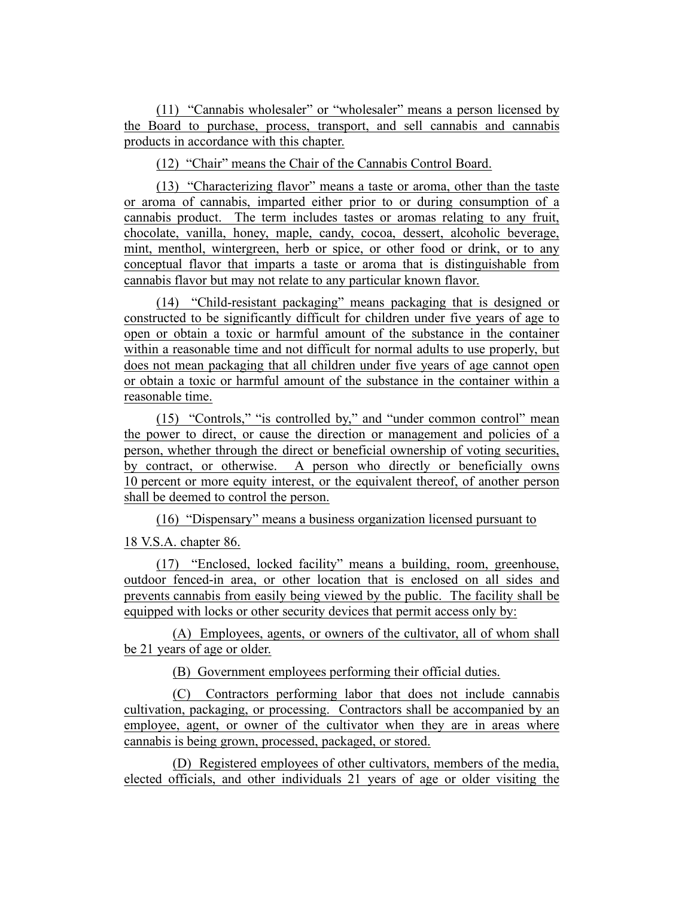(11) "Cannabis wholesaler" or "wholesaler" means a person licensed by the Board to purchase, process, transport, and sell cannabis and cannabis products in accordance with this chapter.

(12) "Chair" means the Chair of the Cannabis Control Board.

(13) "Characterizing flavor" means a taste or aroma, other than the taste or aroma of cannabis, imparted either prior to or during consumption of a cannabis product. The term includes tastes or aromas relating to any fruit, chocolate, vanilla, honey, maple, candy, cocoa, dessert, alcoholic beverage, mint, menthol, wintergreen, herb or spice, or other food or drink, or to any conceptual flavor that imparts a taste or aroma that is distinguishable from cannabis flavor but may not relate to any particular known flavor.

(14) "Child-resistant packaging" means packaging that is designed or constructed to be significantly difficult for children under five years of age to open or obtain a toxic or harmful amount of the substance in the container within a reasonable time and not difficult for normal adults to use properly, but does not mean packaging that all children under five years of age cannot open or obtain a toxic or harmful amount of the substance in the container within a reasonable time.

(15) "Controls," "is controlled by," and "under common control" mean the power to direct, or cause the direction or management and policies of a person, whether through the direct or beneficial ownership of voting securities, by contract, or otherwise. A person who directly or beneficially owns 10 percent or more equity interest, or the equivalent thereof, of another person shall be deemed to control the person.

(16) "Dispensary" means a business organization licensed pursuant to 18 V.S.A. chapter 86.

(17) "Enclosed, locked facility" means a building, room, greenhouse, outdoor fenced-in area, or other location that is enclosed on all sides and prevents cannabis from easily being viewed by the public. The facility shall be equipped with locks or other security devices that permit access only by:

(A) Employees, agents, or owners of the cultivator, all of whom shall be 21 years of age or older.

(B) Government employees performing their official duties.

(C) Contractors performing labor that does not include cannabis cultivation, packaging, or processing. Contractors shall be accompanied by an employee, agent, or owner of the cultivator when they are in areas where cannabis is being grown, processed, packaged, or stored.

(D) Registered employees of other cultivators, members of the media, elected officials, and other individuals 21 years of age or older visiting the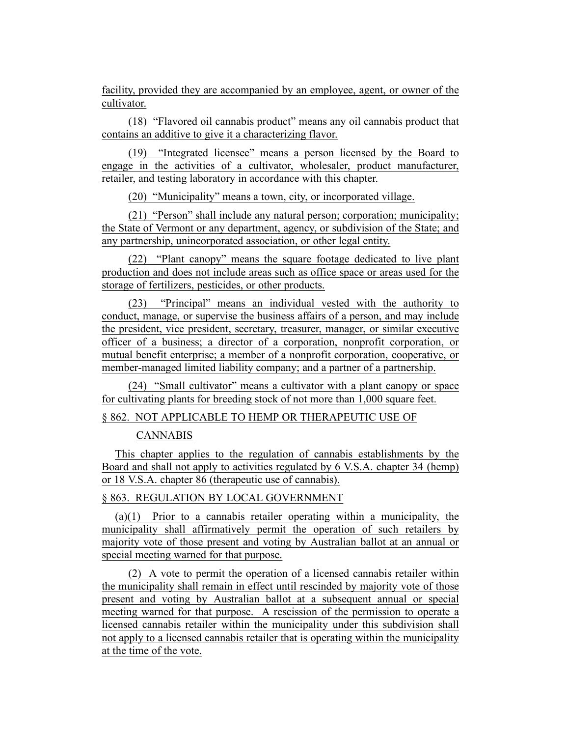facility, provided they are accompanied by an employee, agent, or owner of the cultivator.

(18) "Flavored oil cannabis product" means any oil cannabis product that contains an additive to give it a characterizing flavor.

(19) "Integrated licensee" means a person licensed by the Board to engage in the activities of a cultivator, wholesaler, product manufacturer, retailer, and testing laboratory in accordance with this chapter.

(20) "Municipality" means a town, city, or incorporated village.

(21) "Person" shall include any natural person; corporation; municipality; the State of Vermont or any department, agency, or subdivision of the State; and any partnership, unincorporated association, or other legal entity.

(22) "Plant canopy" means the square footage dedicated to live plant production and does not include areas such as office space or areas used for the storage of fertilizers, pesticides, or other products.

(23) "Principal" means an individual vested with the authority to conduct, manage, or supervise the business affairs of a person, and may include the president, vice president, secretary, treasurer, manager, or similar executive officer of a business; a director of a corporation, nonprofit corporation, or mutual benefit enterprise; a member of a nonprofit corporation, cooperative, or member-managed limited liability company; and a partner of a partnership.

(24) "Small cultivator" means a cultivator with a plant canopy or space for cultivating plants for breeding stock of not more than 1,000 square feet.

§ 862. NOT APPLICABLE TO HEMP OR THERAPEUTIC USE OF CANNABIS

This chapter applies to the regulation of cannabis establishments by the Board and shall not apply to activities regulated by 6 V.S.A. chapter 34 (hemp) or 18 V.S.A. chapter 86 (therapeutic use of cannabis).

§ 863. REGULATION BY LOCAL GOVERNMENT

(a)(1) Prior to a cannabis retailer operating within a municipality, the municipality shall affirmatively permit the operation of such retailers by majority vote of those present and voting by Australian ballot at an annual or special meeting warned for that purpose.

(2) A vote to permit the operation of a licensed cannabis retailer within the municipality shall remain in effect until rescinded by majority vote of those present and voting by Australian ballot at a subsequent annual or special meeting warned for that purpose. A rescission of the permission to operate a licensed cannabis retailer within the municipality under this subdivision shall not apply to a licensed cannabis retailer that is operating within the municipality at the time of the vote.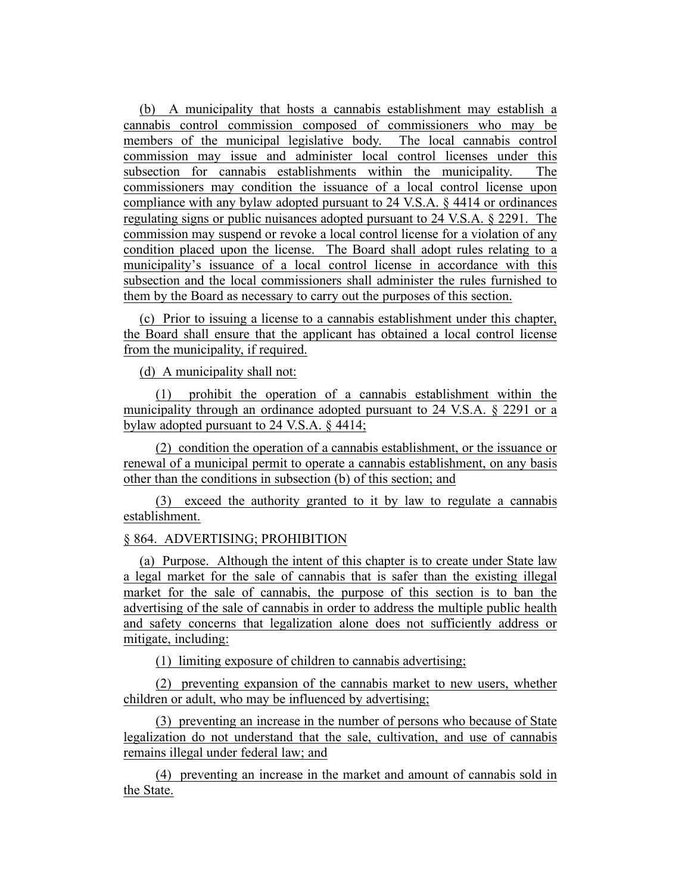(b) A municipality that hosts a cannabis establishment may establish a cannabis control commission composed of commissioners who may be members of the municipal legislative body. The local cannabis control commission may issue and administer local control licenses under this subsection for cannabis establishments within the municipality. The commissioners may condition the issuance of a local control license upon compliance with any bylaw adopted pursuant to 24 V.S.A. § 4414 or ordinances regulating signs or public nuisances adopted pursuant to 24 V.S.A. § 2291. The commission may suspend or revoke a local control license for a violation of any condition placed upon the license. The Board shall adopt rules relating to a municipality's issuance of a local control license in accordance with this subsection and the local commissioners shall administer the rules furnished to them by the Board as necessary to carry out the purposes of this section.

(c) Prior to issuing a license to a cannabis establishment under this chapter, the Board shall ensure that the applicant has obtained a local control license from the municipality, if required.

(d) A municipality shall not:

(1) prohibit the operation of a cannabis establishment within the municipality through an ordinance adopted pursuant to 24 V.S.A. § 2291 or a bylaw adopted pursuant to 24 V.S.A. § 4414;

(2) condition the operation of a cannabis establishment, or the issuance or renewal of a municipal permit to operate a cannabis establishment, on any basis other than the conditions in subsection (b) of this section; and

(3) exceed the authority granted to it by law to regulate a cannabis establishment.

§ 864. ADVERTISING; PROHIBITION

(a) Purpose. Although the intent of this chapter is to create under State law a legal market for the sale of cannabis that is safer than the existing illegal market for the sale of cannabis, the purpose of this section is to ban the advertising of the sale of cannabis in order to address the multiple public health and safety concerns that legalization alone does not sufficiently address or mitigate, including:

(1) limiting exposure of children to cannabis advertising;

(2) preventing expansion of the cannabis market to new users, whether children or adult, who may be influenced by advertising;

(3) preventing an increase in the number of persons who because of State legalization do not understand that the sale, cultivation, and use of cannabis remains illegal under federal law; and

(4) preventing an increase in the market and amount of cannabis sold in the State.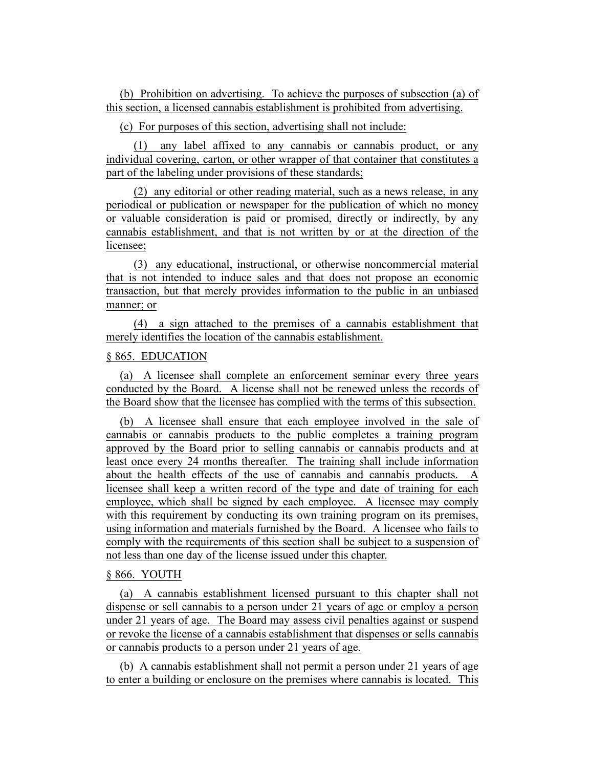(b) Prohibition on advertising. To achieve the purposes of subsection (a) of this section, a licensed cannabis establishment is prohibited from advertising.

(c) For purposes of this section, advertising shall not include:

(1) any label affixed to any cannabis or cannabis product, or any individual covering, carton, or other wrapper of that container that constitutes a part of the labeling under provisions of these standards;

(2) any editorial or other reading material, such as a news release, in any periodical or publication or newspaper for the publication of which no money or valuable consideration is paid or promised, directly or indirectly, by any cannabis establishment, and that is not written by or at the direction of the licensee;

(3) any educational, instructional, or otherwise noncommercial material that is not intended to induce sales and that does not propose an economic transaction, but that merely provides information to the public in an unbiased manner; or

(4) a sign attached to the premises of a cannabis establishment that merely identifies the location of the cannabis establishment.

§ 865. EDUCATION

(a) A licensee shall complete an enforcement seminar every three years conducted by the Board. A license shall not be renewed unless the records of the Board show that the licensee has complied with the terms of this subsection.

(b) A licensee shall ensure that each employee involved in the sale of cannabis or cannabis products to the public completes a training program approved by the Board prior to selling cannabis or cannabis products and at least once every 24 months thereafter. The training shall include information about the health effects of the use of cannabis and cannabis products. A licensee shall keep a written record of the type and date of training for each employee, which shall be signed by each employee. A licensee may comply with this requirement by conducting its own training program on its premises, using information and materials furnished by the Board. A licensee who fails to comply with the requirements of this section shall be subject to a suspension of not less than one day of the license issued under this chapter.

§ 866. YOUTH

(a) A cannabis establishment licensed pursuant to this chapter shall not dispense or sell cannabis to a person under 21 years of age or employ a person under 21 years of age. The Board may assess civil penalties against or suspend or revoke the license of a cannabis establishment that dispenses or sells cannabis or cannabis products to a person under 21 years of age.

(b) A cannabis establishment shall not permit a person under 21 years of age to enter a building or enclosure on the premises where cannabis is located. This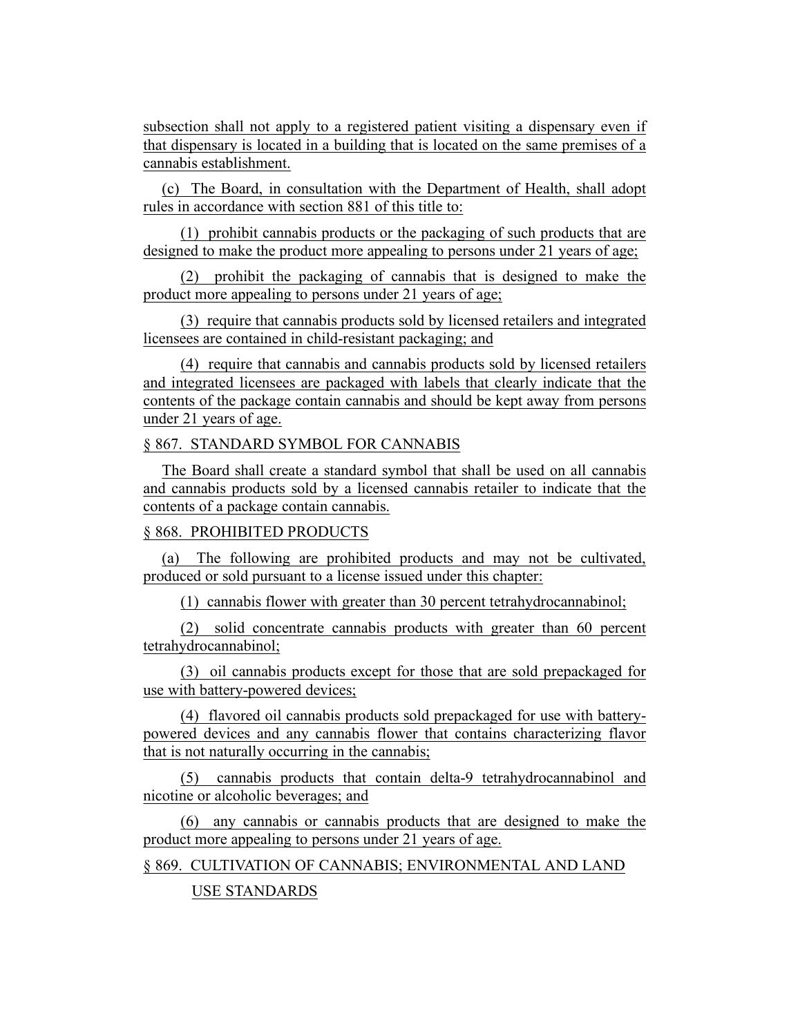subsection shall not apply to a registered patient visiting a dispensary even if that dispensary is located in a building that is located on the same premises of a cannabis establishment.

(c) The Board, in consultation with the Department of Health, shall adopt rules in accordance with section 881 of this title to:

(1) prohibit cannabis products or the packaging of such products that are designed to make the product more appealing to persons under 21 years of age;

(2) prohibit the packaging of cannabis that is designed to make the product more appealing to persons under 21 years of age;

(3) require that cannabis products sold by licensed retailers and integrated licensees are contained in child-resistant packaging; and

(4) require that cannabis and cannabis products sold by licensed retailers and integrated licensees are packaged with labels that clearly indicate that the contents of the package contain cannabis and should be kept away from persons under 21 years of age.

§ 867. STANDARD SYMBOL FOR CANNABIS

The Board shall create a standard symbol that shall be used on all cannabis and cannabis products sold by a licensed cannabis retailer to indicate that the contents of a package contain cannabis.

§ 868. PROHIBITED PRODUCTS

(a) The following are prohibited products and may not be cultivated, produced or sold pursuant to a license issued under this chapter:

(1) cannabis flower with greater than 30 percent tetrahydrocannabinol;

(2) solid concentrate cannabis products with greater than 60 percent tetrahydrocannabinol;

(3) oil cannabis products except for those that are sold prepackaged for use with battery-powered devices;

(4) flavored oil cannabis products sold prepackaged for use with battery-powered devices and any cannabis flower that contains characterizing flavor that is not naturally occurring in the cannabis;

(5) cannabis products that contain delta-9 tetrahydrocannabinol and nicotine or alcoholic beverages; and

(6) any cannabis or cannabis products that are designed to make the product more appealing to persons under 21 years of age.

§ 869. CULTIVATION OF CANNABIS; ENVIRONMENTAL AND LAND USE STANDARDS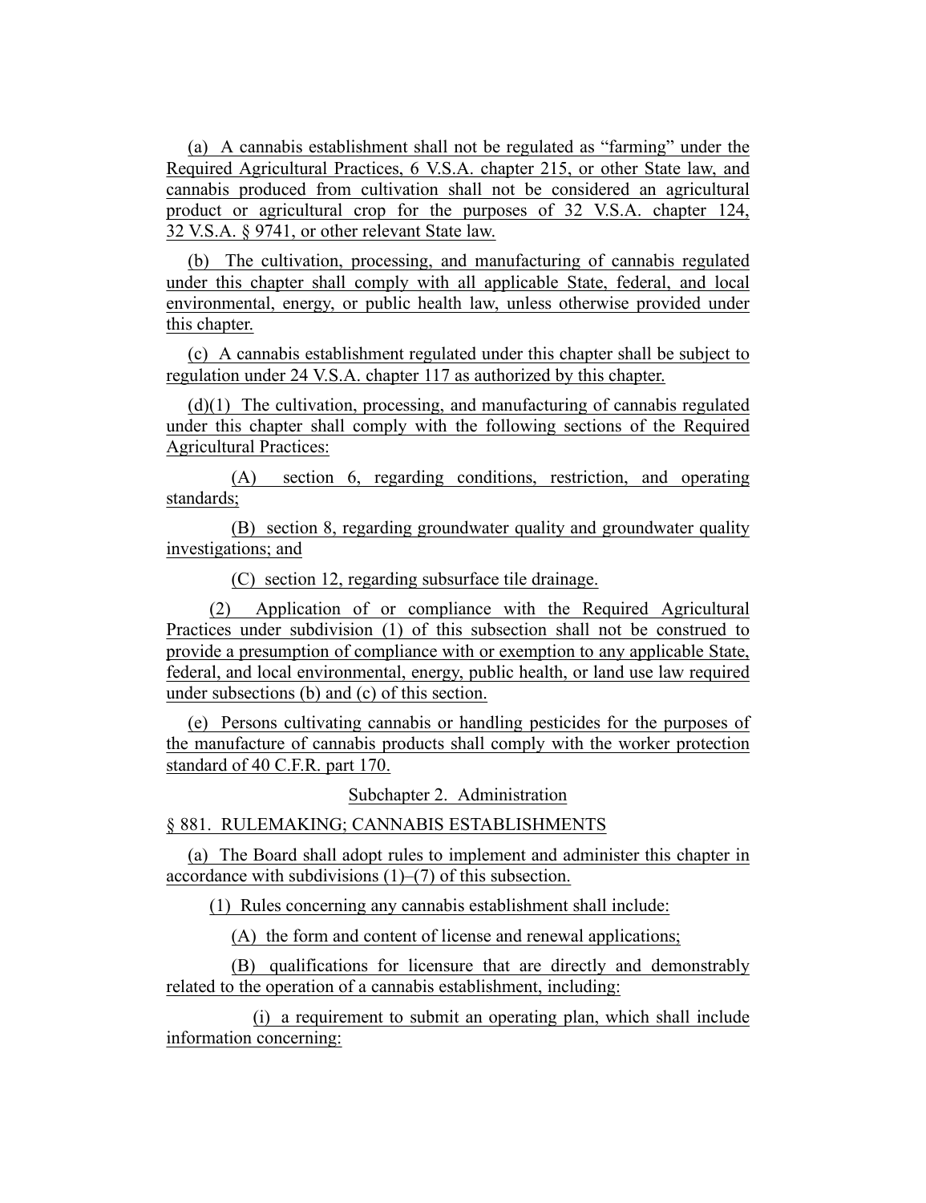(a) A cannabis establishment shall not be regulated as "farming" under the Required Agricultural Practices, 6 V.S.A. chapter 215, or other State law, and cannabis produced from cultivation shall not be considered an agricultural product or agricultural crop for the purposes of 32 V.S.A. chapter 124, 32 V.S.A. § 9741, or other relevant State law.

(b) The cultivation, processing, and manufacturing of cannabis regulated under this chapter shall comply with all applicable State, federal, and local environmental, energy, or public health law, unless otherwise provided under this chapter.

(c) A cannabis establishment regulated under this chapter shall be subject to regulation under 24 V.S.A. chapter 117 as authorized by this chapter.

(d)(1) The cultivation, processing, and manufacturing of cannabis regulated under this chapter shall comply with the following sections of the Required Agricultural Practices:

(A) section 6, regarding conditions, restriction, and operating standards;

(B) section 8, regarding groundwater quality and groundwater quality investigations; and

(C) section 12, regarding subsurface tile drainage.

(2) Application of or compliance with the Required Agricultural Practices under subdivision (1) of this subsection shall not be construed to provide a presumption of compliance with or exemption to any applicable State, federal, and local environmental, energy, public health, or land use law required under subsections (b) and (c) of this section.

(e) Persons cultivating cannabis or handling pesticides for the purposes of the manufacture of cannabis products shall comply with the worker protection standard of 40 C.F.R. part 170.

## Subchapter 2. Administration

### § 881. RULEMAKING; CANNABIS ESTABLISHMENTS

(a) The Board shall adopt rules to implement and administer this chapter in accordance with subdivisions (1)–(7) of this subsection.

(1) Rules concerning any cannabis establishment shall include:

(A) the form and content of license and renewal applications;

(B) qualifications for licensure that are directly and demonstrably related to the operation of a cannabis establishment, including:

(i) a requirement to submit an operating plan, which shall include information concerning: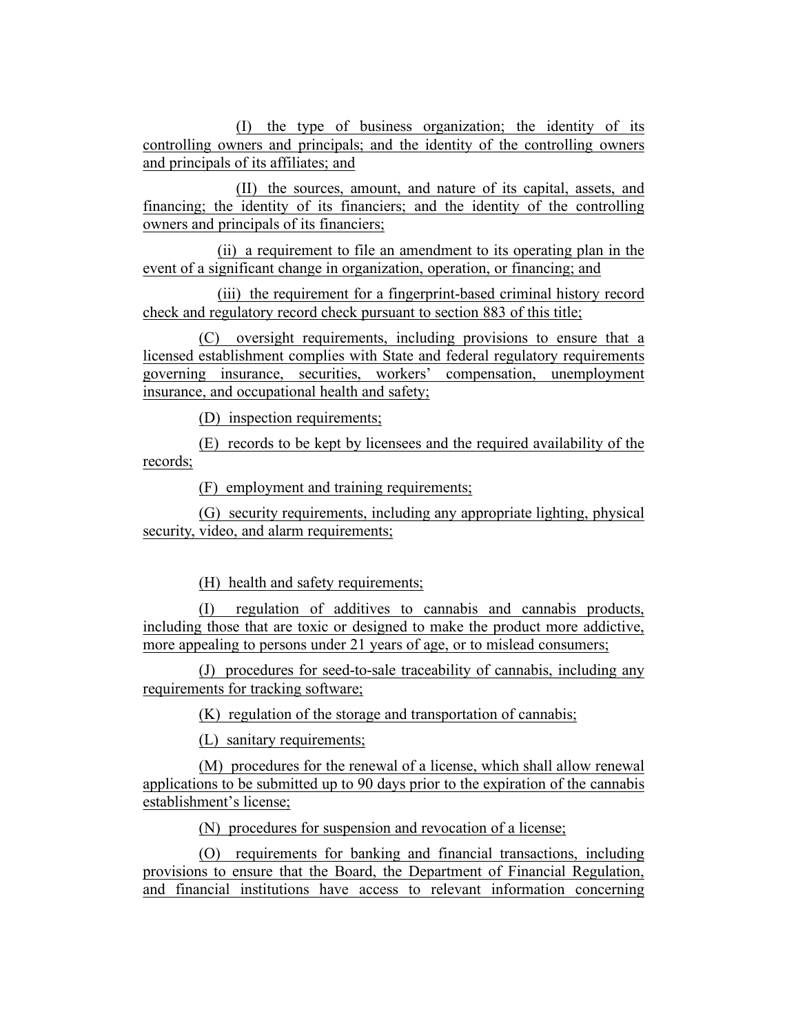(I) the type of business organization; the identity of its controlling owners and principals; and the identity of the controlling owners and principals of its affiliates; and

(II) the sources, amount, and nature of its capital, assets, and financing; the identity of its financiers; and the identity of the controlling owners and principals of its financiers;

(ii) a requirement to file an amendment to its operating plan in the event of a significant change in organization, operation, or financing; and

(iii) the requirement for a fingerprint-based criminal history record check and regulatory record check pursuant to section 883 of this title;

(C) oversight requirements, including provisions to ensure that a licensed establishment complies with State and federal regulatory requirements governing insurance, securities, workers' compensation, unemployment insurance, and occupational health and safety;

(D) inspection requirements;

(E) records to be kept by licensees and the required availability of the records;

(F) employment and training requirements;

(G) security requirements, including any appropriate lighting, physical security, video, and alarm requirements;

(H) health and safety requirements;

(I) regulation of additives to cannabis and cannabis products, including those that are toxic or designed to make the product more addictive, more appealing to persons under 21 years of age, or to mislead consumers;

(J) procedures for seed-to-sale traceability of cannabis, including any requirements for tracking software;

(K) regulation of the storage and transportation of cannabis;

(L) sanitary requirements;

(M) procedures for the renewal of a license, which shall allow renewal applications to be submitted up to 90 days prior to the expiration of the cannabis establishment's license;

(N) procedures for suspension and revocation of a license;

(O) requirements for banking and financial transactions, including provisions to ensure that the Board, the Department of Financial Regulation, and financial institutions have access to relevant information concerning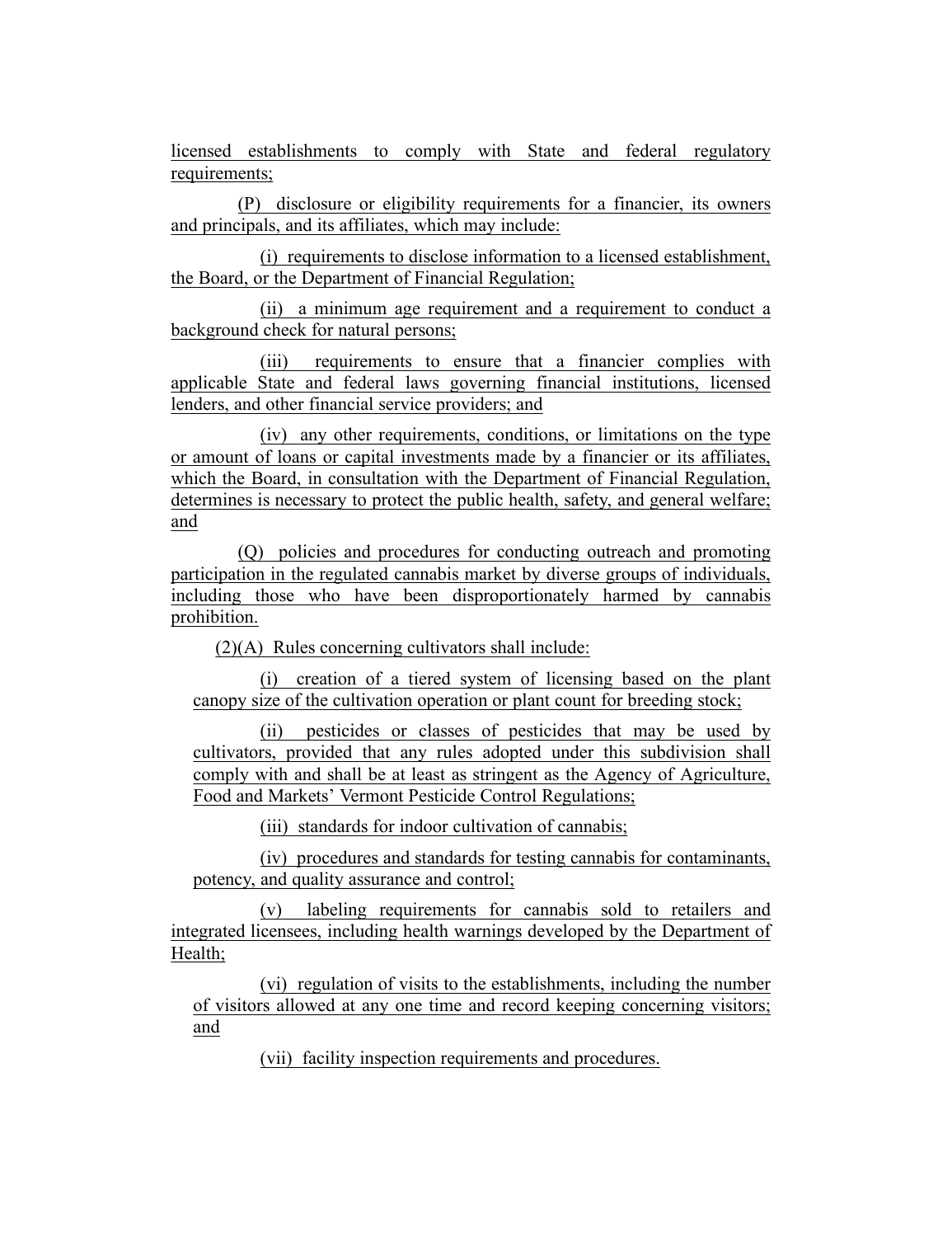licensed establishments to comply with State and federal regulatory requirements;

(P) disclosure or eligibility requirements for a financier, its owners and principals, and its affiliates, which may include:

(i) requirements to disclose information to a licensed establishment, the Board, or the Department of Financial Regulation;

(ii) a minimum age requirement and a requirement to conduct a background check for natural persons;

(iii) requirements to ensure that a financier complies with applicable State and federal laws governing financial institutions, licensed lenders, and other financial service providers; and

(iv) any other requirements, conditions, or limitations on the type or amount of loans or capital investments made by a financier or its affiliates, which the Board, in consultation with the Department of Financial Regulation, determines is necessary to protect the public health, safety, and general welfare; and

(Q) policies and procedures for conducting outreach and promoting participation in the regulated cannabis market by diverse groups of individuals, including those who have been disproportionately harmed by cannabis prohibition.

(2)(A) Rules concerning cultivators shall include:

(i) creation of a tiered system of licensing based on the plant canopy size of the cultivation operation or plant count for breeding stock;

(ii) pesticides or classes of pesticides that may be used by cultivators, provided that any rules adopted under this subdivision shall comply with and shall be at least as stringent as the Agency of Agriculture, Food and Markets' Vermont Pesticide Control Regulations;

(iii) standards for indoor cultivation of cannabis;

(iv) procedures and standards for testing cannabis for contaminants, potency, and quality assurance and control;

(v) labeling requirements for cannabis sold to retailers and integrated licensees, including health warnings developed by the Department of Health;

(vi) regulation of visits to the establishments, including the number of visitors allowed at any one time and record keeping concerning visitors; and

(vii) facility inspection requirements and procedures.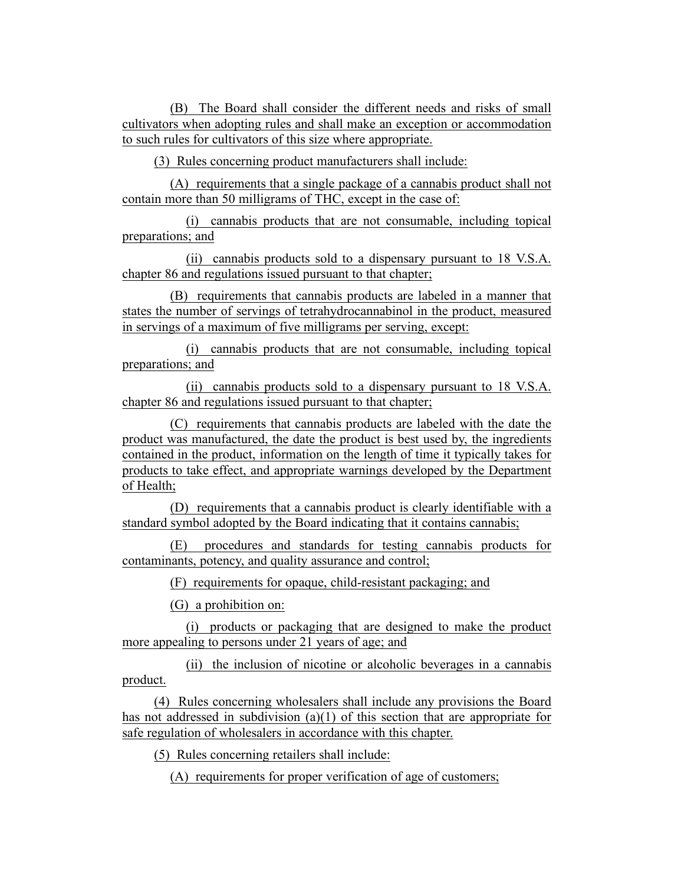(B) The Board shall consider the different needs and risks of small cultivators when adopting rules and shall make an exception or accommodation to such rules for cultivators of this size where appropriate.

(3) Rules concerning product manufacturers shall include:

(A) requirements that a single package of a cannabis product shall not contain more than 50 milligrams of THC, except in the case of:

(i) cannabis products that are not consumable, including topical preparations; and

(ii) cannabis products sold to a dispensary pursuant to 18 V.S.A. chapter 86 and regulations issued pursuant to that chapter;

(B) requirements that cannabis products are labeled in a manner that states the number of servings of tetrahydrocannabinol in the product, measured in servings of a maximum of five milligrams per serving, except:

(i) cannabis products that are not consumable, including topical preparations; and

(ii) cannabis products sold to a dispensary pursuant to 18 V.S.A. chapter 86 and regulations issued pursuant to that chapter;

(C) requirements that cannabis products are labeled with the date the product was manufactured, the date the product is best used by, the ingredients contained in the product, information on the length of time it typically takes for products to take effect, and appropriate warnings developed by the Department of Health;

(D) requirements that a cannabis product is clearly identifiable with a standard symbol adopted by the Board indicating that it contains cannabis;

(E) procedures and standards for testing cannabis products for contaminants, potency, and quality assurance and control;

(F) requirements for opaque, child-resistant packaging; and

(G) a prohibition on:

(i) products or packaging that are designed to make the product more appealing to persons under 21 years of age; and

(ii) the inclusion of nicotine or alcoholic beverages in a cannabis product.

(4) Rules concerning wholesalers shall include any provisions the Board has not addressed in subdivision (a)(1) of this section that are appropriate for safe regulation of wholesalers in accordance with this chapter.

(5) Rules concerning retailers shall include:

(A) requirements for proper verification of age of customers;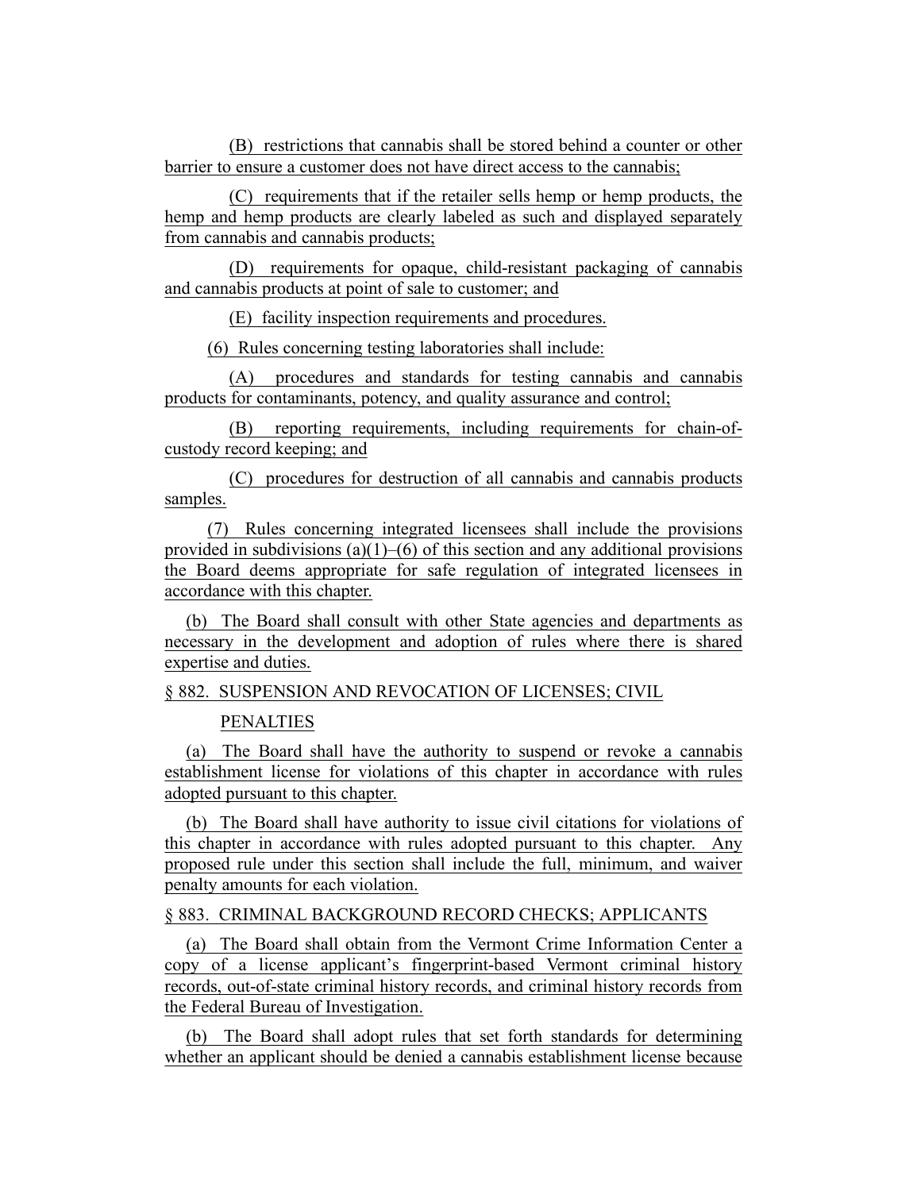(B) restrictions that cannabis shall be stored behind a counter or other barrier to ensure a customer does not have direct access to the cannabis;

(C) requirements that if the retailer sells hemp or hemp products, the hemp and hemp products are clearly labeled as such and displayed separately from cannabis and cannabis products;

(D) requirements for opaque, child-resistant packaging of cannabis and cannabis products at point of sale to customer; and

(E) facility inspection requirements and procedures.

(6) Rules concerning testing laboratories shall include:

(A) procedures and standards for testing cannabis and cannabis products for contaminants, potency, and quality assurance and control;

(B) reporting requirements, including requirements for chain-of-custody record keeping; and

(C) procedures for destruction of all cannabis and cannabis products samples.

(7) Rules concerning integrated licensees shall include the provisions provided in subdivisions (a)(1)–(6) of this section and any additional provisions the Board deems appropriate for safe regulation of integrated licensees in accordance with this chapter.

(b) The Board shall consult with other State agencies and departments as necessary in the development and adoption of rules where there is shared expertise and duties.

§ 882. SUSPENSION AND REVOCATION OF LICENSES; CIVIL PENALTIES

(a) The Board shall have the authority to suspend or revoke a cannabis establishment license for violations of this chapter in accordance with rules adopted pursuant to this chapter.

(b) The Board shall have authority to issue civil citations for violations of this chapter in accordance with rules adopted pursuant to this chapter. Any proposed rule under this section shall include the full, minimum, and waiver penalty amounts for each violation.

§ 883. CRIMINAL BACKGROUND RECORD CHECKS; APPLICANTS

(a) The Board shall obtain from the Vermont Crime Information Center a copy of a license applicant's fingerprint-based Vermont criminal history records, out-of-state criminal history records, and criminal history records from the Federal Bureau of Investigation.

(b) The Board shall adopt rules that set forth standards for determining whether an applicant should be denied a cannabis establishment license because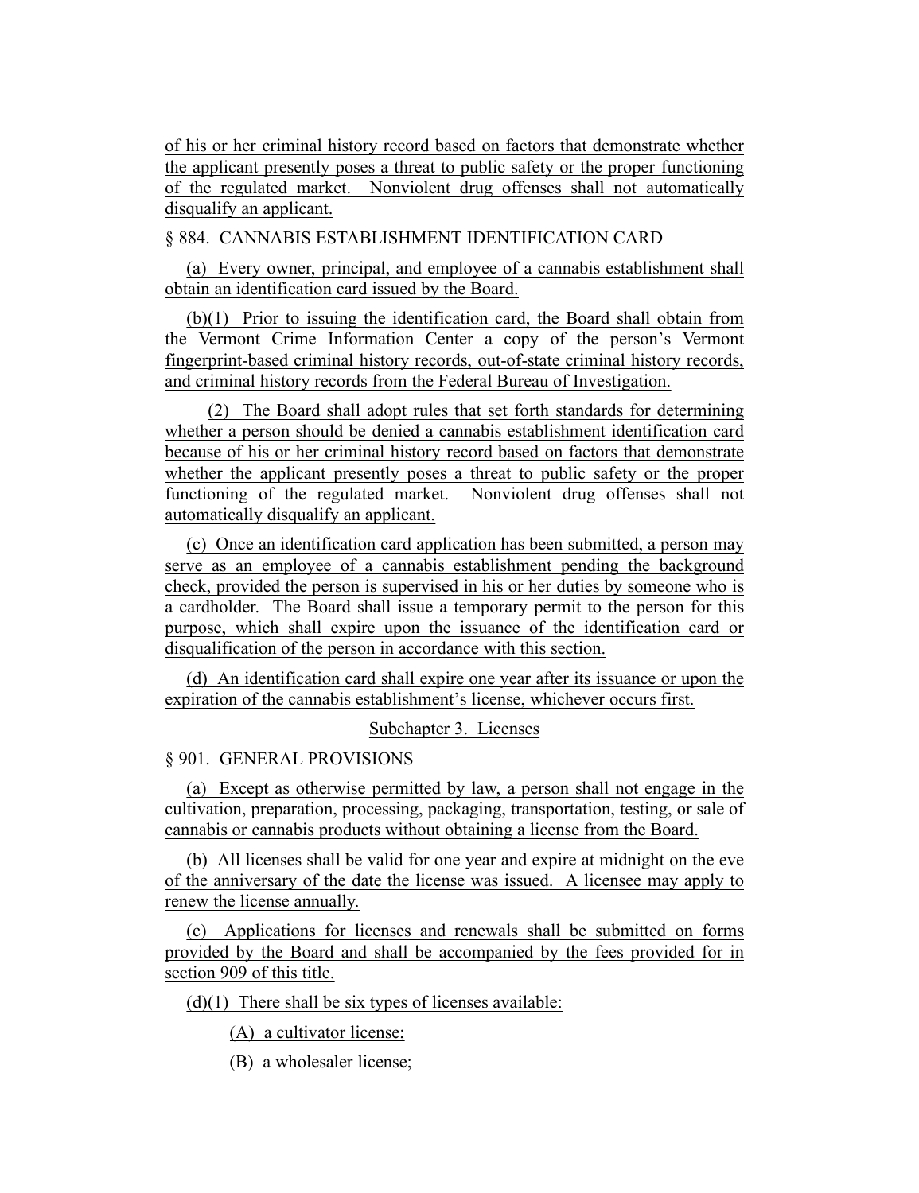of his or her criminal history record based on factors that demonstrate whether the applicant presently poses a threat to public safety or the proper functioning of the regulated market. Nonviolent drug offenses shall not automatically disqualify an applicant.

§ 884. CANNABIS ESTABLISHMENT IDENTIFICATION CARD

(a) Every owner, principal, and employee of a cannabis establishment shall obtain an identification card issued by the Board.

(b)(1) Prior to issuing the identification card, the Board shall obtain from the Vermont Crime Information Center a copy of the person's Vermont fingerprint-based criminal history records, out-of-state criminal history records, and criminal history records from the Federal Bureau of Investigation.

(2) The Board shall adopt rules that set forth standards for determining whether a person should be denied a cannabis establishment identification card because of his or her criminal history record based on factors that demonstrate whether the applicant presently poses a threat to public safety or the proper functioning of the regulated market. Nonviolent drug offenses shall not automatically disqualify an applicant.

(c) Once an identification card application has been submitted, a person may serve as an employee of a cannabis establishment pending the background check, provided the person is supervised in his or her duties by someone who is a cardholder. The Board shall issue a temporary permit to the person for this purpose, which shall expire upon the issuance of the identification card or disqualification of the person in accordance with this section.

(d) An identification card shall expire one year after its issuance or upon the expiration of the cannabis establishment's license, whichever occurs first.

Subchapter 3. Licenses

§ 901. GENERAL PROVISIONS

(a) Except as otherwise permitted by law, a person shall not engage in the cultivation, preparation, processing, packaging, transportation, testing, or sale of cannabis or cannabis products without obtaining a license from the Board.

(b) All licenses shall be valid for one year and expire at midnight on the eve of the anniversary of the date the license was issued. A licensee may apply to renew the license annually.

(c) Applications for licenses and renewals shall be submitted on forms provided by the Board and shall be accompanied by the fees provided for in section 909 of this title.

(d)(1) There shall be six types of licenses available:

(A) a cultivator license;

(B) a wholesaler license;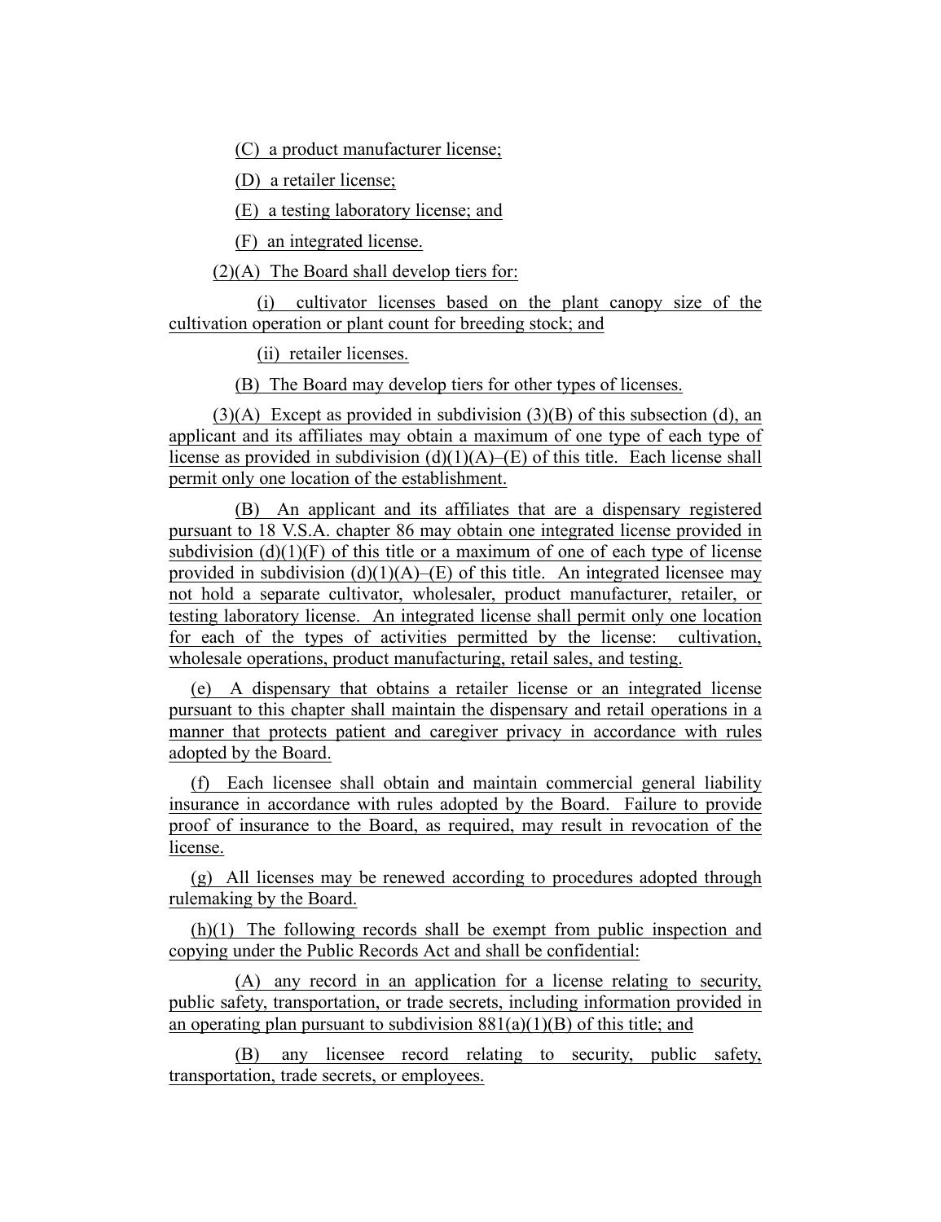(C) a product manufacturer license;

(D) a retailer license;

(E) a testing laboratory license; and

(F) an integrated license.

(2)(A) The Board shall develop tiers for:

(i) cultivator licenses based on the plant canopy size of the cultivation operation or plant count for breeding stock; and

(ii) retailer licenses.

(B) The Board may develop tiers for other types of licenses.

(3)(A) Except as provided in subdivision (3)(B) of this subsection (d), an applicant and its affiliates may obtain a maximum of one type of each type of license as provided in subdivision (d)(1)(A)–(E) of this title. Each license shall permit only one location of the establishment.

(B) An applicant and its affiliates that are a dispensary registered pursuant to 18 V.S.A. chapter 86 may obtain one integrated license provided in subdivision (d)(1)(F) of this title or a maximum of one of each type of license provided in subdivision (d)(1)(A)–(E) of this title. An integrated licensee may not hold a separate cultivator, wholesaler, product manufacturer, retailer, or testing laboratory license. An integrated license shall permit only one location for each of the types of activities permitted by the license: cultivation, wholesale operations, product manufacturing, retail sales, and testing.

(e) A dispensary that obtains a retailer license or an integrated license pursuant to this chapter shall maintain the dispensary and retail operations in a manner that protects patient and caregiver privacy in accordance with rules adopted by the Board.

(f) Each licensee shall obtain and maintain commercial general liability insurance in accordance with rules adopted by the Board. Failure to provide proof of insurance to the Board, as required, may result in revocation of the license.

(g) All licenses may be renewed according to procedures adopted through rulemaking by the Board.

(h)(1) The following records shall be exempt from public inspection and copying under the Public Records Act and shall be confidential:

(A) any record in an application for a license relating to security, public safety, transportation, or trade secrets, including information provided in an operating plan pursuant to subdivision 881(a)(1)(B) of this title; and

(B) any licensee record relating to security, public safety, transportation, trade secrets, or employees.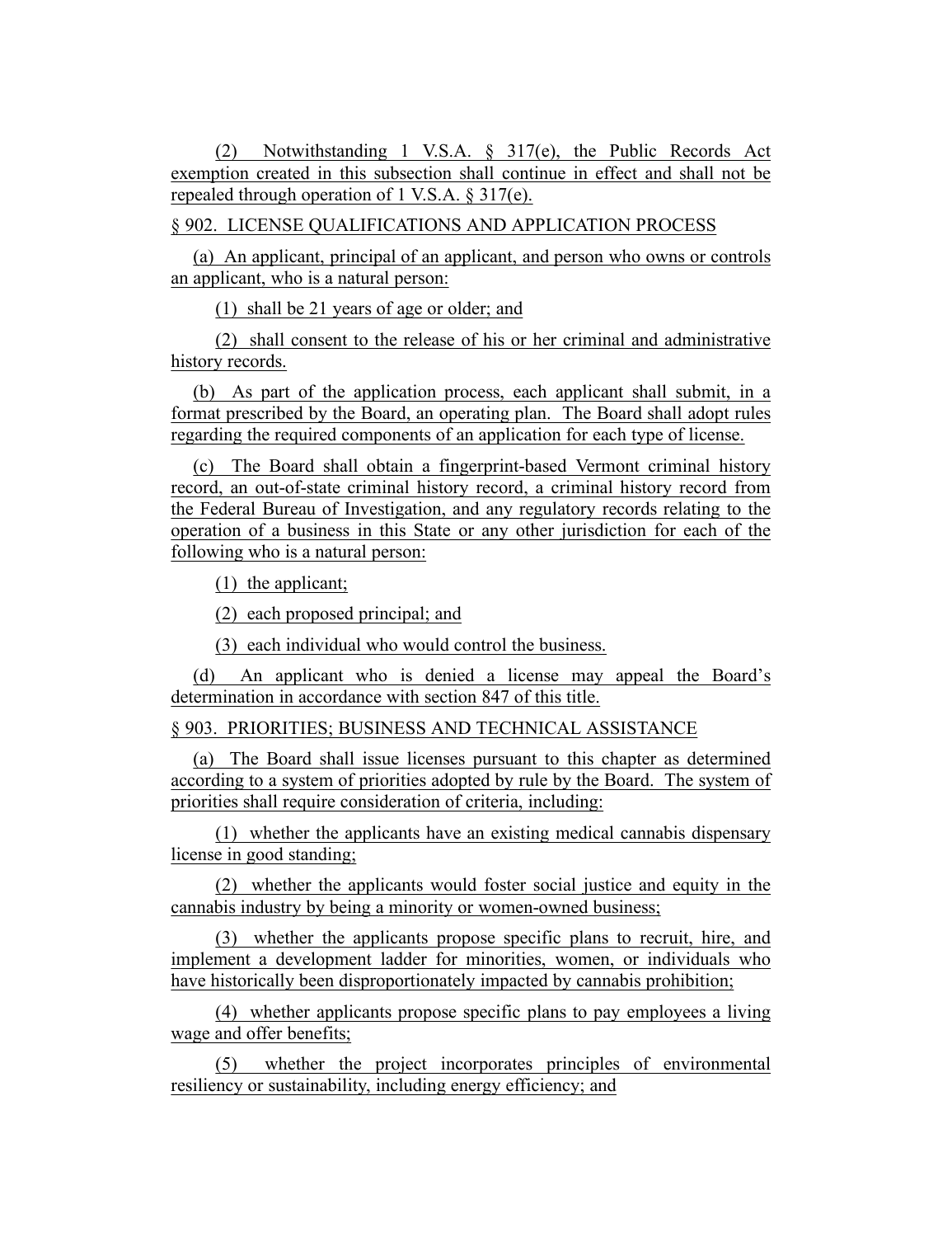(2) Notwithstanding 1 V.S.A. § 317(e), the Public Records Act exemption created in this subsection shall continue in effect and shall not be repealed through operation of 1 V.S.A. § 317(e).

§ 902. LICENSE QUALIFICATIONS AND APPLICATION PROCESS

(a) An applicant, principal of an applicant, and person who owns or controls an applicant, who is a natural person:

(1) shall be 21 years of age or older; and

(2) shall consent to the release of his or her criminal and administrative history records.

(b) As part of the application process, each applicant shall submit, in a format prescribed by the Board, an operating plan. The Board shall adopt rules regarding the required components of an application for each type of license.

(c) The Board shall obtain a fingerprint-based Vermont criminal history record, an out-of-state criminal history record, a criminal history record from the Federal Bureau of Investigation, and any regulatory records relating to the operation of a business in this State or any other jurisdiction for each of the following who is a natural person:

(1) the applicant;

(2) each proposed principal; and

(3) each individual who would control the business.

(d) An applicant who is denied a license may appeal the Board's determination in accordance with section 847 of this title.

§ 903. PRIORITIES; BUSINESS AND TECHNICAL ASSISTANCE

(a) The Board shall issue licenses pursuant to this chapter as determined according to a system of priorities adopted by rule by the Board. The system of priorities shall require consideration of criteria, including:

(1) whether the applicants have an existing medical cannabis dispensary license in good standing;

(2) whether the applicants would foster social justice and equity in the cannabis industry by being a minority or women-owned business;

(3) whether the applicants propose specific plans to recruit, hire, and implement a development ladder for minorities, women, or individuals who have historically been disproportionately impacted by cannabis prohibition;

(4) whether applicants propose specific plans to pay employees a living wage and offer benefits;

(5) whether the project incorporates principles of environmental resiliency or sustainability, including energy efficiency; and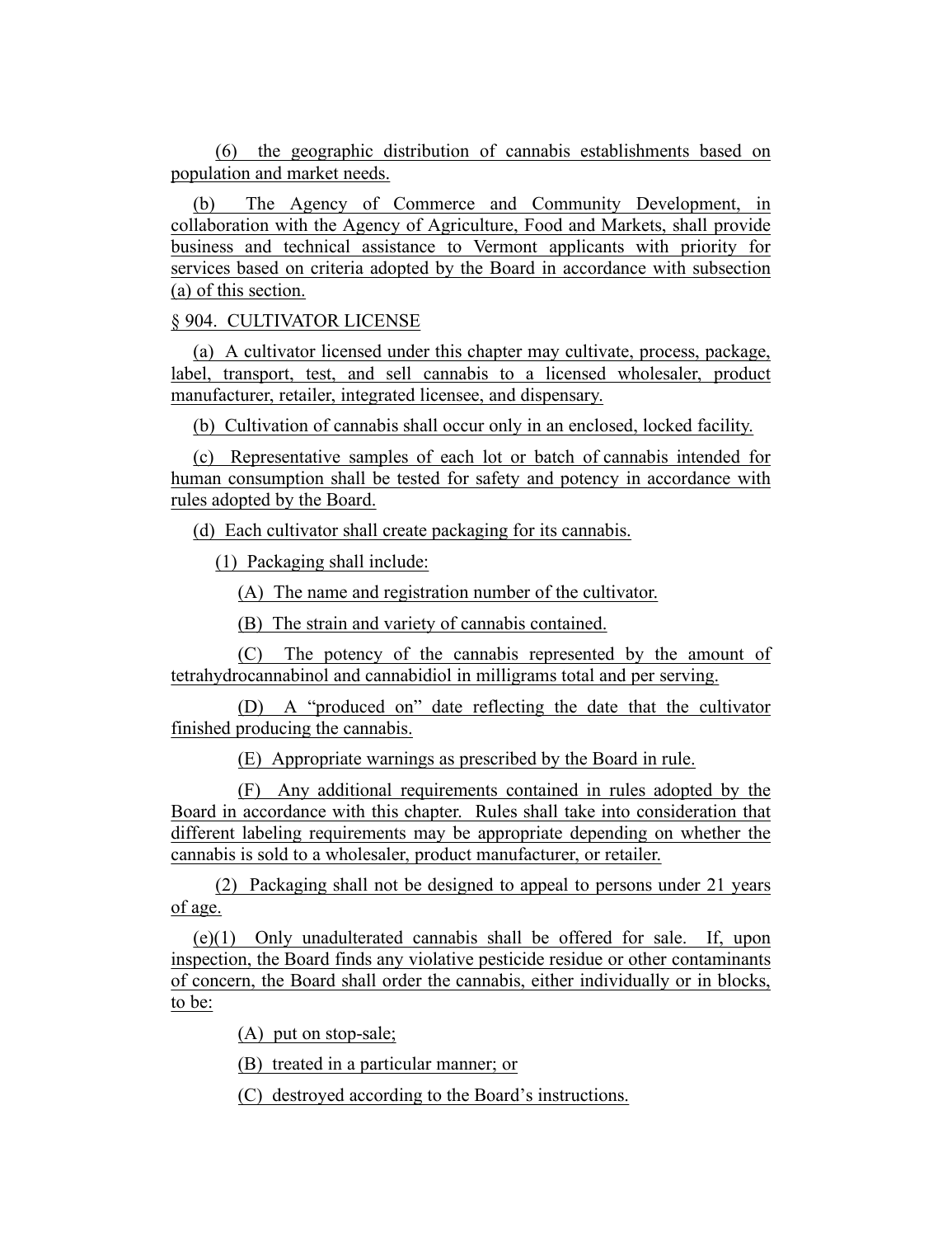(6) the geographic distribution of cannabis establishments based on population and market needs.

(b) The Agency of Commerce and Community Development, in collaboration with the Agency of Agriculture, Food and Markets, shall provide business and technical assistance to Vermont applicants with priority for services based on criteria adopted by the Board in accordance with subsection (a) of this section.

§ 904. CULTIVATOR LICENSE

(a) A cultivator licensed under this chapter may cultivate, process, package, label, transport, test, and sell cannabis to a licensed wholesaler, product manufacturer, retailer, integrated licensee, and dispensary.

(b) Cultivation of cannabis shall occur only in an enclosed, locked facility.

(c) Representative samples of each lot or batch of cannabis intended for human consumption shall be tested for safety and potency in accordance with rules adopted by the Board.

(d) Each cultivator shall create packaging for its cannabis.

(1) Packaging shall include:

(A) The name and registration number of the cultivator.

(B) The strain and variety of cannabis contained.

(C) The potency of the cannabis represented by the amount of tetrahydrocannabinol and cannabidiol in milligrams total and per serving.

(D) A "produced on" date reflecting the date that the cultivator finished producing the cannabis.

(E) Appropriate warnings as prescribed by the Board in rule.

(F) Any additional requirements contained in rules adopted by the Board in accordance with this chapter. Rules shall take into consideration that different labeling requirements may be appropriate depending on whether the cannabis is sold to a wholesaler, product manufacturer, or retailer.

(2) Packaging shall not be designed to appeal to persons under 21 years of age.

(e)(1) Only unadulterated cannabis shall be offered for sale. If, upon inspection, the Board finds any violative pesticide residue or other contaminants of concern, the Board shall order the cannabis, either individually or in blocks, to be:

(A) put on stop-sale;

(B) treated in a particular manner; or

(C) destroyed according to the Board's instructions.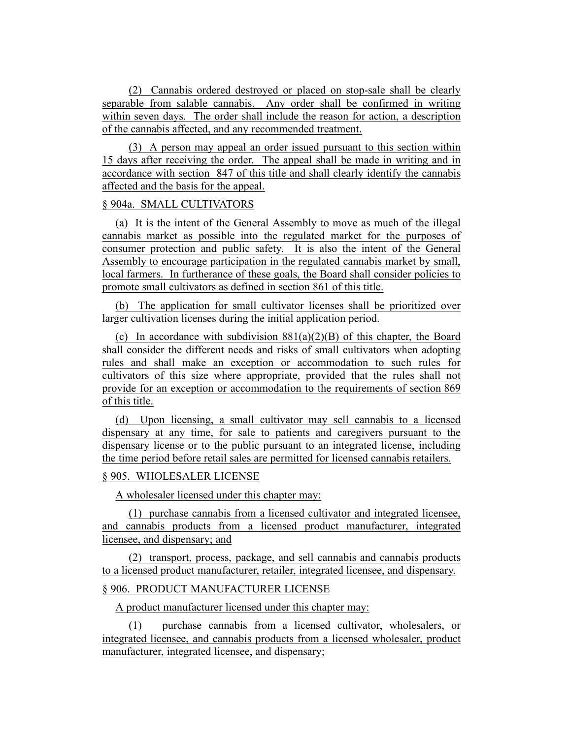(2) Cannabis ordered destroyed or placed on stop-sale shall be clearly separable from salable cannabis. Any order shall be confirmed in writing within seven days. The order shall include the reason for action, a description of the cannabis affected, and any recommended treatment.

(3) A person may appeal an order issued pursuant to this section within 15 days after receiving the order. The appeal shall be made in writing and in accordance with section 847 of this title and shall clearly identify the cannabis affected and the basis for the appeal.

§ 904a. SMALL CULTIVATORS

(a) It is the intent of the General Assembly to move as much of the illegal cannabis market as possible into the regulated market for the purposes of consumer protection and public safety. It is also the intent of the General Assembly to encourage participation in the regulated cannabis market by small, local farmers. In furtherance of these goals, the Board shall consider policies to promote small cultivators as defined in section 861 of this title.

(b) The application for small cultivator licenses shall be prioritized over larger cultivation licenses during the initial application period.

(c) In accordance with subdivision 881(a)(2)(B) of this chapter, the Board shall consider the different needs and risks of small cultivators when adopting rules and shall make an exception or accommodation to such rules for cultivators of this size where appropriate, provided that the rules shall not provide for an exception or accommodation to the requirements of section 869 of this title.

(d) Upon licensing, a small cultivator may sell cannabis to a licensed dispensary at any time, for sale to patients and caregivers pursuant to the dispensary license or to the public pursuant to an integrated license, including the time period before retail sales are permitted for licensed cannabis retailers.

§ 905. WHOLESALER LICENSE

A wholesaler licensed under this chapter may:

(1) purchase cannabis from a licensed cultivator and integrated licensee, and cannabis products from a licensed product manufacturer, integrated licensee, and dispensary; and

(2) transport, process, package, and sell cannabis and cannabis products to a licensed product manufacturer, retailer, integrated licensee, and dispensary.

§ 906. PRODUCT MANUFACTURER LICENSE

A product manufacturer licensed under this chapter may:

(1) purchase cannabis from a licensed cultivator, wholesalers, or integrated licensee, and cannabis products from a licensed wholesaler, product manufacturer, integrated licensee, and dispensary;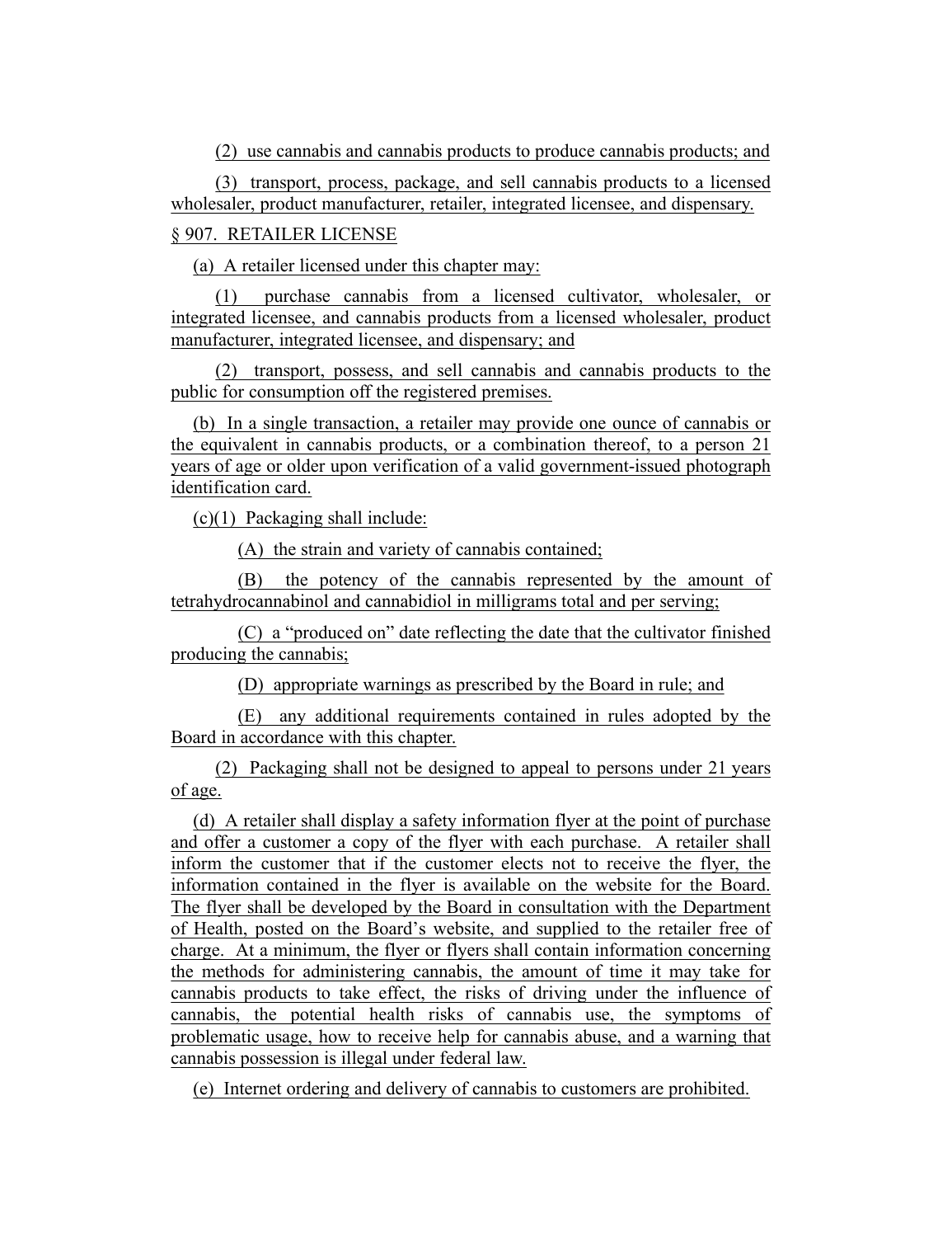(2) use cannabis and cannabis products to produce cannabis products; and

(3) transport, process, package, and sell cannabis products to a licensed wholesaler, product manufacturer, retailer, integrated licensee, and dispensary.

§ 907. RETAILER LICENSE

(a) A retailer licensed under this chapter may:

(1) purchase cannabis from a licensed cultivator, wholesaler, or integrated licensee, and cannabis products from a licensed wholesaler, product manufacturer, integrated licensee, and dispensary; and

(2) transport, possess, and sell cannabis and cannabis products to the public for consumption off the registered premises.

(b) In a single transaction, a retailer may provide one ounce of cannabis or the equivalent in cannabis products, or a combination thereof, to a person 21 years of age or older upon verification of a valid government-issued photograph identification card.

(c)(1) Packaging shall include:

(A) the strain and variety of cannabis contained;

(B) the potency of the cannabis represented by the amount of tetrahydrocannabinol and cannabidiol in milligrams total and per serving;

(C) a "produced on" date reflecting the date that the cultivator finished producing the cannabis;

(D) appropriate warnings as prescribed by the Board in rule; and

(E) any additional requirements contained in rules adopted by the Board in accordance with this chapter.

(2) Packaging shall not be designed to appeal to persons under 21 years of age.

(d) A retailer shall display a safety information flyer at the point of purchase and offer a customer a copy of the flyer with each purchase. A retailer shall inform the customer that if the customer elects not to receive the flyer, the information contained in the flyer is available on the website for the Board. The flyer shall be developed by the Board in consultation with the Department of Health, posted on the Board's website, and supplied to the retailer free of charge. At a minimum, the flyer or flyers shall contain information concerning the methods for administering cannabis, the amount of time it may take for cannabis products to take effect, the risks of driving under the influence of cannabis, the potential health risks of cannabis use, the symptoms of problematic usage, how to receive help for cannabis abuse, and a warning that cannabis possession is illegal under federal law.

(e) Internet ordering and delivery of cannabis to customers are prohibited.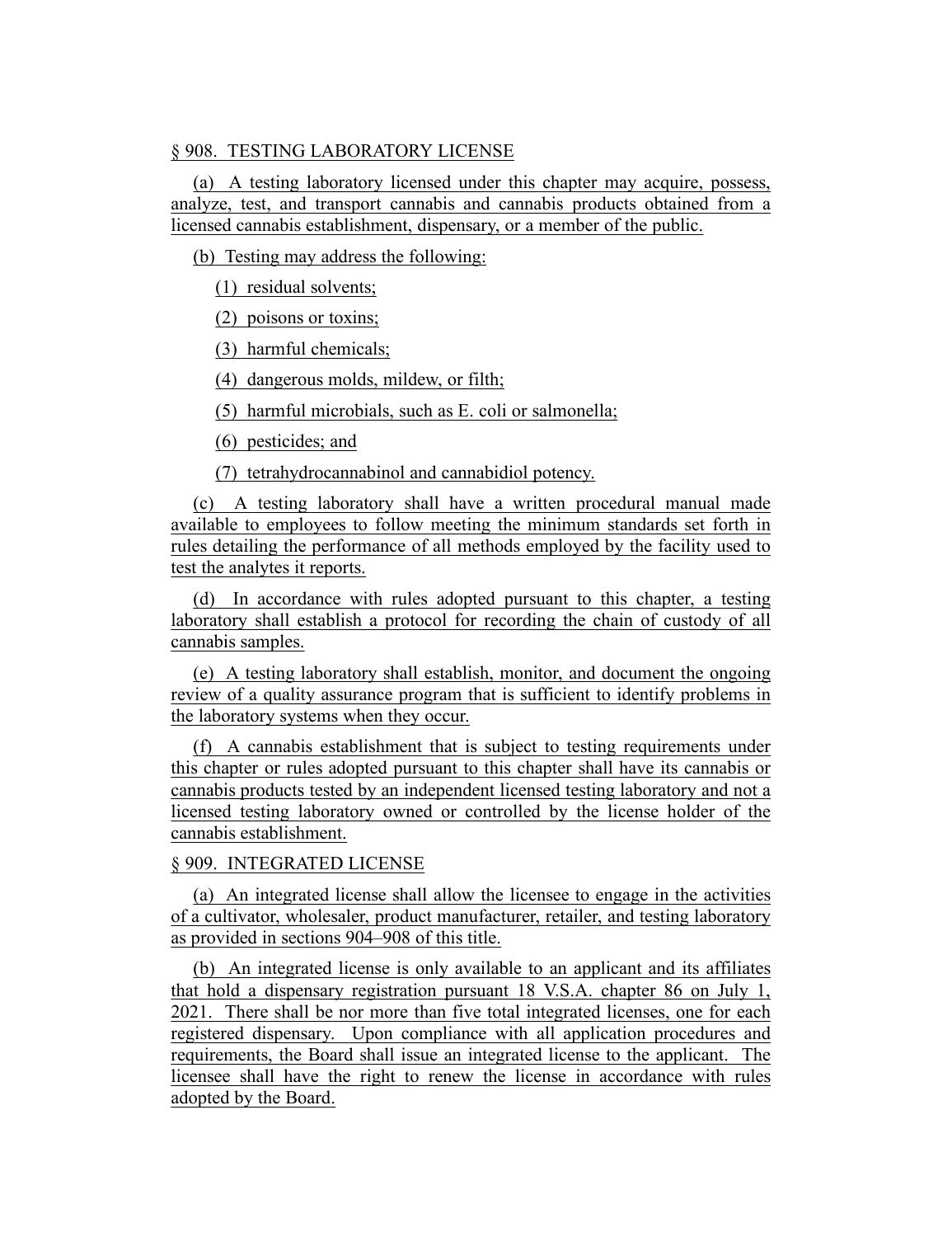§ 908. TESTING LABORATORY LICENSE

(a) A testing laboratory licensed under this chapter may acquire, possess, analyze, test, and transport cannabis and cannabis products obtained from a licensed cannabis establishment, dispensary, or a member of the public.

(b) Testing may address the following:

(1) residual solvents;

(2) poisons or toxins;

(3) harmful chemicals;

(4) dangerous molds, mildew, or filth;

(5) harmful microbials, such as E. coli or salmonella;

(6) pesticides; and

(7) tetrahydrocannabinol and cannabidiol potency.

(c) A testing laboratory shall have a written procedural manual made available to employees to follow meeting the minimum standards set forth in rules detailing the performance of all methods employed by the facility used to test the analytes it reports.

(d) In accordance with rules adopted pursuant to this chapter, a testing laboratory shall establish a protocol for recording the chain of custody of all cannabis samples.

(e) A testing laboratory shall establish, monitor, and document the ongoing review of a quality assurance program that is sufficient to identify problems in the laboratory systems when they occur.

(f) A cannabis establishment that is subject to testing requirements under this chapter or rules adopted pursuant to this chapter shall have its cannabis or cannabis products tested by an independent licensed testing laboratory and not a licensed testing laboratory owned or controlled by the license holder of the cannabis establishment.

§ 909. INTEGRATED LICENSE

(a) An integrated license shall allow the licensee to engage in the activities of a cultivator, wholesaler, product manufacturer, retailer, and testing laboratory as provided in sections 904–908 of this title.

(b) An integrated license is only available to an applicant and its affiliates that hold a dispensary registration pursuant 18 V.S.A. chapter 86 on July 1, 2021. There shall be nor more than five total integrated licenses, one for each registered dispensary. Upon compliance with all application procedures and requirements, the Board shall issue an integrated license to the applicant. The licensee shall have the right to renew the license in accordance with rules adopted by the Board.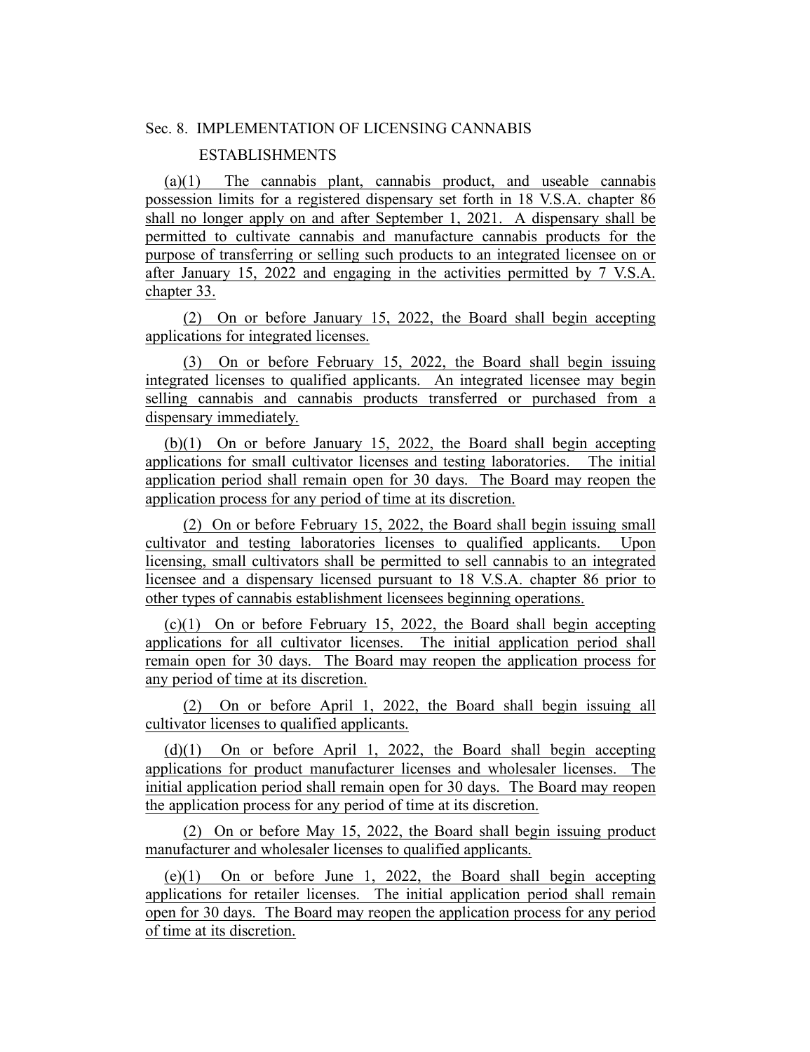Sec. 8. IMPLEMENTATION OF LICENSING CANNABIS ESTABLISHMENTS

(a)(1) The cannabis plant, cannabis product, and useable cannabis possession limits for a registered dispensary set forth in 18 V.S.A. chapter 86 shall no longer apply on and after September 1, 2021. A dispensary shall be permitted to cultivate cannabis and manufacture cannabis products for the purpose of transferring or selling such products to an integrated licensee on or after January 15, 2022 and engaging in the activities permitted by 7 V.S.A. chapter 33.

(2) On or before January 15, 2022, the Board shall begin accepting applications for integrated licenses.

(3) On or before February 15, 2022, the Board shall begin issuing integrated licenses to qualified applicants. An integrated licensee may begin selling cannabis and cannabis products transferred or purchased from a dispensary immediately.

(b)(1) On or before January 15, 2022, the Board shall begin accepting applications for small cultivator licenses and testing laboratories. The initial application period shall remain open for 30 days. The Board may reopen the application process for any period of time at its discretion.

(2) On or before February 15, 2022, the Board shall begin issuing small cultivator and testing laboratories licenses to qualified applicants. Upon licensing, small cultivators shall be permitted to sell cannabis to an integrated licensee and a dispensary licensed pursuant to 18 V.S.A. chapter 86 prior to other types of cannabis establishment licensees beginning operations.

(c)(1) On or before February 15, 2022, the Board shall begin accepting applications for all cultivator licenses. The initial application period shall remain open for 30 days. The Board may reopen the application process for any period of time at its discretion.

(2) On or before April 1, 2022, the Board shall begin issuing all cultivator licenses to qualified applicants.

(d)(1) On or before April 1, 2022, the Board shall begin accepting applications for product manufacturer licenses and wholesaler licenses. The initial application period shall remain open for 30 days. The Board may reopen the application process for any period of time at its discretion.

(2) On or before May 15, 2022, the Board shall begin issuing product manufacturer and wholesaler licenses to qualified applicants.

(e)(1) On or before June 1, 2022, the Board shall begin accepting applications for retailer licenses. The initial application period shall remain open for 30 days. The Board may reopen the application process for any period of time at its discretion.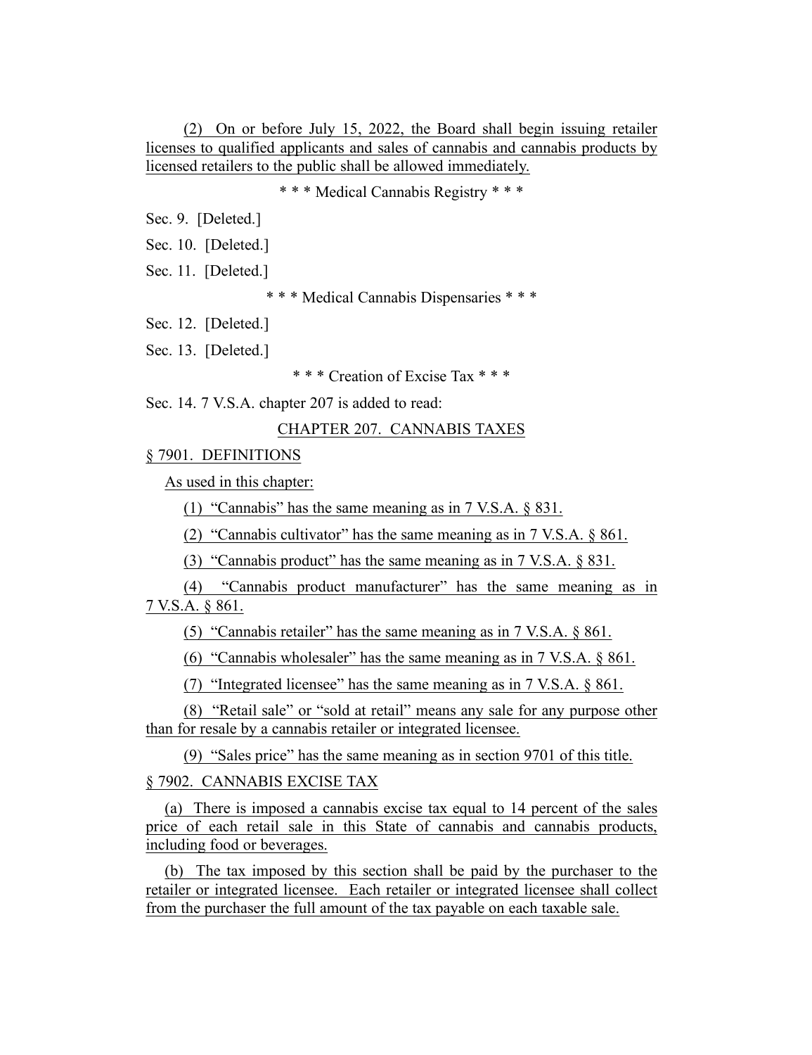(2) On or before July 15, 2022, the Board shall begin issuing retailer licenses to qualified applicants and sales of cannabis and cannabis products by licensed retailers to the public shall be allowed immediately.

\* \* \* Medical Cannabis Registry \* \* \*

Sec. 9. [Deleted.]

Sec. 10. [Deleted.]

Sec. 11. [Deleted.]

\* \* \* Medical Cannabis Dispensaries \* \* \*

Sec. 12. [Deleted.]

Sec. 13. [Deleted.]

\* \* \* Creation of Excise Tax \* \* \*

Sec. 14. 7 V.S.A. chapter 207 is added to read:

CHAPTER 207. CANNABIS TAXES

§ 7901. DEFINITIONS

As used in this chapter:

(1) "Cannabis" has the same meaning as in 7 V.S.A. § 831.

(2) "Cannabis cultivator" has the same meaning as in 7 V.S.A. § 861.

(3) "Cannabis product" has the same meaning as in 7 V.S.A. § 831.

(4) "Cannabis product manufacturer" has the same meaning as in 7 V.S.A. § 861.

(5) "Cannabis retailer" has the same meaning as in 7 V.S.A. § 861.

(6) "Cannabis wholesaler" has the same meaning as in 7 V.S.A. § 861.

(7) "Integrated licensee" has the same meaning as in 7 V.S.A. § 861.

(8) "Retail sale" or "sold at retail" means any sale for any purpose other than for resale by a cannabis retailer or integrated licensee.

(9) "Sales price" has the same meaning as in section 9701 of this title.

§ 7902. CANNABIS EXCISE TAX

(a) There is imposed a cannabis excise tax equal to 14 percent of the sales price of each retail sale in this State of cannabis and cannabis products, including food or beverages.

(b) The tax imposed by this section shall be paid by the purchaser to the retailer or integrated licensee. Each retailer or integrated licensee shall collect from the purchaser the full amount of the tax payable on each taxable sale.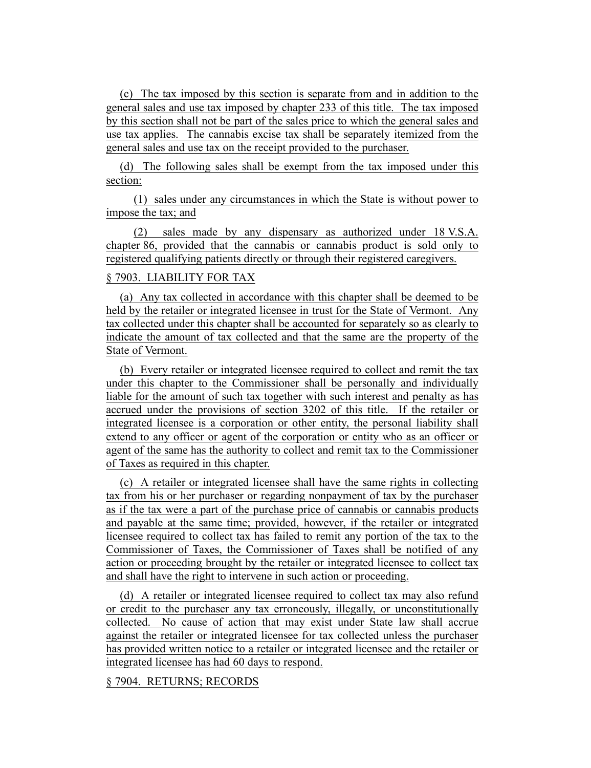(c) The tax imposed by this section is separate from and in addition to the general sales and use tax imposed by chapter 233 of this title. The tax imposed by this section shall not be part of the sales price to which the general sales and use tax applies. The cannabis excise tax shall be separately itemized from the general sales and use tax on the receipt provided to the purchaser.

(d) The following sales shall be exempt from the tax imposed under this section:

(1) sales under any circumstances in which the State is without power to impose the tax; and

(2) sales made by any dispensary as authorized under 18 V.S.A. chapter 86, provided that the cannabis or cannabis product is sold only to registered qualifying patients directly or through their registered caregivers.

§ 7903. LIABILITY FOR TAX

(a) Any tax collected in accordance with this chapter shall be deemed to be held by the retailer or integrated licensee in trust for the State of Vermont. Any tax collected under this chapter shall be accounted for separately so as clearly to indicate the amount of tax collected and that the same are the property of the State of Vermont.

(b) Every retailer or integrated licensee required to collect and remit the tax under this chapter to the Commissioner shall be personally and individually liable for the amount of such tax together with such interest and penalty as has accrued under the provisions of section 3202 of this title. If the retailer or integrated licensee is a corporation or other entity, the personal liability shall extend to any officer or agent of the corporation or entity who as an officer or agent of the same has the authority to collect and remit tax to the Commissioner of Taxes as required in this chapter.

(c) A retailer or integrated licensee shall have the same rights in collecting tax from his or her purchaser or regarding nonpayment of tax by the purchaser as if the tax were a part of the purchase price of cannabis or cannabis products and payable at the same time; provided, however, if the retailer or integrated licensee required to collect tax has failed to remit any portion of the tax to the Commissioner of Taxes, the Commissioner of Taxes shall be notified of any action or proceeding brought by the retailer or integrated licensee to collect tax and shall have the right to intervene in such action or proceeding.

(d) A retailer or integrated licensee required to collect tax may also refund or credit to the purchaser any tax erroneously, illegally, or unconstitutionally collected. No cause of action that may exist under State law shall accrue against the retailer or integrated licensee for tax collected unless the purchaser has provided written notice to a retailer or integrated licensee and the retailer or integrated licensee has had 60 days to respond.

§ 7904. RETURNS; RECORDS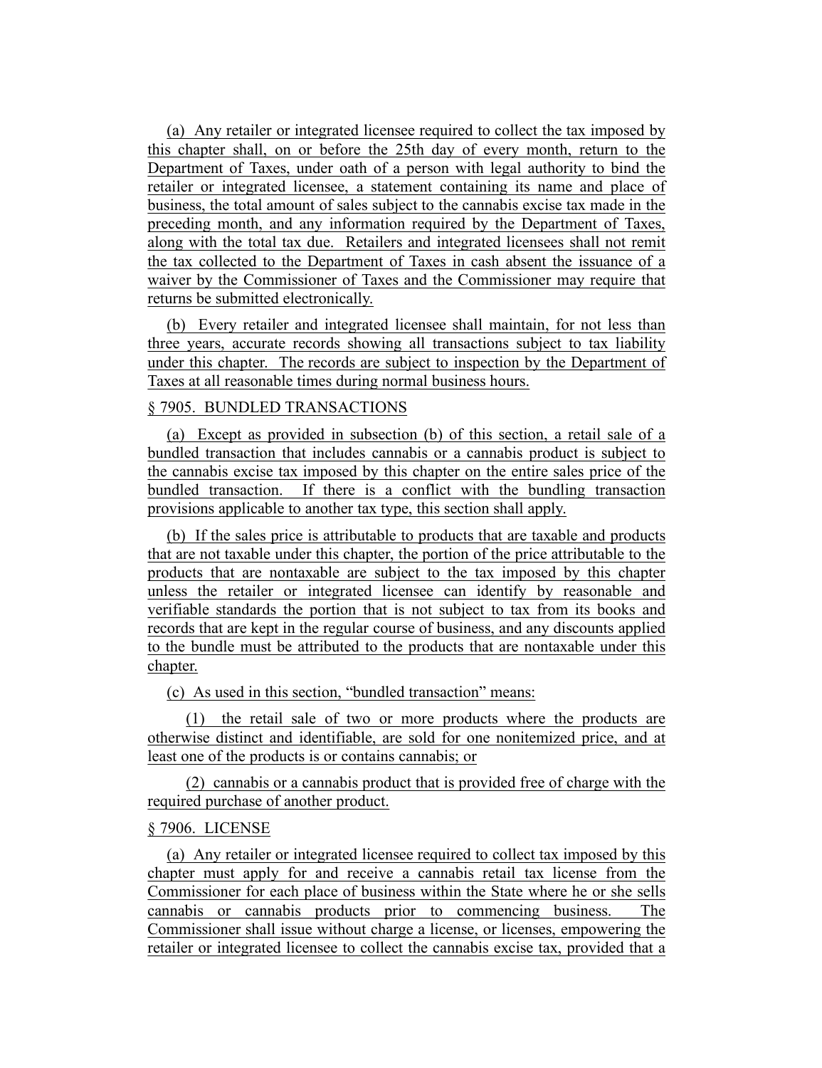(a) Any retailer or integrated licensee required to collect the tax imposed by this chapter shall, on or before the 25th day of every month, return to the Department of Taxes, under oath of a person with legal authority to bind the retailer or integrated licensee, a statement containing its name and place of business, the total amount of sales subject to the cannabis excise tax made in the preceding month, and any information required by the Department of Taxes, along with the total tax due. Retailers and integrated licensees shall not remit the tax collected to the Department of Taxes in cash absent the issuance of a waiver by the Commissioner of Taxes and the Commissioner may require that returns be submitted electronically.

(b) Every retailer and integrated licensee shall maintain, for not less than three years, accurate records showing all transactions subject to tax liability under this chapter. The records are subject to inspection by the Department of Taxes at all reasonable times during normal business hours.

§ 7905. BUNDLED TRANSACTIONS

(a) Except as provided in subsection (b) of this section, a retail sale of a bundled transaction that includes cannabis or a cannabis product is subject to the cannabis excise tax imposed by this chapter on the entire sales price of the bundled transaction. If there is a conflict with the bundling transaction provisions applicable to another tax type, this section shall apply.

(b) If the sales price is attributable to products that are taxable and products that are not taxable under this chapter, the portion of the price attributable to the products that are nontaxable are subject to the tax imposed by this chapter unless the retailer or integrated licensee can identify by reasonable and verifiable standards the portion that is not subject to tax from its books and records that are kept in the regular course of business, and any discounts applied to the bundle must be attributed to the products that are nontaxable under this chapter.

(c) As used in this section, "bundled transaction" means:

(1) the retail sale of two or more products where the products are otherwise distinct and identifiable, are sold for one nonitemized price, and at least one of the products is or contains cannabis; or

(2) cannabis or a cannabis product that is provided free of charge with the required purchase of another product.

§ 7906. LICENSE

(a) Any retailer or integrated licensee required to collect tax imposed by this chapter must apply for and receive a cannabis retail tax license from the Commissioner for each place of business within the State where he or she sells cannabis or cannabis products prior to commencing business. The Commissioner shall issue without charge a license, or licenses, empowering the retailer or integrated licensee to collect the cannabis excise tax, provided that a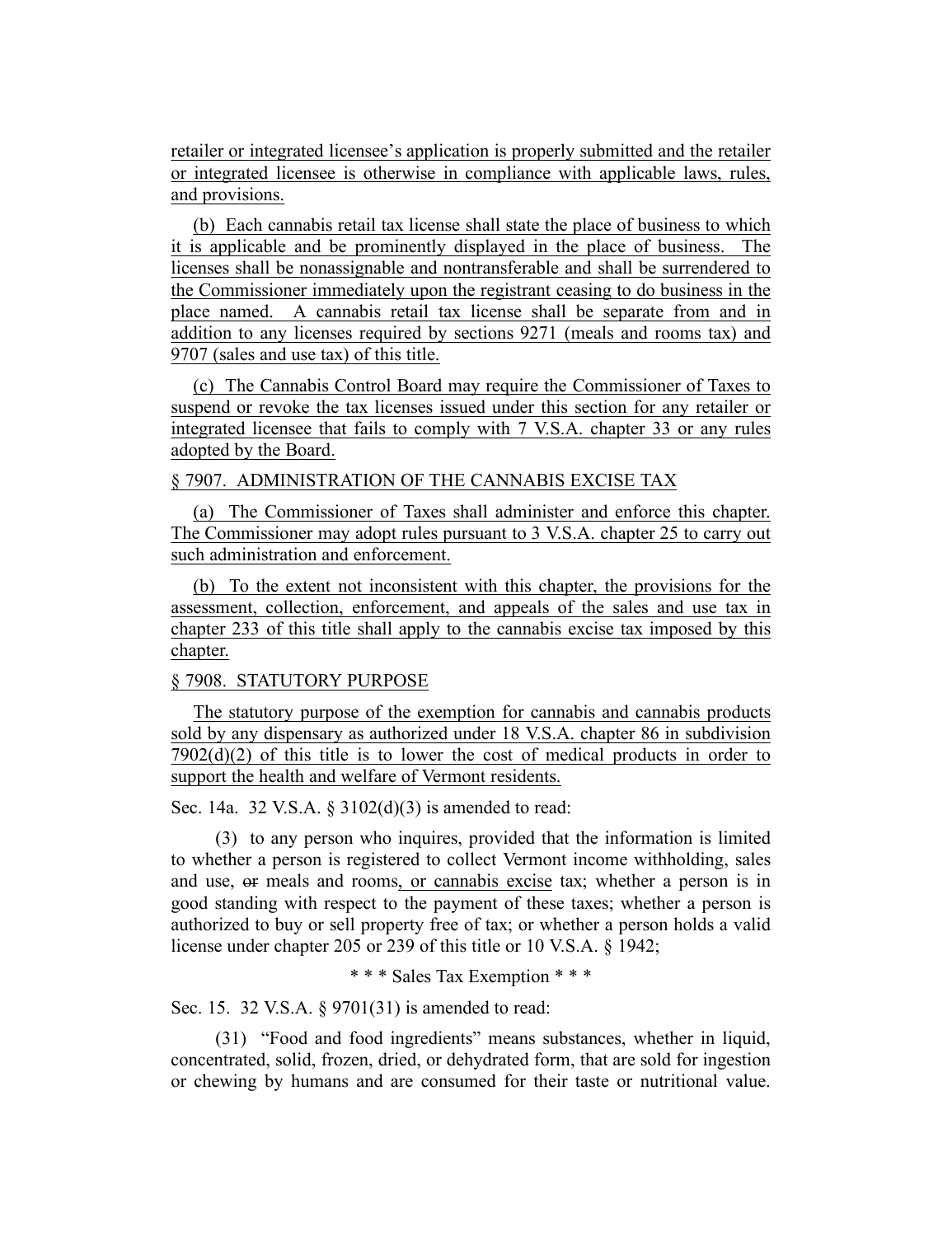retailer or integrated licensee's application is properly submitted and the retailer or integrated licensee is otherwise in compliance with applicable laws, rules, and provisions.

(b) Each cannabis retail tax license shall state the place of business to which it is applicable and be prominently displayed in the place of business. The licenses shall be nonassignable and nontransferable and shall be surrendered to the Commissioner immediately upon the registrant ceasing to do business in the place named. A cannabis retail tax license shall be separate from and in addition to any licenses required by sections 9271 (meals and rooms tax) and 9707 (sales and use tax) of this title.

(c) The Cannabis Control Board may require the Commissioner of Taxes to suspend or revoke the tax licenses issued under this section for any retailer or integrated licensee that fails to comply with 7 V.S.A. chapter 33 or any rules adopted by the Board.

§ 7907. ADMINISTRATION OF THE CANNABIS EXCISE TAX

(a) The Commissioner of Taxes shall administer and enforce this chapter. The Commissioner may adopt rules pursuant to 3 V.S.A. chapter 25 to carry out such administration and enforcement.

(b) To the extent not inconsistent with this chapter, the provisions for the assessment, collection, enforcement, and appeals of the sales and use tax in chapter 233 of this title shall apply to the cannabis excise tax imposed by this chapter.

§ 7908. STATUTORY PURPOSE

The statutory purpose of the exemption for cannabis and cannabis products sold by any dispensary as authorized under 18 V.S.A. chapter 86 in subdivision 7902(d)(2) of this title is to lower the cost of medical products in order to support the health and welfare of Vermont residents.

Sec. 14a. 32 V.S.A. § 3102(d)(3) is amended to read:

(3) to any person who inquires, provided that the information is limited to whether a person is registered to collect Vermont income withholding, sales and use, ~~or~~ meals and rooms, or cannabis excise tax; whether a person is in good standing with respect to the payment of these taxes; whether a person is authorized to buy or sell property free of tax; or whether a person holds a valid license under chapter 205 or 239 of this title or 10 V.S.A. § 1942;

\* \* \* Sales Tax Exemption \* \* \*

Sec. 15. 32 V.S.A. § 9701(31) is amended to read:

(31) "Food and food ingredients" means substances, whether in liquid, concentrated, solid, frozen, dried, or dehydrated form, that are sold for ingestion or chewing by humans and are consumed for their taste or nutritional value.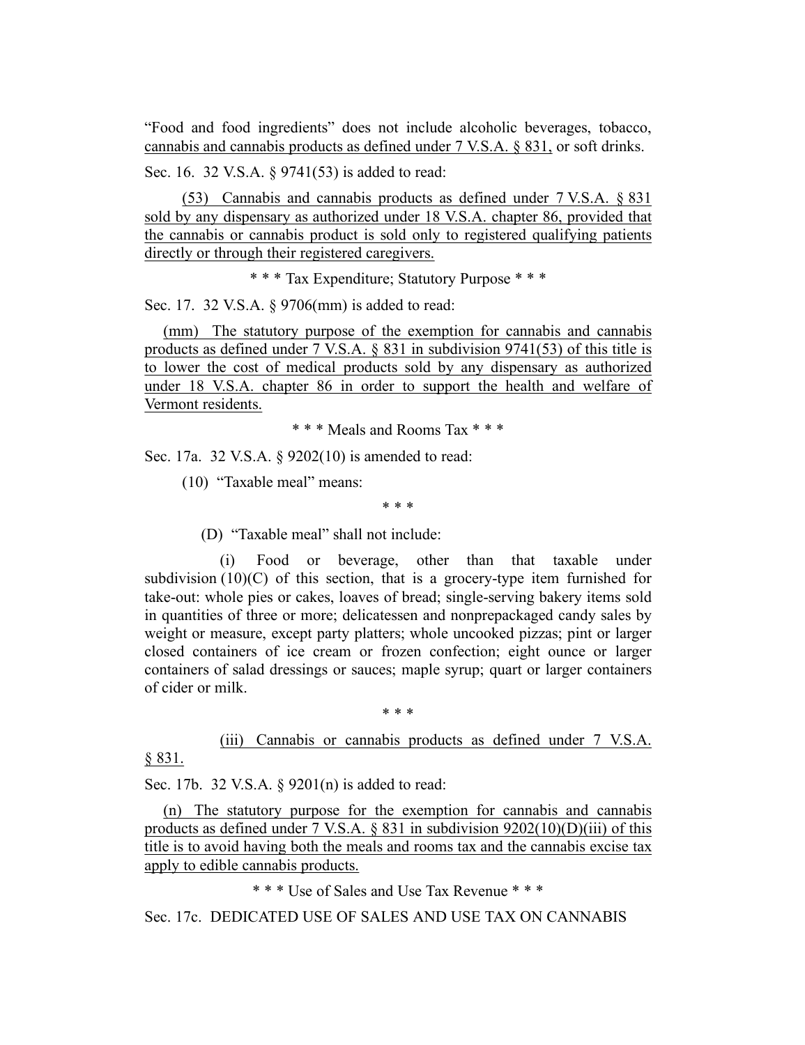"Food and food ingredients" does not include alcoholic beverages, tobacco, cannabis and cannabis products as defined under 7 V.S.A. § 831, or soft drinks.

Sec. 16. 32 V.S.A. § 9741(53) is added to read:

(53) Cannabis and cannabis products as defined under 7 V.S.A. § 831 sold by any dispensary as authorized under 18 V.S.A. chapter 86, provided that the cannabis or cannabis product is sold only to registered qualifying patients directly or through their registered caregivers.

\* \* \* Tax Expenditure; Statutory Purpose \* \* \*

Sec. 17. 32 V.S.A. § 9706(mm) is added to read:

(mm) The statutory purpose of the exemption for cannabis and cannabis products as defined under 7 V.S.A. § 831 in subdivision 9741(53) of this title is to lower the cost of medical products sold by any dispensary as authorized under 18 V.S.A. chapter 86 in order to support the health and welfare of Vermont residents.

\* \* \* Meals and Rooms Tax \* \* \*

Sec. 17a. 32 V.S.A. § 9202(10) is amended to read:

(10) "Taxable meal" means:

\* \* \*

(D) "Taxable meal" shall not include:

(i) Food or beverage, other than that taxable under subdivision (10)(C) of this section, that is a grocery-type item furnished for take-out: whole pies or cakes, loaves of bread; single-serving bakery items sold in quantities of three or more; delicatessen and nonprepackaged candy sales by weight or measure, except party platters; whole uncooked pizzas; pint or larger closed containers of ice cream or frozen confection; eight ounce or larger containers of salad dressings or sauces; maple syrup; quart or larger containers of cider or milk.

\* \* \*

(iii) Cannabis or cannabis products as defined under 7 V.S.A. § 831.

Sec. 17b. 32 V.S.A. § 9201(n) is added to read:

(n) The statutory purpose for the exemption for cannabis and cannabis products as defined under 7 V.S.A. § 831 in subdivision 9202(10)(D)(iii) of this title is to avoid having both the meals and rooms tax and the cannabis excise tax apply to edible cannabis products.

\* \* \* Use of Sales and Use Tax Revenue \* \* \*

Sec. 17c. DEDICATED USE OF SALES AND USE TAX ON CANNABIS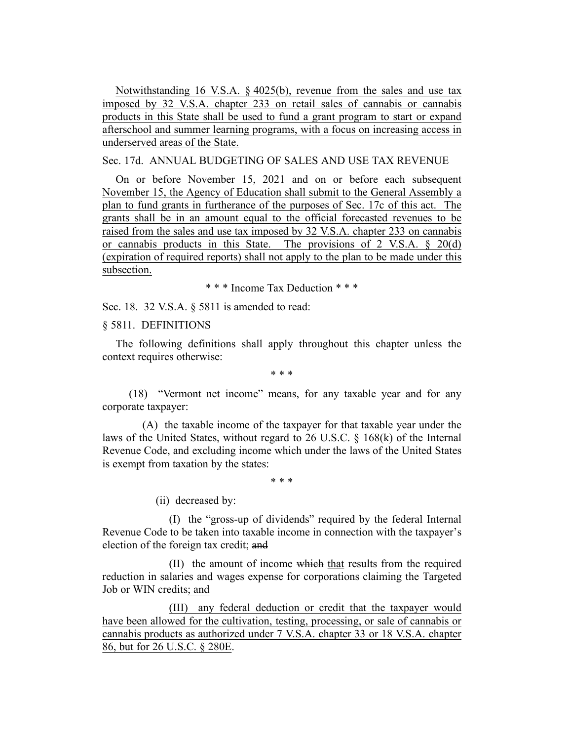Notwithstanding 16 V.S.A. § 4025(b), revenue from the sales and use tax imposed by 32 V.S.A. chapter 233 on retail sales of cannabis or cannabis products in this State shall be used to fund a grant program to start or expand afterschool and summer learning programs, with a focus on increasing access in underserved areas of the State.

Sec. 17d. ANNUAL BUDGETING OF SALES AND USE TAX REVENUE

On or before November 15, 2021 and on or before each subsequent November 15, the Agency of Education shall submit to the General Assembly a plan to fund grants in furtherance of the purposes of Sec. 17c of this act. The grants shall be in an amount equal to the official forecasted revenues to be raised from the sales and use tax imposed by 32 V.S.A. chapter 233 on cannabis or cannabis products in this State. The provisions of 2 V.S.A. § 20(d) (expiration of required reports) shall not apply to the plan to be made under this subsection.

\* \* \* Income Tax Deduction \* \* \*

Sec. 18. 32 V.S.A. § 5811 is amended to read:

§ 5811. DEFINITIONS

The following definitions shall apply throughout this chapter unless the context requires otherwise:

\* \* \*

(18) "Vermont net income" means, for any taxable year and for any corporate taxpayer:

(A) the taxable income of the taxpayer for that taxable year under the laws of the United States, without regard to 26 U.S.C. § 168(k) of the Internal Revenue Code, and excluding income which under the laws of the United States is exempt from taxation by the states:

\* \* \*

(ii) decreased by:

(I) the "gross-up of dividends" required by the federal Internal Revenue Code to be taken into taxable income in connection with the taxpayer's election of the foreign tax credit; ~~and~~

(II) the amount of income ~~which~~ that results from the required reduction in salaries and wages expense for corporations claiming the Targeted Job or WIN credits; and

(III) any federal deduction or credit that the taxpayer would have been allowed for the cultivation, testing, processing, or sale of cannabis or cannabis products as authorized under 7 V.S.A. chapter 33 or 18 V.S.A. chapter 86, but for 26 U.S.C. § 280E.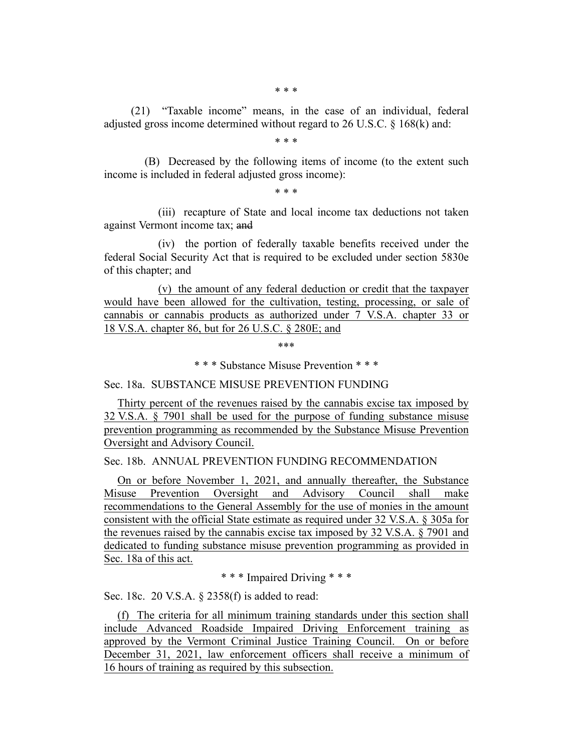\* \* \*

(21) "Taxable income" means, in the case of an individual, federal adjusted gross income determined without regard to 26 U.S.C. § 168(k) and:

\* \* \*

(B) Decreased by the following items of income (to the extent such income is included in federal adjusted gross income):

\* \* \*

(iii) recapture of State and local income tax deductions not taken against Vermont income tax; ~~and~~

(iv) the portion of federally taxable benefits received under the federal Social Security Act that is required to be excluded under section 5830e of this chapter; and

<u>(v) the amount of any federal deduction or credit that the taxpayer would have been allowed for the cultivation, testing, processing, or sale of cannabis or cannabis products as authorized under 7 V.S.A. chapter 33 or 18 V.S.A. chapter 86, but for 26 U.S.C. § 280E; and</u>

\*\*\*

\* \* \* Substance Misuse Prevention \* \* \*

Sec. 18a. SUBSTANCE MISUSE PREVENTION FUNDING

<u>Thirty percent of the revenues raised by the cannabis excise tax imposed by 32 V.S.A. § 7901 shall be used for the purpose of funding substance misuse prevention programming as recommended by the Substance Misuse Prevention Oversight and Advisory Council.</u>

Sec. 18b. ANNUAL PREVENTION FUNDING RECOMMENDATION

<u>On or before November 1, 2021, and annually thereafter, the Substance Misuse Prevention Oversight and Advisory Council shall make recommendations to the General Assembly for the use of monies in the amount consistent with the official State estimate as required under 32 V.S.A. § 305a for the revenues raised by the cannabis excise tax imposed by 32 V.S.A. § 7901 and dedicated to funding substance misuse prevention programming as provided in Sec. 18a of this act.</u>

\* \* \* Impaired Driving \* \* \*

Sec. 18c. 20 V.S.A. § 2358(f) is added to read:

<u>(f) The criteria for all minimum training standards under this section shall include Advanced Roadside Impaired Driving Enforcement training as approved by the Vermont Criminal Justice Training Council. On or before December 31, 2021, law enforcement officers shall receive a minimum of 16 hours of training as required by this subsection.</u>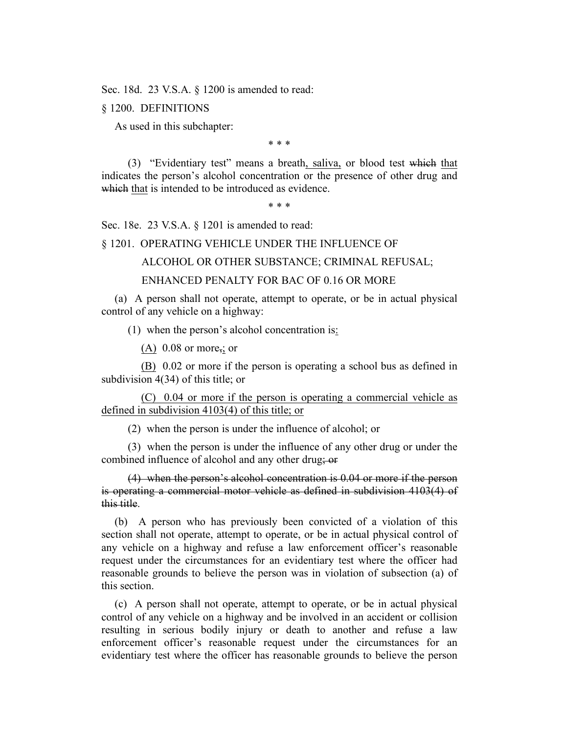Sec. 18d. 23 V.S.A. § 1200 is amended to read:

§ 1200. DEFINITIONS

As used in this subchapter:

\* \* \*

(3) "Evidentiary test" means a breath<u>, saliva,</u> or blood test ~~which~~ <u>that</u> indicates the person's alcohol concentration or the presence of other drug and ~~which~~ <u>that</u> is intended to be introduced as evidence.

\* \* \*

Sec. 18e. 23 V.S.A. § 1201 is amended to read:

§ 1201. OPERATING VEHICLE UNDER THE INFLUENCE OF ALCOHOL OR OTHER SUBSTANCE; CRIMINAL REFUSAL; ENHANCED PENALTY FOR BAC OF 0.16 OR MORE

(a) A person shall not operate, attempt to operate, or be in actual physical control of any vehicle on a highway:

(1) when the person's alcohol concentration is<u>:</u>

<u>(A)</u> 0.08 or more~~,~~<u>;</u> or

<u>(B)</u> 0.02 or more if the person is operating a school bus as defined in subdivision 4(34) of this title; or

<u>(C) 0.04 or more if the person is operating a commercial vehicle as defined in subdivision 4103(4) of this title; or</u>

(2) when the person is under the influence of alcohol; or

(3) when the person is under the influence of any other drug or under the combined influence of alcohol and any other drug~~; or~~

~~(4) when the person's alcohol concentration is 0.04 or more if the person is operating a commercial motor vehicle as defined in subdivision 4103(4) of this title~~.

(b) A person who has previously been convicted of a violation of this section shall not operate, attempt to operate, or be in actual physical control of any vehicle on a highway and refuse a law enforcement officer's reasonable request under the circumstances for an evidentiary test where the officer had reasonable grounds to believe the person was in violation of subsection (a) of this section.

(c) A person shall not operate, attempt to operate, or be in actual physical control of any vehicle on a highway and be involved in an accident or collision resulting in serious bodily injury or death to another and refuse a law enforcement officer's reasonable request under the circumstances for an evidentiary test where the officer has reasonable grounds to believe the person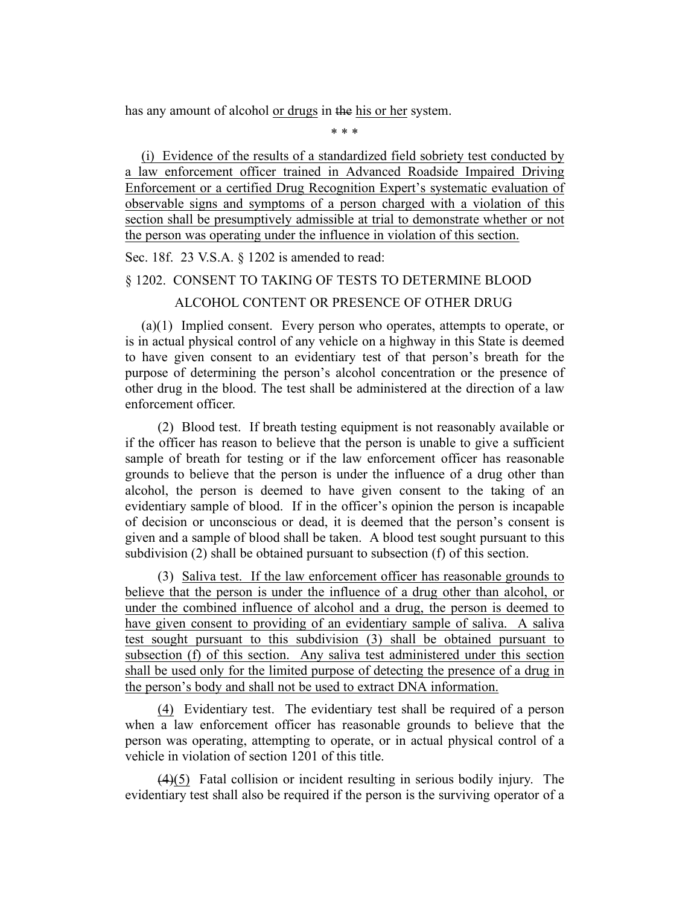has any amount of alcohol <u>or drugs</u> in ~~the~~ <u>his or her</u> system.

\* \* \*

<u>(i) Evidence of the results of a standardized field sobriety test conducted by a law enforcement officer trained in Advanced Roadside Impaired Driving Enforcement or a certified Drug Recognition Expert's systematic evaluation of observable signs and symptoms of a person charged with a violation of this section shall be presumptively admissible at trial to demonstrate whether or not the person was operating under the influence in violation of this section.</u>

Sec. 18f. 23 V.S.A. § 1202 is amended to read:

§ 1202. CONSENT TO TAKING OF TESTS TO DETERMINE BLOOD ALCOHOL CONTENT OR PRESENCE OF OTHER DRUG

(a)(1) Implied consent. Every person who operates, attempts to operate, or is in actual physical control of any vehicle on a highway in this State is deemed to have given consent to an evidentiary test of that person's breath for the purpose of determining the person's alcohol concentration or the presence of other drug in the blood. The test shall be administered at the direction of a law enforcement officer.

(2) Blood test. If breath testing equipment is not reasonably available or if the officer has reason to believe that the person is unable to give a sufficient sample of breath for testing or if the law enforcement officer has reasonable grounds to believe that the person is under the influence of a drug other than alcohol, the person is deemed to have given consent to the taking of an evidentiary sample of blood. If in the officer's opinion the person is incapable of decision or unconscious or dead, it is deemed that the person's consent is given and a sample of blood shall be taken. A blood test sought pursuant to this subdivision (2) shall be obtained pursuant to subsection (f) of this section.

(3) <u>Saliva test. If the law enforcement officer has reasonable grounds to believe that the person is under the influence of a drug other than alcohol, or under the combined influence of alcohol and a drug, the person is deemed to have given consent to providing of an evidentiary sample of saliva. A saliva test sought pursuant to this subdivision (3) shall be obtained pursuant to subsection (f) of this section. Any saliva test administered under this section shall be used only for the limited purpose of detecting the presence of a drug in the person's body and shall not be used to extract DNA information.</u>

<u>(4)</u> Evidentiary test. The evidentiary test shall be required of a person when a law enforcement officer has reasonable grounds to believe that the person was operating, attempting to operate, or in actual physical control of a vehicle in violation of section 1201 of this title.

~~(4)~~<u>(5)</u> Fatal collision or incident resulting in serious bodily injury. The evidentiary test shall also be required if the person is the surviving operator of a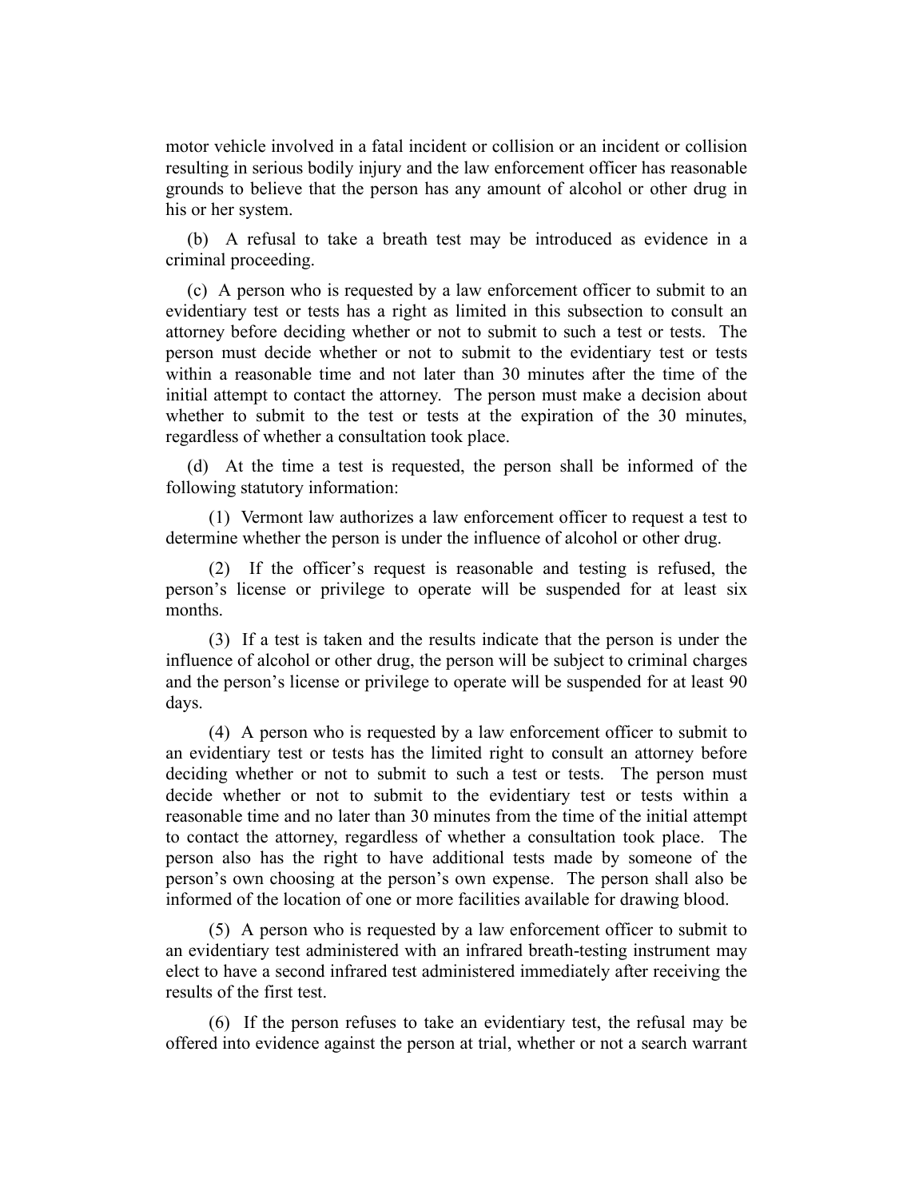motor vehicle involved in a fatal incident or collision or an incident or collision resulting in serious bodily injury and the law enforcement officer has reasonable grounds to believe that the person has any amount of alcohol or other drug in his or her system.

(b) A refusal to take a breath test may be introduced as evidence in a criminal proceeding.

(c) A person who is requested by a law enforcement officer to submit to an evidentiary test or tests has a right as limited in this subsection to consult an attorney before deciding whether or not to submit to such a test or tests. The person must decide whether or not to submit to the evidentiary test or tests within a reasonable time and not later than 30 minutes after the time of the initial attempt to contact the attorney. The person must make a decision about whether to submit to the test or tests at the expiration of the 30 minutes, regardless of whether a consultation took place.

(d) At the time a test is requested, the person shall be informed of the following statutory information:

(1) Vermont law authorizes a law enforcement officer to request a test to determine whether the person is under the influence of alcohol or other drug.

(2) If the officer's request is reasonable and testing is refused, the person's license or privilege to operate will be suspended for at least six months.

(3) If a test is taken and the results indicate that the person is under the influence of alcohol or other drug, the person will be subject to criminal charges and the person's license or privilege to operate will be suspended for at least 90 days.

(4) A person who is requested by a law enforcement officer to submit to an evidentiary test or tests has the limited right to consult an attorney before deciding whether or not to submit to such a test or tests. The person must decide whether or not to submit to the evidentiary test or tests within a reasonable time and no later than 30 minutes from the time of the initial attempt to contact the attorney, regardless of whether a consultation took place. The person also has the right to have additional tests made by someone of the person's own choosing at the person's own expense. The person shall also be informed of the location of one or more facilities available for drawing blood.

(5) A person who is requested by a law enforcement officer to submit to an evidentiary test administered with an infrared breath-testing instrument may elect to have a second infrared test administered immediately after receiving the results of the first test.

(6) If the person refuses to take an evidentiary test, the refusal may be offered into evidence against the person at trial, whether or not a search warrant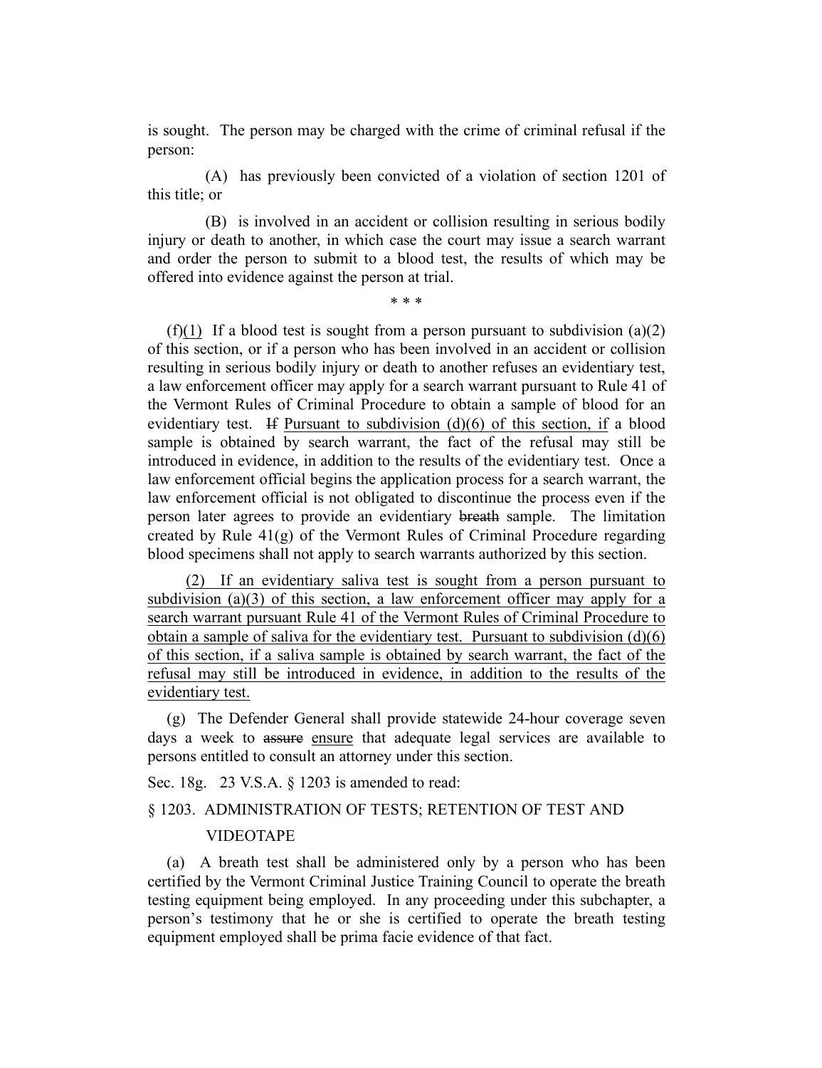is sought. The person may be charged with the crime of criminal refusal if the person:

(A) has previously been convicted of a violation of section 1201 of this title; or

(B) is involved in an accident or collision resulting in serious bodily injury or death to another, in which case the court may issue a search warrant and order the person to submit to a blood test, the results of which may be offered into evidence against the person at trial.

\* \* \*

(f)<u>(1)</u> If a blood test is sought from a person pursuant to subdivision (a)(2) of this section, or if a person who has been involved in an accident or collision resulting in serious bodily injury or death to another refuses an evidentiary test, a law enforcement officer may apply for a search warrant pursuant to Rule 41 of the Vermont Rules of Criminal Procedure to obtain a sample of blood for an evidentiary test. ~~If~~ <u>Pursuant to subdivision (d)(6) of this section, if</u> a blood sample is obtained by search warrant, the fact of the refusal may still be introduced in evidence, in addition to the results of the evidentiary test. Once a law enforcement official begins the application process for a search warrant, the law enforcement official is not obligated to discontinue the process even if the person later agrees to provide an evidentiary ~~breath~~ sample. The limitation created by Rule 41(g) of the Vermont Rules of Criminal Procedure regarding blood specimens shall not apply to search warrants authorized by this section.

<u>(2) If an evidentiary saliva test is sought from a person pursuant to subdivision (a)(3) of this section, a law enforcement officer may apply for a search warrant pursuant Rule 41 of the Vermont Rules of Criminal Procedure to obtain a sample of saliva for the evidentiary test. Pursuant to subdivision (d)(6) of this section, if a saliva sample is obtained by search warrant, the fact of the refusal may still be introduced in evidence, in addition to the results of the evidentiary test.</u>

(g) The Defender General shall provide statewide 24-hour coverage seven days a week to ~~assure~~ <u>ensure</u> that adequate legal services are available to persons entitled to consult an attorney under this section.

Sec. 18g. 23 V.S.A. § 1203 is amended to read:

§ 1203. ADMINISTRATION OF TESTS; RETENTION OF TEST AND VIDEOTAPE

(a) A breath test shall be administered only by a person who has been certified by the Vermont Criminal Justice Training Council to operate the breath testing equipment being employed. In any proceeding under this subchapter, a person's testimony that he or she is certified to operate the breath testing equipment employed shall be prima facie evidence of that fact.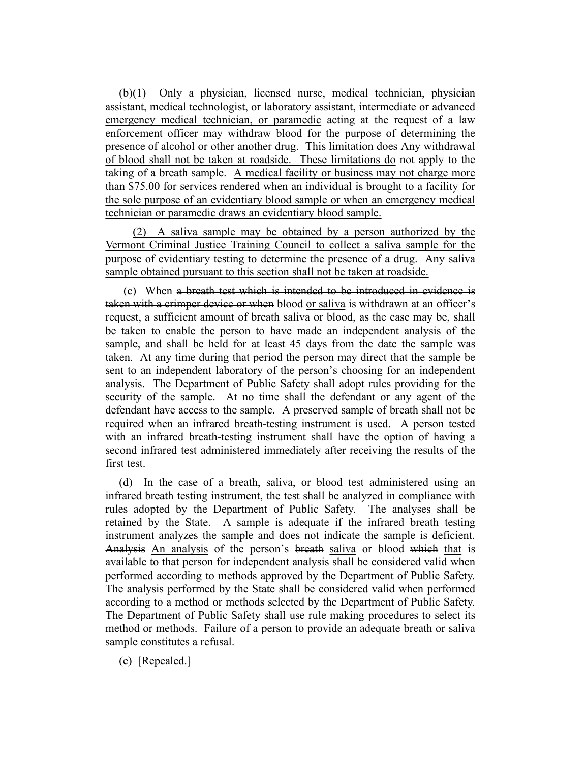(b)<u>(1)</u> Only a physician, licensed nurse, medical technician, physician assistant, medical technologist, ~~or~~ laboratory assistant<u>, intermediate or advanced emergency medical technician, or paramedic</u> acting at the request of a law enforcement officer may withdraw blood for the purpose of determining the presence of alcohol or ~~other~~ <u>another</u> drug. ~~This limitation does~~ <u>Any withdrawal of blood shall not be taken at roadside. These limitations do</u> not apply to the taking of a breath sample. <u>A medical facility or business may not charge more than $75.00 for services rendered when an individual is brought to a facility for the sole purpose of an evidentiary blood sample or when an emergency medical technician or paramedic draws an evidentiary blood sample.</u>

<u>(2) A saliva sample may be obtained by a person authorized by the Vermont Criminal Justice Training Council to collect a saliva sample for the purpose of evidentiary testing to determine the presence of a drug. Any saliva sample obtained pursuant to this section shall not be taken at roadside.</u>

(c) When ~~a breath test which is intended to be introduced in evidence is taken with a crimper device or when~~ blood <u>or saliva</u> is withdrawn at an officer's request, a sufficient amount of ~~breath~~ <u>saliva</u> or blood, as the case may be, shall be taken to enable the person to have made an independent analysis of the sample, and shall be held for at least 45 days from the date the sample was taken. At any time during that period the person may direct that the sample be sent to an independent laboratory of the person's choosing for an independent analysis. The Department of Public Safety shall adopt rules providing for the security of the sample. At no time shall the defendant or any agent of the defendant have access to the sample. A preserved sample of breath shall not be required when an infrared breath-testing instrument is used. A person tested with an infrared breath-testing instrument shall have the option of having a second infrared test administered immediately after receiving the results of the first test.

(d) In the case of a breath<u>, saliva, or blood</u> test ~~administered using an infrared breath testing instrument~~, the test shall be analyzed in compliance with rules adopted by the Department of Public Safety. The analyses shall be retained by the State. A sample is adequate if the infrared breath testing instrument analyzes the sample and does not indicate the sample is deficient. ~~Analysis~~ <u>An analysis</u> of the person's ~~breath~~ <u>saliva</u> or blood ~~which~~ <u>that</u> is available to that person for independent analysis shall be considered valid when performed according to methods approved by the Department of Public Safety. The analysis performed by the State shall be considered valid when performed according to a method or methods selected by the Department of Public Safety. The Department of Public Safety shall use rule making procedures to select its method or methods. Failure of a person to provide an adequate breath <u>or saliva</u> sample constitutes a refusal.

(e) [Repealed.]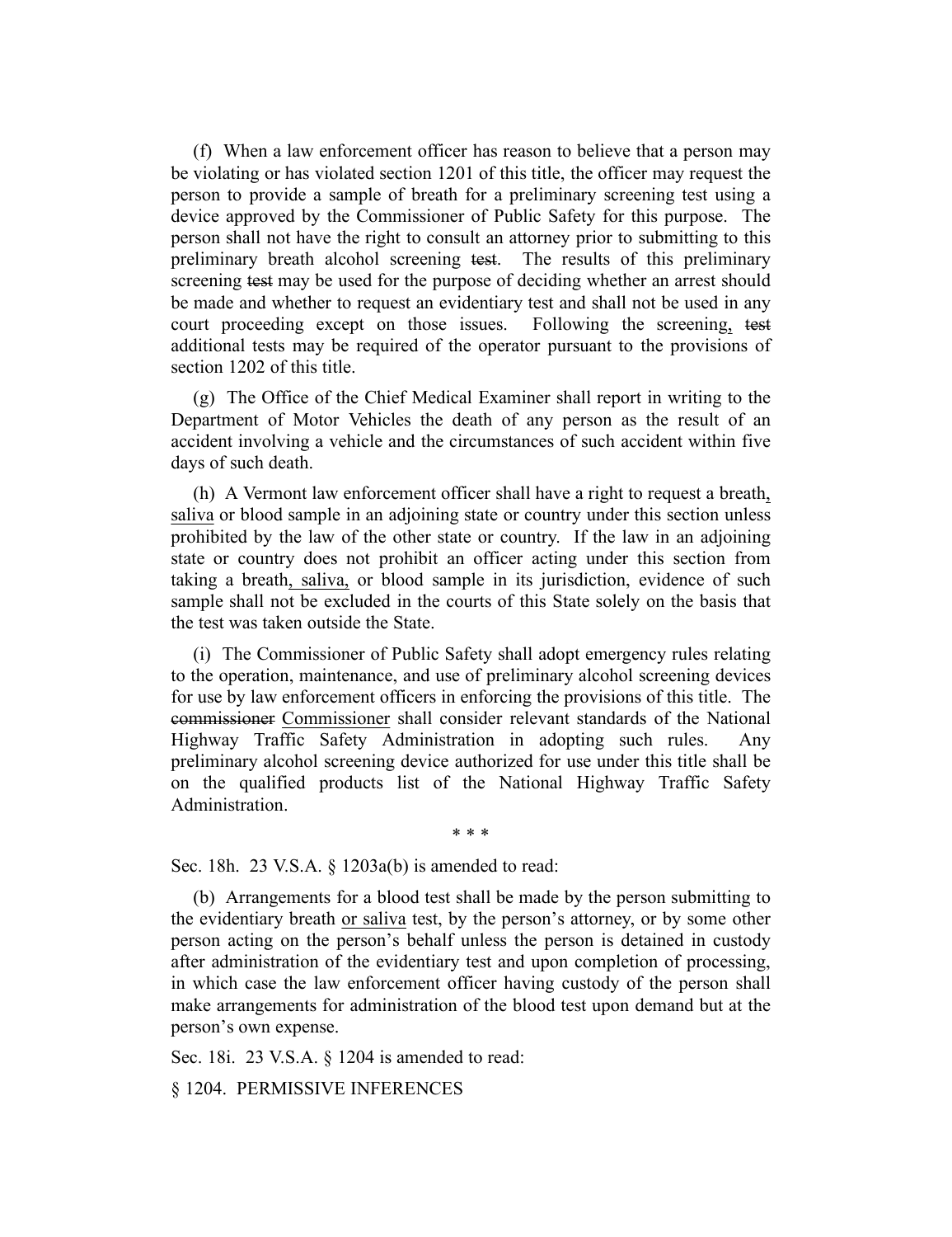(f) When a law enforcement officer has reason to believe that a person may be violating or has violated section 1201 of this title, the officer may request the person to provide a sample of breath for a preliminary screening test using a device approved by the Commissioner of Public Safety for this purpose. The person shall not have the right to consult an attorney prior to submitting to this preliminary breath alcohol screening ~~test~~. The results of this preliminary screening ~~test~~ may be used for the purpose of deciding whether an arrest should be made and whether to request an evidentiary test and shall not be used in any court proceeding except on those issues. Following the screening, ~~test~~ additional tests may be required of the operator pursuant to the provisions of section 1202 of this title.

(g) The Office of the Chief Medical Examiner shall report in writing to the Department of Motor Vehicles the death of any person as the result of an accident involving a vehicle and the circumstances of such accident within five days of such death.

(h) A Vermont law enforcement officer shall have a right to request a breath, saliva or blood sample in an adjoining state or country under this section unless prohibited by the law of the other state or country. If the law in an adjoining state or country does not prohibit an officer acting under this section from taking a breath, saliva, or blood sample in its jurisdiction, evidence of such sample shall not be excluded in the courts of this State solely on the basis that the test was taken outside the State.

(i) The Commissioner of Public Safety shall adopt emergency rules relating to the operation, maintenance, and use of preliminary alcohol screening devices for use by law enforcement officers in enforcing the provisions of this title. The ~~commissioner~~ Commissioner shall consider relevant standards of the National Highway Traffic Safety Administration in adopting such rules. Any preliminary alcohol screening device authorized for use under this title shall be on the qualified products list of the National Highway Traffic Safety Administration.

\* \* \*

Sec. 18h. 23 V.S.A. § 1203a(b) is amended to read:

(b) Arrangements for a blood test shall be made by the person submitting to the evidentiary breath or saliva test, by the person's attorney, or by some other person acting on the person's behalf unless the person is detained in custody after administration of the evidentiary test and upon completion of processing, in which case the law enforcement officer having custody of the person shall make arrangements for administration of the blood test upon demand but at the person's own expense.

Sec. 18i. 23 V.S.A. § 1204 is amended to read:

§ 1204. PERMISSIVE INFERENCES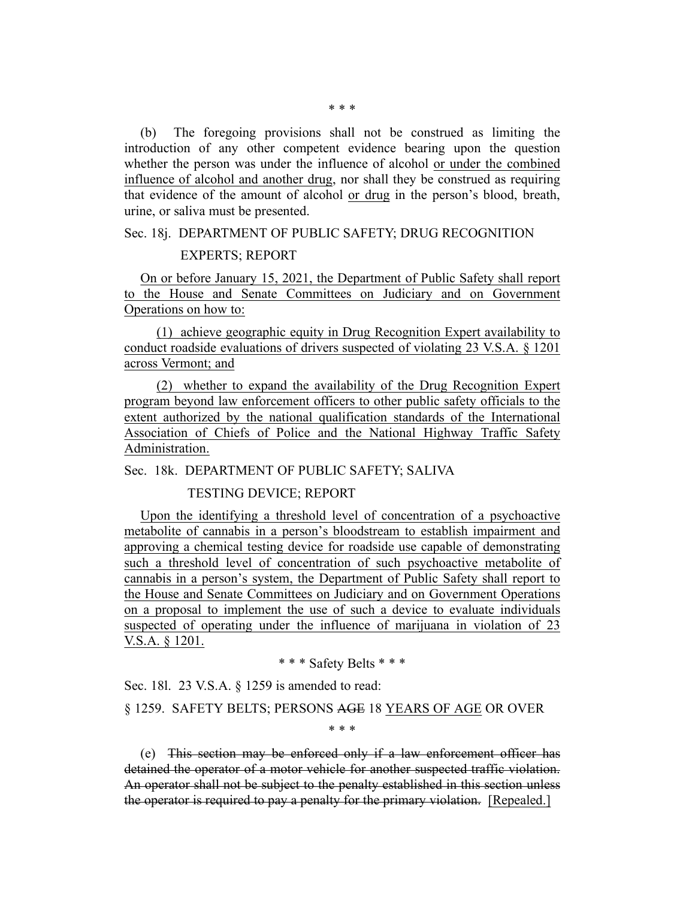\* \* \*

(b) The foregoing provisions shall not be construed as limiting the introduction of any other competent evidence bearing upon the question whether the person was under the influence of alcohol <u>or under the combined influence of alcohol and another drug</u>, nor shall they be construed as requiring that evidence of the amount of alcohol <u>or drug</u> in the person's blood, breath, urine, or saliva must be presented.

Sec. 18j. DEPARTMENT OF PUBLIC SAFETY; DRUG RECOGNITION EXPERTS; REPORT

<u>On or before January 15, 2021, the Department of Public Safety shall report to the House and Senate Committees on Judiciary and on Government Operations on how to:</u>

<u>(1) achieve geographic equity in Drug Recognition Expert availability to conduct roadside evaluations of drivers suspected of violating 23 V.S.A. § 1201 across Vermont; and</u>

<u>(2) whether to expand the availability of the Drug Recognition Expert program beyond law enforcement officers to other public safety officials to the extent authorized by the national qualification standards of the International Association of Chiefs of Police and the National Highway Traffic Safety Administration.</u>

Sec. 18k. DEPARTMENT OF PUBLIC SAFETY; SALIVA TESTING DEVICE; REPORT

<u>Upon the identifying a threshold level of concentration of a psychoactive metabolite of cannabis in a person's bloodstream to establish impairment and approving a chemical testing device for roadside use capable of demonstrating such a threshold level of concentration of such psychoactive metabolite of cannabis in a person's system, the Department of Public Safety shall report to the House and Senate Committees on Judiciary and on Government Operations on a proposal to implement the use of such a device to evaluate individuals suspected of operating under the influence of marijuana in violation of 23 V.S.A. § 1201.</u>

\* \* \* Safety Belts \* \* \*

Sec. 18l. 23 V.S.A. § 1259 is amended to read:

§ 1259. SAFETY BELTS; PERSONS ~~AGE~~ 18 <u>YEARS OF AGE</u> OR OVER

\* \* \*

(e) ~~This section may be enforced only if a law enforcement officer has detained the operator of a motor vehicle for another suspected traffic violation. An operator shall not be subject to the penalty established in this section unless the operator is required to pay a penalty for the primary violation.~~ [Repealed.]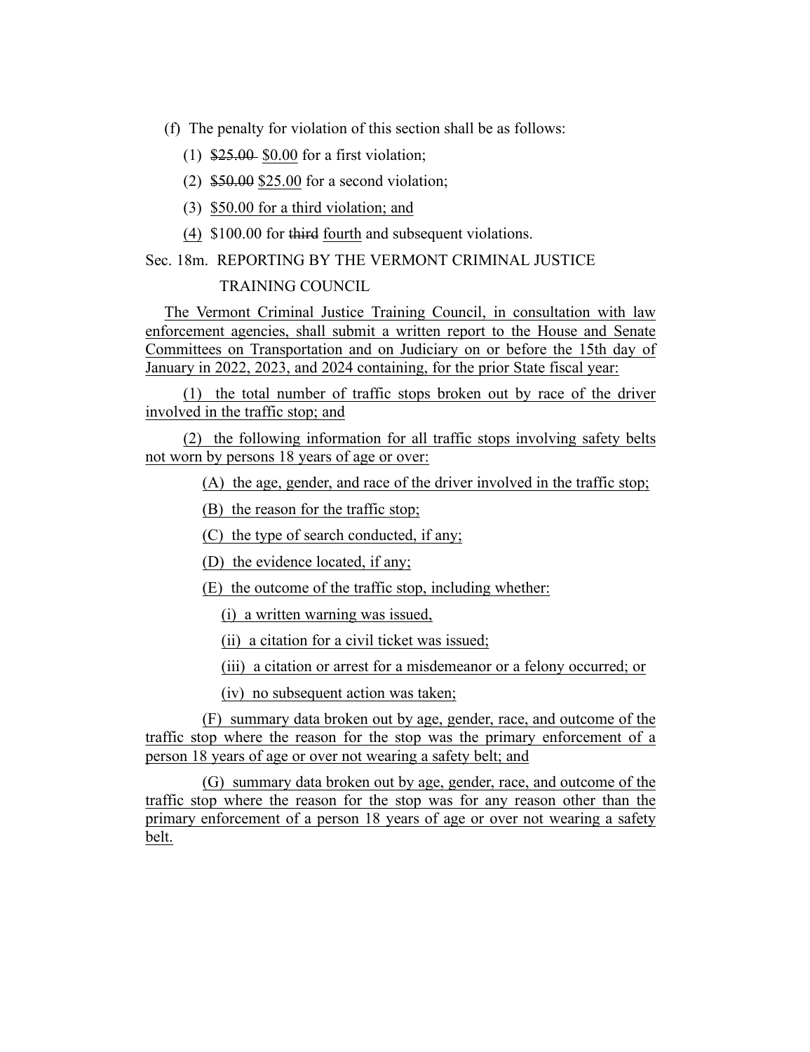(f) The penalty for violation of this section shall be as follows:

(1) ~~$25.00~~ $0.00 for a first violation;

(2) ~~$50.00~~ $25.00 for a second violation;

(3) $50.00 for a third violation; and

(4) $100.00 for ~~third~~ fourth and subsequent violations.

Sec. 18m. REPORTING BY THE VERMONT CRIMINAL JUSTICE TRAINING COUNCIL

The Vermont Criminal Justice Training Council, in consultation with law enforcement agencies, shall submit a written report to the House and Senate Committees on Transportation and on Judiciary on or before the 15th day of January in 2022, 2023, and 2024 containing, for the prior State fiscal year:

(1) the total number of traffic stops broken out by race of the driver involved in the traffic stop; and

(2) the following information for all traffic stops involving safety belts not worn by persons 18 years of age or over:

(A) the age, gender, and race of the driver involved in the traffic stop;

(B) the reason for the traffic stop;

(C) the type of search conducted, if any;

(D) the evidence located, if any;

(E) the outcome of the traffic stop, including whether:

(i) a written warning was issued,

(ii) a citation for a civil ticket was issued;

(iii) a citation or arrest for a misdemeanor or a felony occurred; or

(iv) no subsequent action was taken;

(F) summary data broken out by age, gender, race, and outcome of the traffic stop where the reason for the stop was the primary enforcement of a person 18 years of age or over not wearing a safety belt; and

(G) summary data broken out by age, gender, race, and outcome of the traffic stop where the reason for the stop was for any reason other than the primary enforcement of a person 18 years of age or over not wearing a safety belt.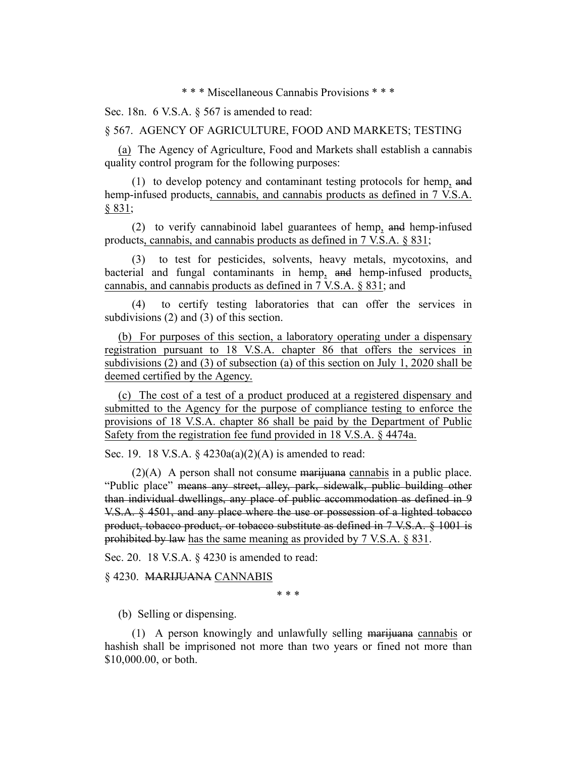\* \* \* Miscellaneous Cannabis Provisions \* \* \*

Sec. 18n. 6 V.S.A. § 567 is amended to read:

§ 567. AGENCY OF AGRICULTURE, FOOD AND MARKETS; TESTING

<u>(a)</u> The Agency of Agriculture, Food and Markets shall establish a cannabis quality control program for the following purposes:

(1) to develop potency and contaminant testing protocols for hemp<u>,</u> ~~and~~ hemp-infused products<u>, cannabis, and cannabis products as defined in 7 V.S.A. § 831</u>;

(2) to verify cannabinoid label guarantees of hemp<u>,</u> ~~and~~ hemp-infused products<u>, cannabis, and cannabis products as defined in 7 V.S.A. § 831</u>;

(3) to test for pesticides, solvents, heavy metals, mycotoxins, and bacterial and fungal contaminants in hemp<u>,</u> ~~and~~ hemp-infused products<u>, cannabis, and cannabis products as defined in 7 V.S.A. § 831</u>; and

(4) to certify testing laboratories that can offer the services in subdivisions (2) and (3) of this section.

<u>(b) For purposes of this section, a laboratory operating under a dispensary registration pursuant to 18 V.S.A. chapter 86 that offers the services in subdivisions (2) and (3) of subsection (a) of this section on July 1, 2020 shall be deemed certified by the Agency.</u>

<u>(c) The cost of a test of a product produced at a registered dispensary and submitted to the Agency for the purpose of compliance testing to enforce the provisions of 18 V.S.A. chapter 86 shall be paid by the Department of Public Safety from the registration fee fund provided in 18 V.S.A. § 4474a.</u>

Sec. 19. 18 V.S.A. § 4230a(a)(2)(A) is amended to read:

(2)(A) A person shall not consume ~~marijuana~~ <u>cannabis</u> in a public place. "Public place" ~~means any street, alley, park, sidewalk, public building other than individual dwellings, any place of public accommodation as defined in 9 V.S.A. § 4501, and any place where the use or possession of a lighted tobacco product, tobacco product, or tobacco substitute as defined in 7 V.S.A. § 1001 is prohibited by law~~ <u>has the same meaning as provided by 7 V.S.A. § 831</u>.

Sec. 20. 18 V.S.A. § 4230 is amended to read:

§ 4230. ~~MARIJUANA~~ <u>CANNABIS</u>

\* \* \*

(b) Selling or dispensing.

(1) A person knowingly and unlawfully selling ~~marijuana~~ <u>cannabis</u> or hashish shall be imprisoned not more than two years or fined not more than $10,000.00, or both.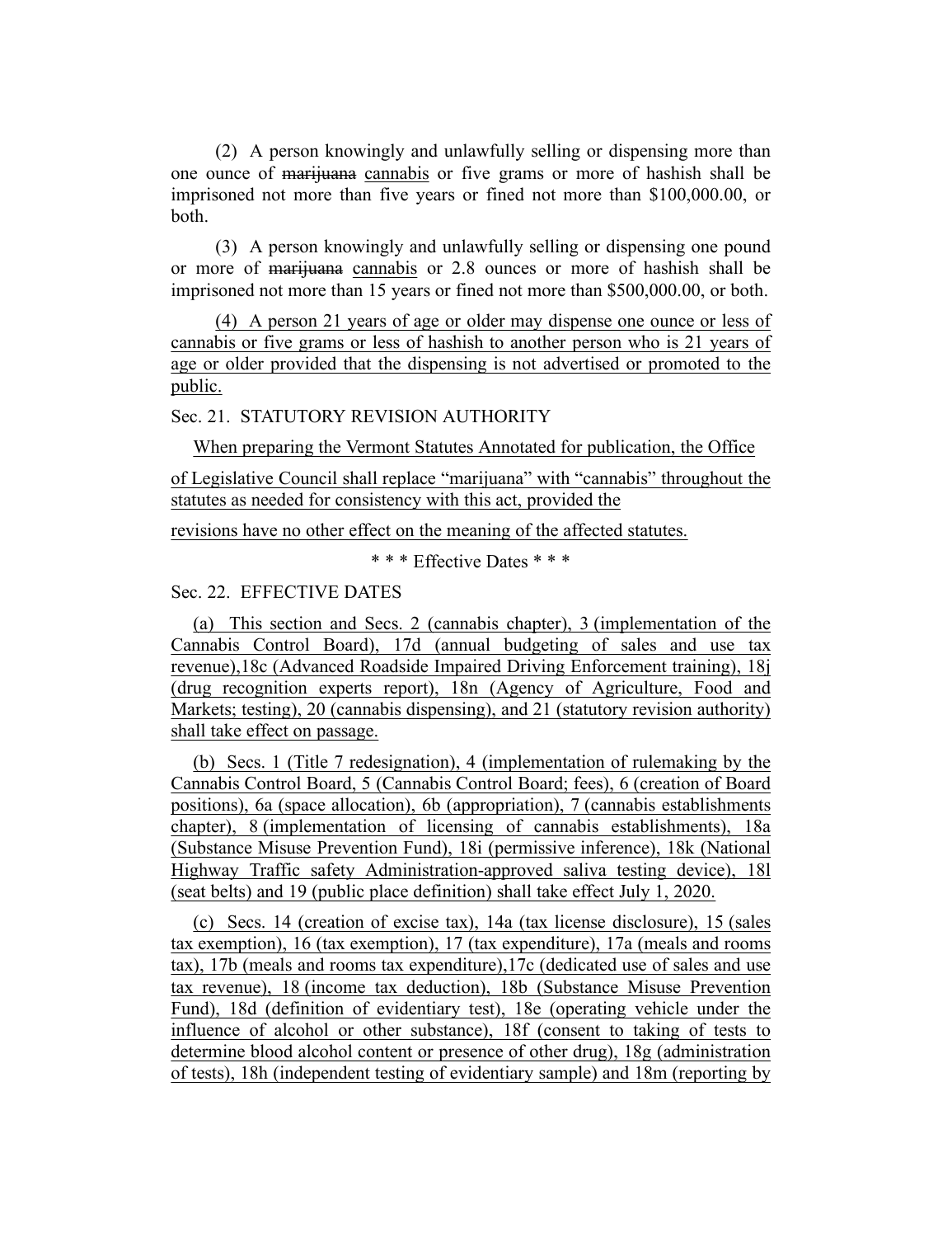(2) A person knowingly and unlawfully selling or dispensing more than one ounce of ~~marijuana~~ cannabis or five grams or more of hashish shall be imprisoned not more than five years or fined not more than $100,000.00, or both.

(3) A person knowingly and unlawfully selling or dispensing one pound or more of ~~marijuana~~ cannabis or 2.8 ounces or more of hashish shall be imprisoned not more than 15 years or fined not more than $500,000.00, or both.

(4) A person 21 years of age or older may dispense one ounce or less of cannabis or five grams or less of hashish to another person who is 21 years of age or older provided that the dispensing is not advertised or promoted to the public.

Sec. 21. STATUTORY REVISION AUTHORITY

When preparing the Vermont Statutes Annotated for publication, the Office of Legislative Council shall replace "marijuana" with "cannabis" throughout the statutes as needed for consistency with this act, provided the revisions have no other effect on the meaning of the affected statutes.

\* \* \* Effective Dates \* \* \*

Sec. 22. EFFECTIVE DATES

(a) This section and Secs. 2 (cannabis chapter), 3 (implementation of the Cannabis Control Board), 17d (annual budgeting of sales and use tax revenue),18c (Advanced Roadside Impaired Driving Enforcement training), 18j (drug recognition experts report), 18n (Agency of Agriculture, Food and Markets; testing), 20 (cannabis dispensing), and 21 (statutory revision authority) shall take effect on passage.

(b) Secs. 1 (Title 7 redesignation), 4 (implementation of rulemaking by the Cannabis Control Board, 5 (Cannabis Control Board; fees), 6 (creation of Board positions), 6a (space allocation), 6b (appropriation), 7 (cannabis establishments chapter), 8 (implementation of licensing of cannabis establishments), 18a (Substance Misuse Prevention Fund), 18i (permissive inference), 18k (National Highway Traffic safety Administration-approved saliva testing device), 18l (seat belts) and 19 (public place definition) shall take effect July 1, 2020.

(c) Secs. 14 (creation of excise tax), 14a (tax license disclosure), 15 (sales tax exemption), 16 (tax exemption), 17 (tax expenditure), 17a (meals and rooms tax), 17b (meals and rooms tax expenditure),17c (dedicated use of sales and use tax revenue), 18 (income tax deduction), 18b (Substance Misuse Prevention Fund), 18d (definition of evidentiary test), 18e (operating vehicle under the influence of alcohol or other substance), 18f (consent to taking of tests to determine blood alcohol content or presence of other drug), 18g (administration of tests), 18h (independent testing of evidentiary sample) and 18m (reporting by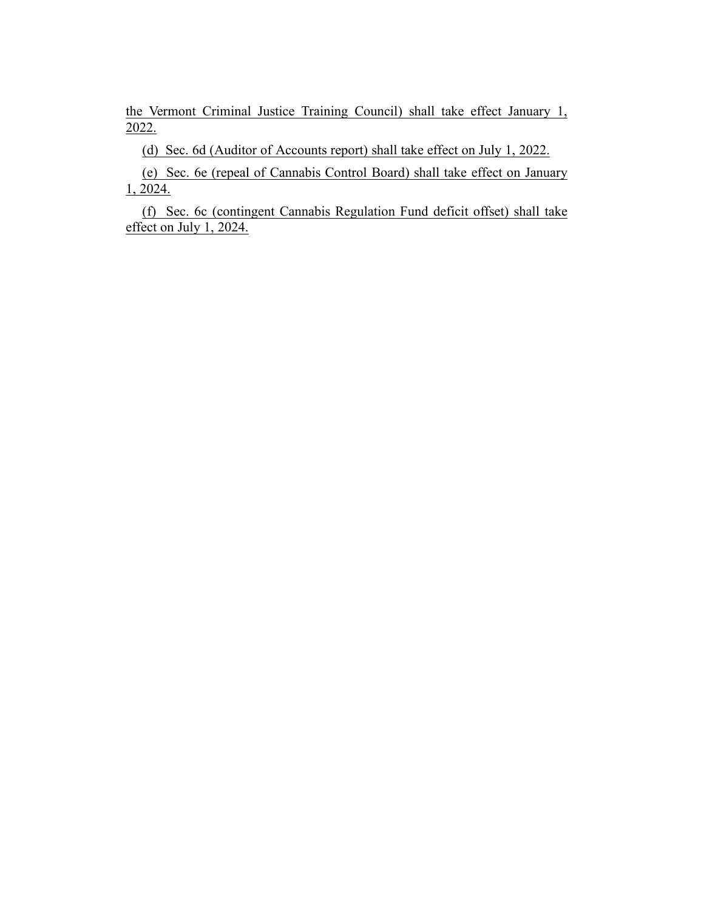the Vermont Criminal Justice Training Council) shall take effect January 1, 2022.

(d) Sec. 6d (Auditor of Accounts report) shall take effect on July 1, 2022.

(e) Sec. 6e (repeal of Cannabis Control Board) shall take effect on January 1, 2024.

(f) Sec. 6c (contingent Cannabis Regulation Fund deficit offset) shall take effect on July 1, 2024.